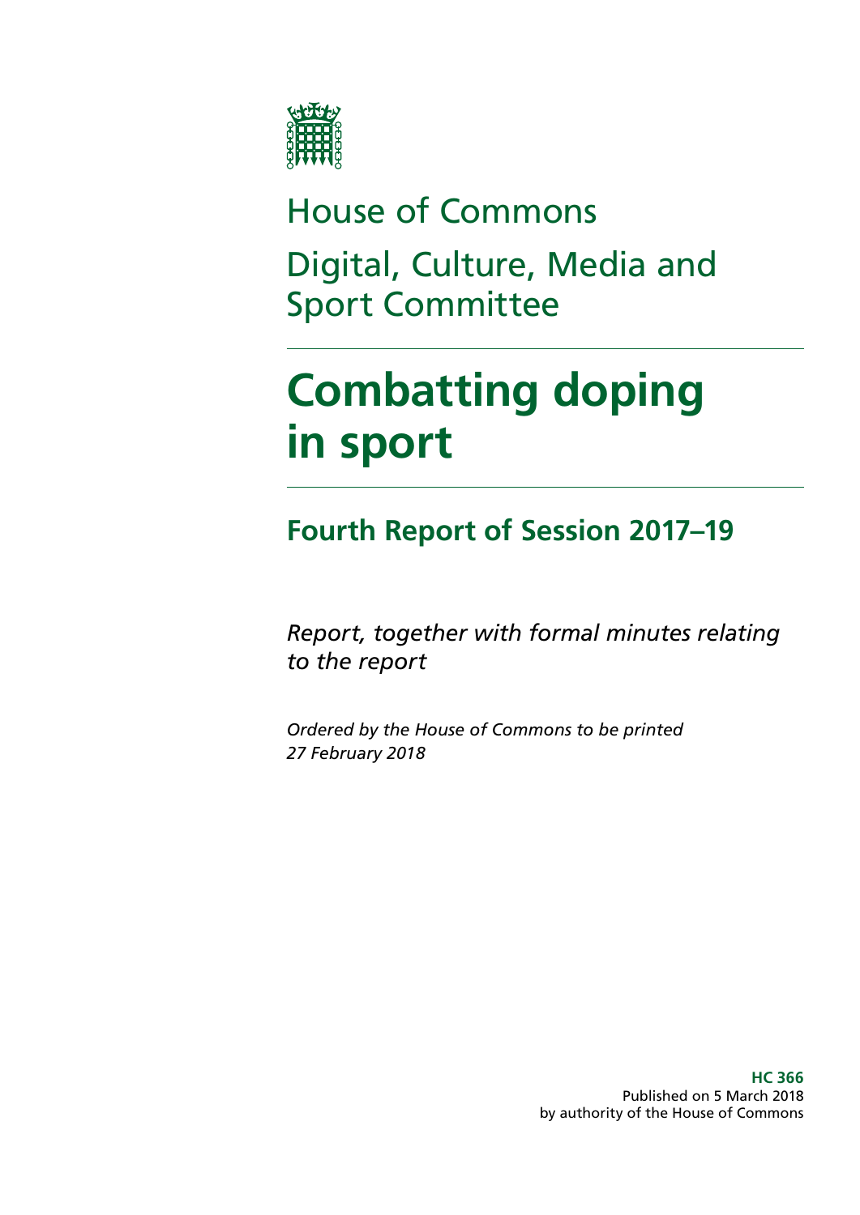House of Commons

Digital, Culture, Media and Sport Committee

# Combatting doping in sport

## Fourth Report of Session 2017–19

*Report, together with formal minutes relating to the report*

*Ordered by the House of Commons to be printed 27 February 2018*

**HC 366**
Published on 5 March 2018
by authority of the House of Commons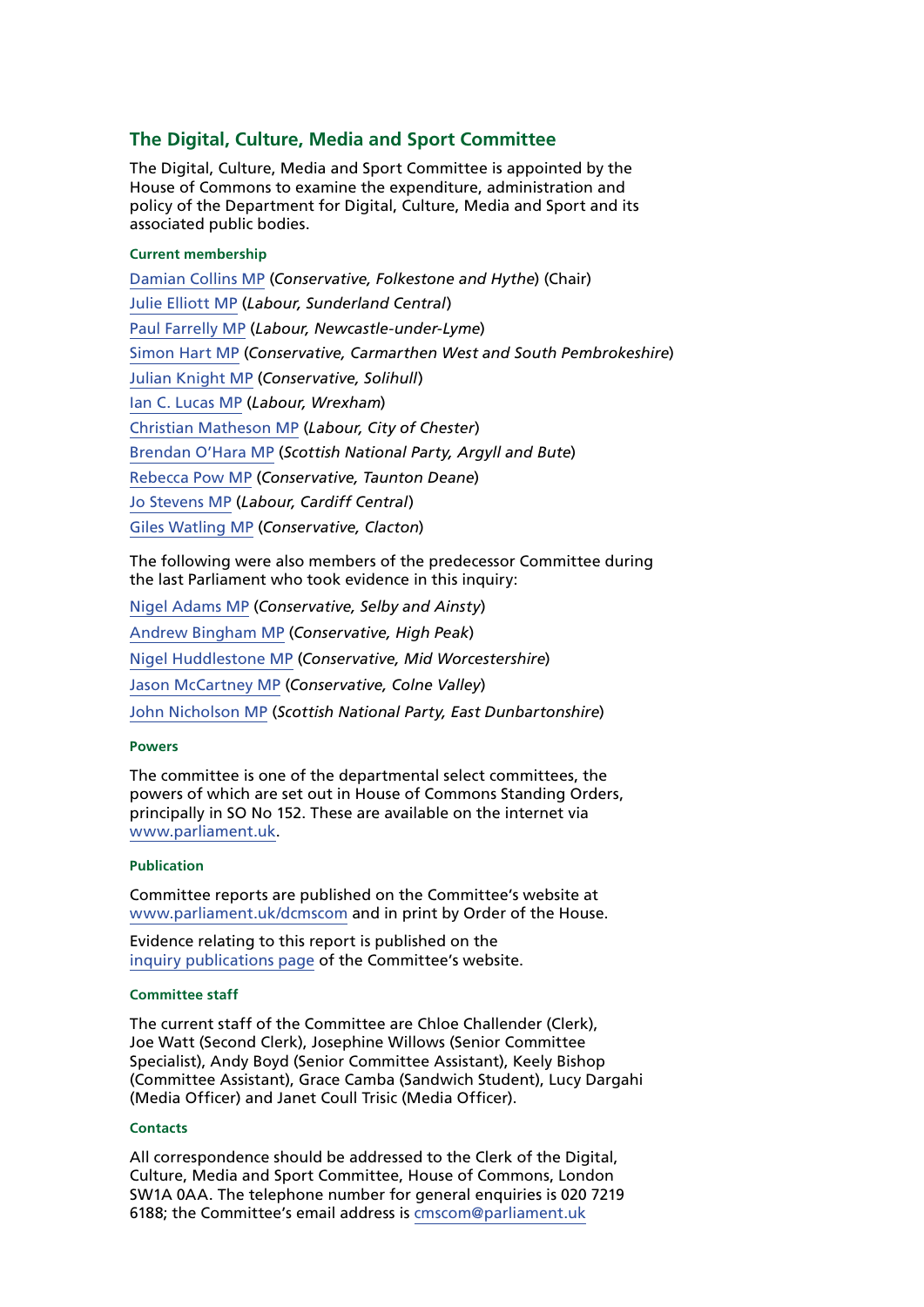## The Digital, Culture, Media and Sport Committee

The Digital, Culture, Media and Sport Committee is appointed by the House of Commons to examine the expenditure, administration and policy of the Department for Digital, Culture, Media and Sport and its associated public bodies.

### Current membership

Damian Collins MP (*Conservative, Folkestone and Hythe*) (Chair)

Julie Elliott MP (*Labour, Sunderland Central*)

Paul Farrelly MP (*Labour, Newcastle-under-Lyme*)

Simon Hart MP (*Conservative, Carmarthen West and South Pembrokeshire*)

Julian Knight MP (*Conservative, Solihull*)

Ian C. Lucas MP (*Labour, Wrexham*)

Christian Matheson MP (*Labour, City of Chester*)

Brendan O'Hara MP (*Scottish National Party, Argyll and Bute*)

Rebecca Pow MP (*Conservative, Taunton Deane*)

Jo Stevens MP (*Labour, Cardiff Central*)

Giles Watling MP (*Conservative, Clacton*)

The following were also members of the predecessor Committee during the last Parliament who took evidence in this inquiry:

Nigel Adams MP (*Conservative, Selby and Ainsty*)

Andrew Bingham MP (*Conservative, High Peak*)

Nigel Huddlestone MP (*Conservative, Mid Worcestershire*)

Jason McCartney MP (*Conservative, Colne Valley*)

John Nicholson MP (*Scottish National Party, East Dunbartonshire*)

### Powers

The committee is one of the departmental select committees, the powers of which are set out in House of Commons Standing Orders, principally in SO No 152. These are available on the internet via www.parliament.uk.

### Publication

Committee reports are published on the Committee's website at www.parliament.uk/dcmscom and in print by Order of the House.

Evidence relating to this report is published on the inquiry publications page of the Committee's website.

### Committee staff

The current staff of the Committee are Chloe Challender (Clerk), Joe Watt (Second Clerk), Josephine Willows (Senior Committee Specialist), Andy Boyd (Senior Committee Assistant), Keely Bishop (Committee Assistant), Grace Camba (Sandwich Student), Lucy Dargahi (Media Officer) and Janet Coull Trisic (Media Officer).

### Contacts

All correspondence should be addressed to the Clerk of the Digital, Culture, Media and Sport Committee, House of Commons, London SW1A 0AA. The telephone number for general enquiries is 020 7219 6188; the Committee's email address is cmscom@parliament.uk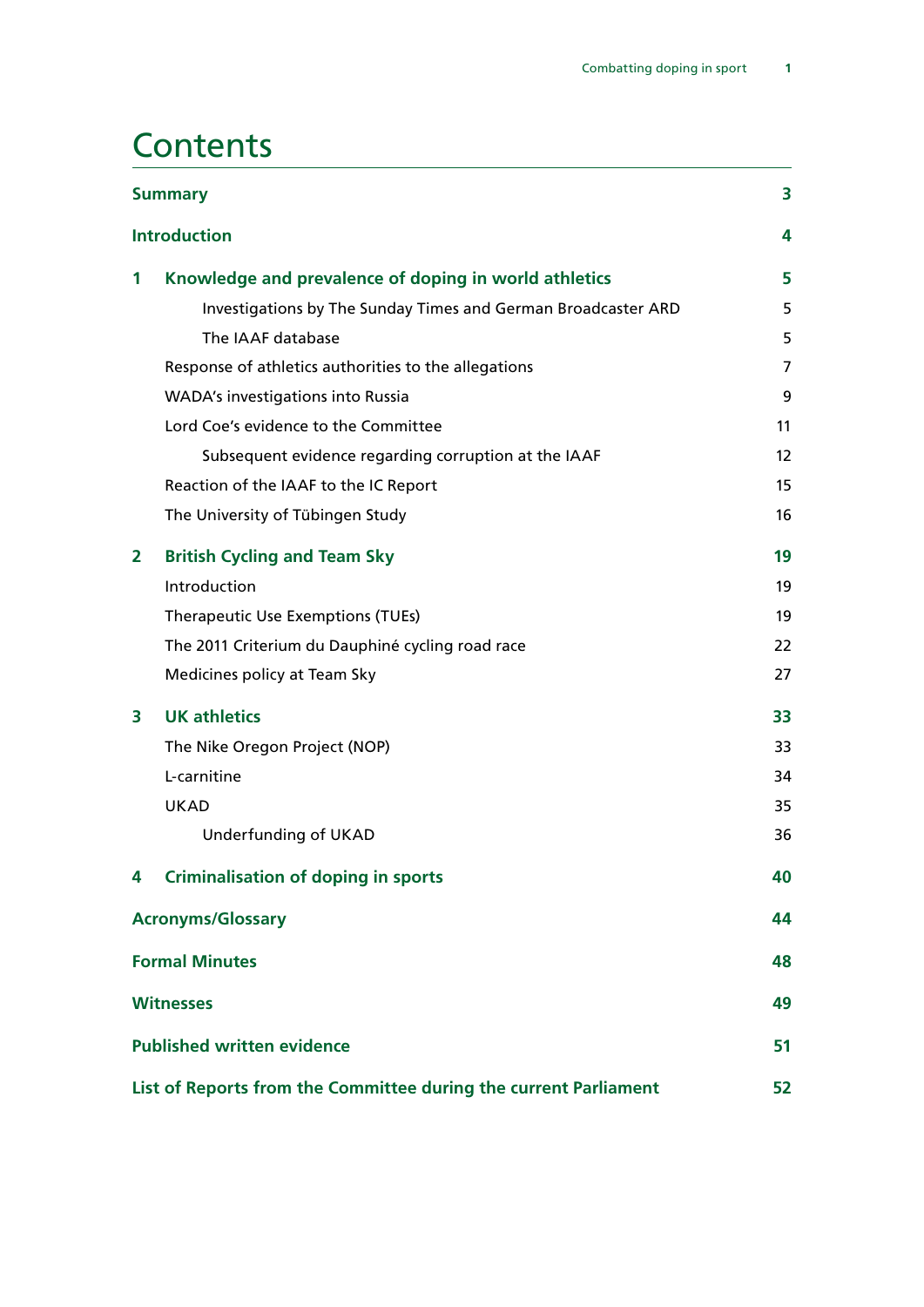# Contents

| | |
|---|---|
| **Summary** | **3** |
| **Introduction** | **4** |
| **1 Knowledge and prevalence of doping in world athletics** | **5** |
| Investigations by The Sunday Times and German Broadcaster ARD | 5 |
| The IAAF database | 5 |
| Response of athletics authorities to the allegations | 7 |
| WADA's investigations into Russia | 9 |
| Lord Coe's evidence to the Committee | 11 |
| Subsequent evidence regarding corruption at the IAAF | 12 |
| Reaction of the IAAF to the IC Report | 15 |
| The University of Tübingen Study | 16 |
| **2 British Cycling and Team Sky** | **19** |
| Introduction | 19 |
| Therapeutic Use Exemptions (TUEs) | 19 |
| The 2011 Criterium du Dauphiné cycling road race | 22 |
| Medicines policy at Team Sky | 27 |
| **3 UK athletics** | **33** |
| The Nike Oregon Project (NOP) | 33 |
| L-carnitine | 34 |
| UKAD | 35 |
| Underfunding of UKAD | 36 |
| **4 Criminalisation of doping in sports** | **40** |
| **Acronyms/Glossary** | **44** |
| **Formal Minutes** | **48** |
| **Witnesses** | **49** |
| **Published written evidence** | **51** |
| **List of Reports from the Committee during the current Parliament** | **52** |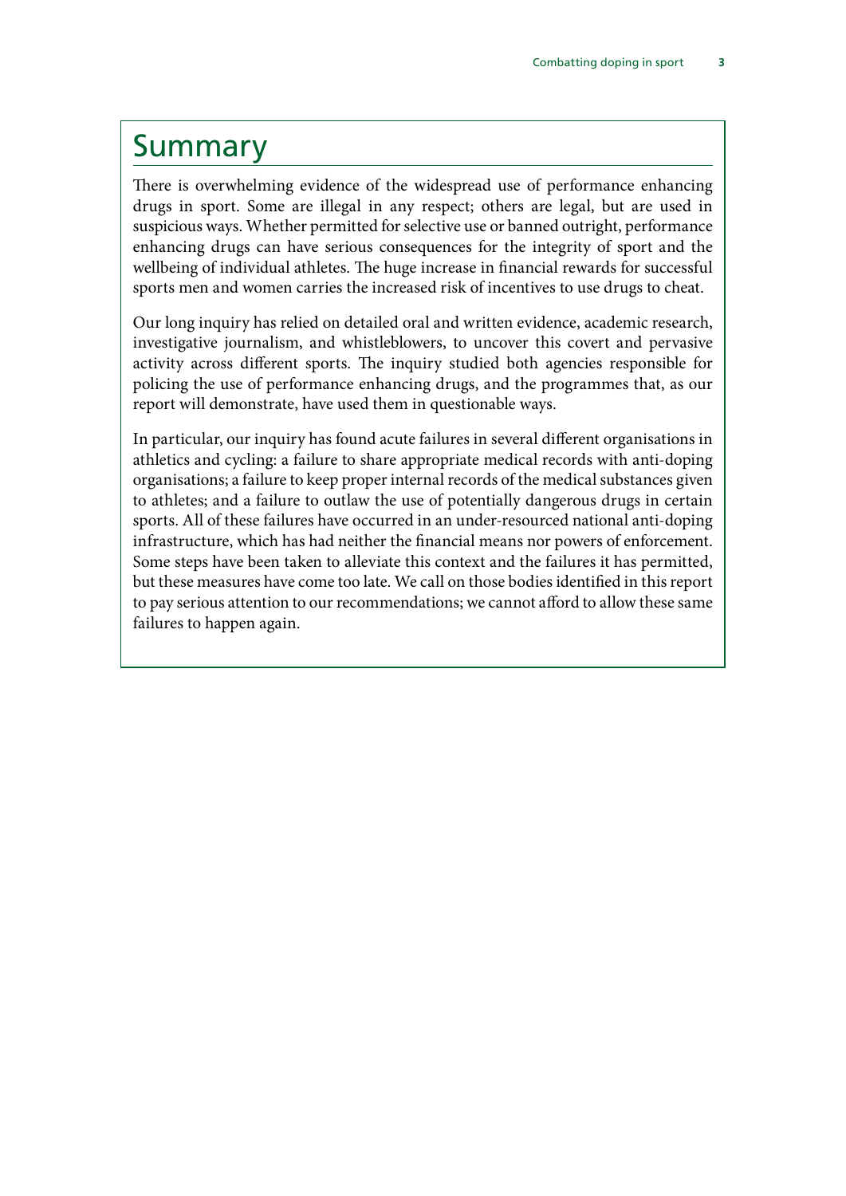# Summary

There is overwhelming evidence of the widespread use of performance enhancing drugs in sport. Some are illegal in any respect; others are legal, but are used in suspicious ways. Whether permitted for selective use or banned outright, performance enhancing drugs can have serious consequences for the integrity of sport and the wellbeing of individual athletes. The huge increase in financial rewards for successful sports men and women carries the increased risk of incentives to use drugs to cheat.

Our long inquiry has relied on detailed oral and written evidence, academic research, investigative journalism, and whistleblowers, to uncover this covert and pervasive activity across different sports. The inquiry studied both agencies responsible for policing the use of performance enhancing drugs, and the programmes that, as our report will demonstrate, have used them in questionable ways.

In particular, our inquiry has found acute failures in several different organisations in athletics and cycling: a failure to share appropriate medical records with anti-doping organisations; a failure to keep proper internal records of the medical substances given to athletes; and a failure to outlaw the use of potentially dangerous drugs in certain sports. All of these failures have occurred in an under-resourced national anti-doping infrastructure, which has had neither the financial means nor powers of enforcement. Some steps have been taken to alleviate this context and the failures it has permitted, but these measures have come too late. We call on those bodies identified in this report to pay serious attention to our recommendations; we cannot afford to allow these same failures to happen again.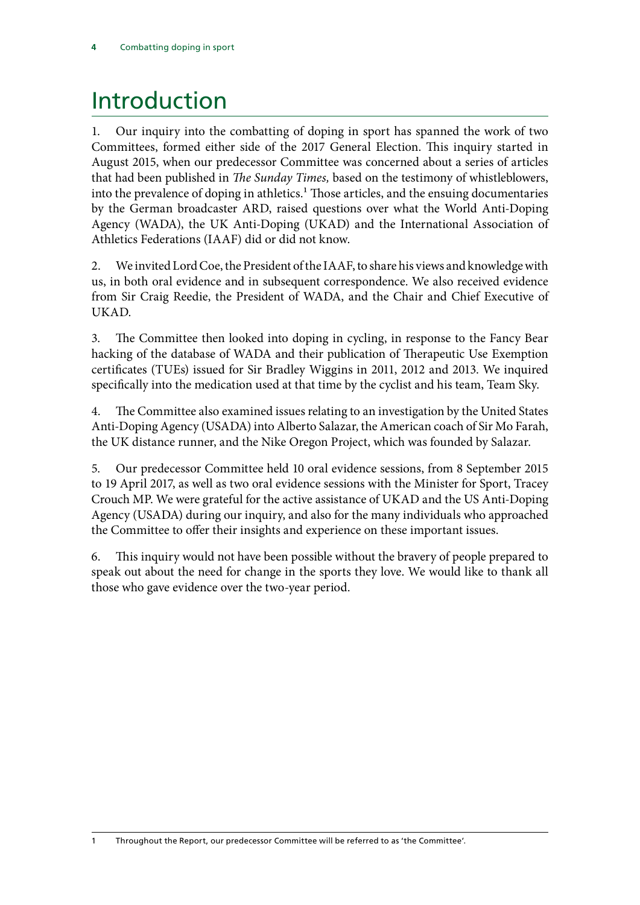# Introduction

1. Our inquiry into the combatting of doping in sport has spanned the work of two Committees, formed either side of the 2017 General Election. This inquiry started in August 2015, when our predecessor Committee was concerned about a series of articles that had been published in *The Sunday Times,* based on the testimony of whistleblowers, into the prevalence of doping in athletics.[1] Those articles, and the ensuing documentaries by the German broadcaster ARD, raised questions over what the World Anti-Doping Agency (WADA), the UK Anti-Doping (UKAD) and the International Association of Athletics Federations (IAAF) did or did not know.

2. We invited Lord Coe, the President of the IAAF, to share his views and knowledge with us, in both oral evidence and in subsequent correspondence. We also received evidence from Sir Craig Reedie, the President of WADA, and the Chair and Chief Executive of UKAD.

3. The Committee then looked into doping in cycling, in response to the Fancy Bear hacking of the database of WADA and their publication of Therapeutic Use Exemption certificates (TUEs) issued for Sir Bradley Wiggins in 2011, 2012 and 2013. We inquired specifically into the medication used at that time by the cyclist and his team, Team Sky.

4. The Committee also examined issues relating to an investigation by the United States Anti-Doping Agency (USADA) into Alberto Salazar, the American coach of Sir Mo Farah, the UK distance runner, and the Nike Oregon Project, which was founded by Salazar.

5. Our predecessor Committee held 10 oral evidence sessions, from 8 September 2015 to 19 April 2017, as well as two oral evidence sessions with the Minister for Sport, Tracey Crouch MP. We were grateful for the active assistance of UKAD and the US Anti-Doping Agency (USADA) during our inquiry, and also for the many individuals who approached the Committee to offer their insights and experience on these important issues.

6. This inquiry would not have been possible without the bravery of people prepared to speak out about the need for change in the sports they love. We would like to thank all those who gave evidence over the two-year period.

1 Throughout the Report, our predecessor Committee will be referred to as 'the Committee'.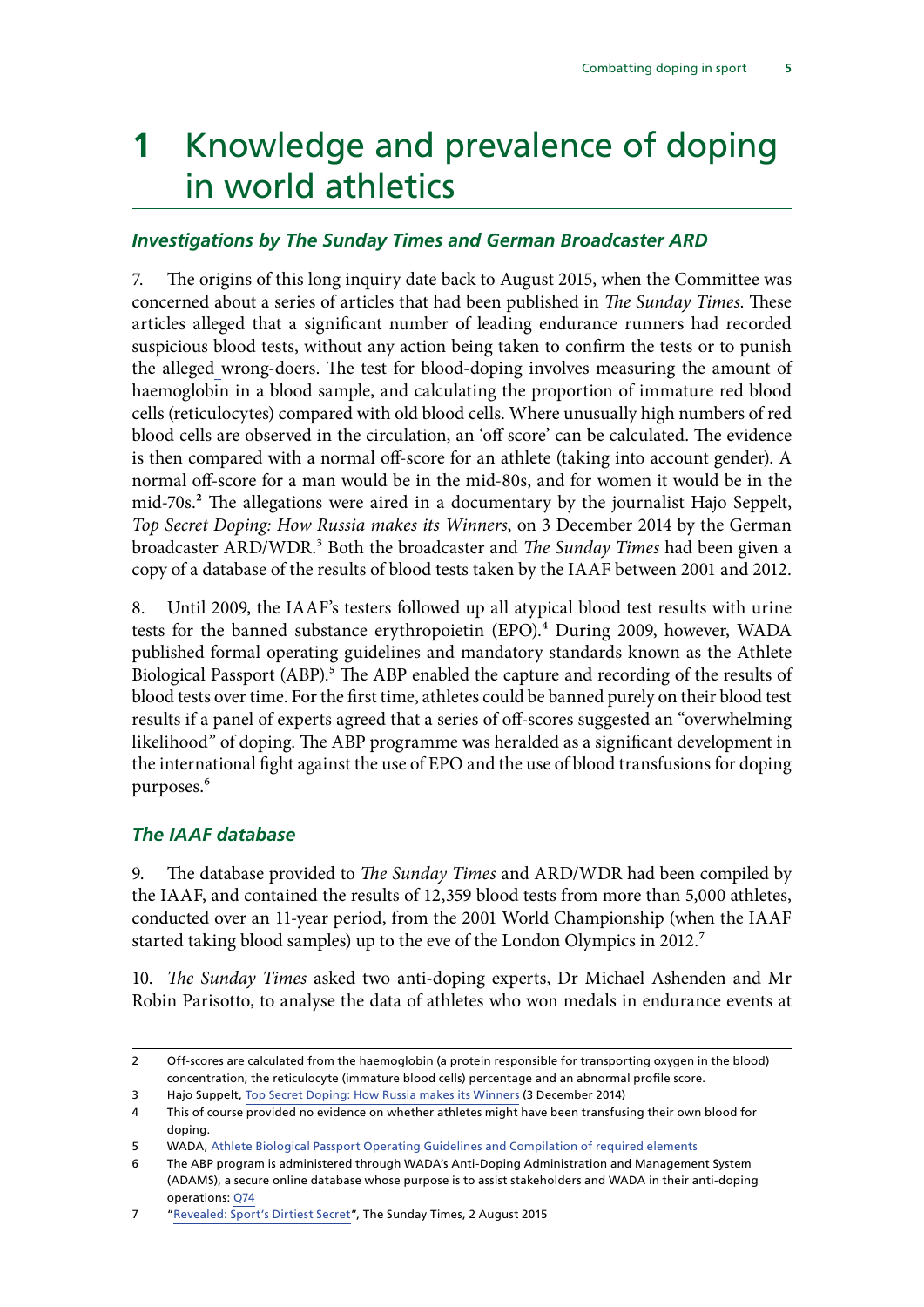# 1 Knowledge and prevalence of doping in world athletics

### *Investigations by The Sunday Times and German Broadcaster ARD*

7. The origins of this long inquiry date back to August 2015, when the Committee was concerned about a series of articles that had been published in *The Sunday Times*. These articles alleged that a significant number of leading endurance runners had recorded suspicious blood tests, without any action being taken to confirm the tests or to punish the alleged wrong-doers. The test for blood-doping involves measuring the amount of haemoglobin in a blood sample, and calculating the proportion of immature red blood cells (reticulocytes) compared with old blood cells. Where unusually high numbers of red blood cells are observed in the circulation, an 'off score' can be calculated. The evidence is then compared with a normal off-score for an athlete (taking into account gender). A normal off-score for a man would be in the mid-80s, and for women it would be in the mid-70s.[2] The allegations were aired in a documentary by the journalist Hajo Seppelt, *Top Secret Doping: How Russia makes its Winners*, on 3 December 2014 by the German broadcaster ARD/WDR.[3] Both the broadcaster and *The Sunday Times* had been given a copy of a database of the results of blood tests taken by the IAAF between 2001 and 2012.

8. Until 2009, the IAAF's testers followed up all atypical blood test results with urine tests for the banned substance erythropoietin (EPO).[4] During 2009, however, WADA published formal operating guidelines and mandatory standards known as the Athlete Biological Passport (ABP).[5] The ABP enabled the capture and recording of the results of blood tests over time. For the first time, athletes could be banned purely on their blood test results if a panel of experts agreed that a series of off-scores suggested an "overwhelming likelihood" of doping. The ABP programme was heralded as a significant development in the international fight against the use of EPO and the use of blood transfusions for doping purposes.[6]

### *The IAAF database*

9. The database provided to *The Sunday Times* and ARD/WDR had been compiled by the IAAF, and contained the results of 12,359 blood tests from more than 5,000 athletes, conducted over an 11-year period, from the 2001 World Championship (when the IAAF started taking blood samples) up to the eve of the London Olympics in 2012.[7]

10. *The Sunday Times* asked two anti-doping experts, Dr Michael Ashenden and Mr Robin Parisotto, to analyse the data of athletes who won medals in endurance events at

---

2 Off-scores are calculated from the haemoglobin (a protein responsible for transporting oxygen in the blood) concentration, the reticulocyte (immature blood cells) percentage and an abnormal profile score.

3 Hajo Suppelt, Top Secret Doping: How Russia makes its Winners (3 December 2014)

4 This of course provided no evidence on whether athletes might have been transfusing their own blood for doping.

5 WADA, Athlete Biological Passport Operating Guidelines and Compilation of required elements

6 The ABP program is administered through WADA's Anti-Doping Administration and Management System (ADAMS), a secure online database whose purpose is to assist stakeholders and WADA in their anti-doping operations: Q74

7 "Revealed: Sport's Dirtiest Secret", The Sunday Times, 2 August 2015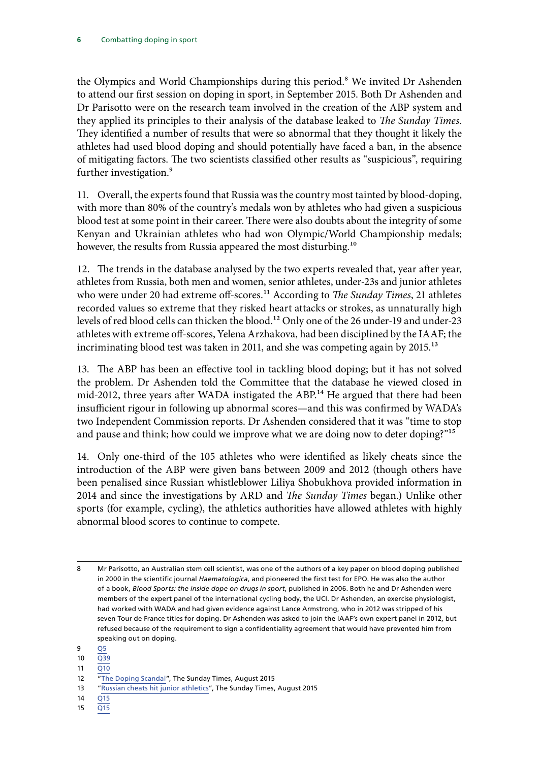the Olympics and World Championships during this period.[8] We invited Dr Ashenden to attend our first session on doping in sport, in September 2015. Both Dr Ashenden and Dr Parisotto were on the research team involved in the creation of the ABP system and they applied its principles to their analysis of the database leaked to *The Sunday Times*. They identified a number of results that were so abnormal that they thought it likely the athletes had used blood doping and should potentially have faced a ban, in the absence of mitigating factors. The two scientists classified other results as "suspicious", requiring further investigation.[9]

11. Overall, the experts found that Russia was the country most tainted by blood-doping, with more than 80% of the country's medals won by athletes who had given a suspicious blood test at some point in their career. There were also doubts about the integrity of some Kenyan and Ukrainian athletes who had won Olympic/World Championship medals; however, the results from Russia appeared the most disturbing.[10]

12. The trends in the database analysed by the two experts revealed that, year after year, athletes from Russia, both men and women, senior athletes, under-23s and junior athletes who were under 20 had extreme off-scores.[11] According to *The Sunday Times*, 21 athletes recorded values so extreme that they risked heart attacks or strokes, as unnaturally high levels of red blood cells can thicken the blood.[12] Only one of the 26 under-19 and under-23 athletes with extreme off-scores, Yelena Arzhakova, had been disciplined by the IAAF; the incriminating blood test was taken in 2011, and she was competing again by 2015.[13]

13. The ABP has been an effective tool in tackling blood doping; but it has not solved the problem. Dr Ashenden told the Committee that the database he viewed closed in mid-2012, three years after WADA instigated the ABP.[14] He argued that there had been insufficient rigour in following up abnormal scores—and this was confirmed by WADA's two Independent Commission reports. Dr Ashenden considered that it was "time to stop and pause and think; how could we improve what we are doing now to deter doping?"[15]

14. Only one-third of the 105 athletes who were identified as likely cheats since the introduction of the ABP were given bans between 2009 and 2012 (though others have been penalised since Russian whistleblower Liliya Shobukhova provided information in 2014 and since the investigations by ARD and *The Sunday Times* began.) Unlike other sports (for example, cycling), the athletics authorities have allowed athletes with highly abnormal blood scores to continue to compete.

---

8 Mr Parisotto, an Australian stem cell scientist, was one of the authors of a key paper on blood doping published in 2000 in the scientific journal *Haematologica*, and pioneered the first test for EPO. He was also the author of a book, *Blood Sports: the inside dope on drugs in sport*, published in 2006. Both he and Dr Ashenden were members of the expert panel of the international cycling body, the UCI. Dr Ashenden, an exercise physiologist, had worked with WADA and had given evidence against Lance Armstrong, who in 2012 was stripped of his seven Tour de France titles for doping. Dr Ashenden was asked to join the IAAF's own expert panel in 2012, but refused because of the requirement to sign a confidentiality agreement that would have prevented him from speaking out on doping.

9 Q5

10 Q39

11 Q10

12 "The Doping Scandal", The Sunday Times, August 2015

13 "Russian cheats hit junior athletics", The Sunday Times, August 2015

14 Q15

15 Q15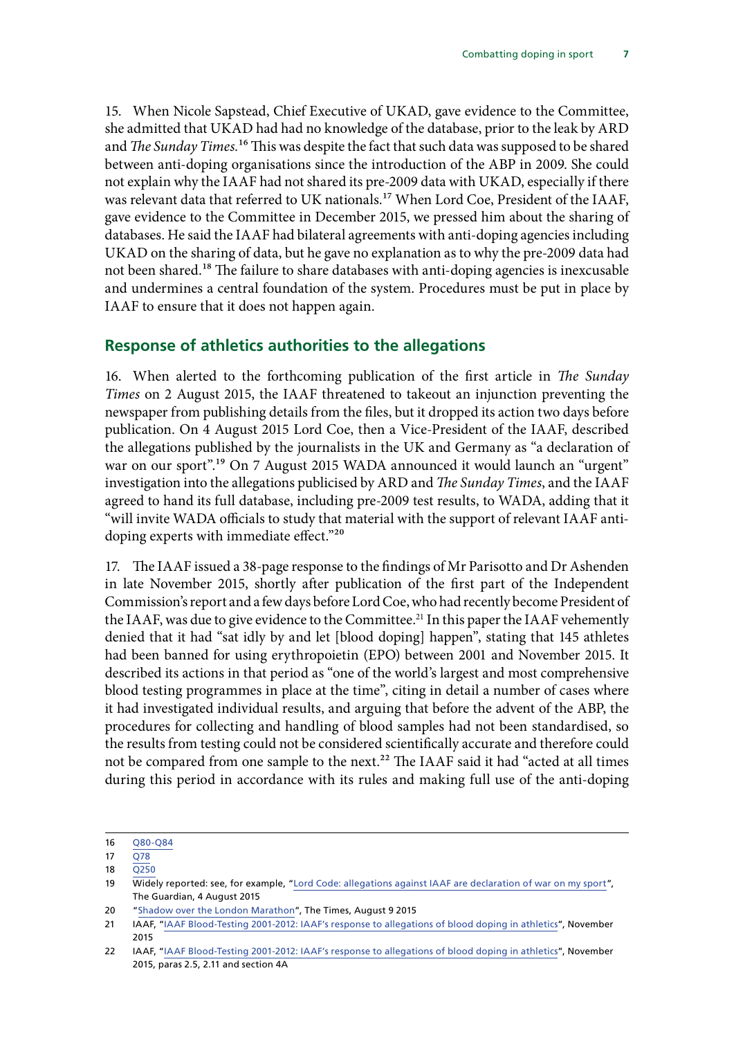15. When Nicole Sapstead, Chief Executive of UKAD, gave evidence to the Committee, she admitted that UKAD had had no knowledge of the database, prior to the leak by ARD and *The Sunday Times.*[16] This was despite the fact that such data was supposed to be shared between anti-doping organisations since the introduction of the ABP in 2009. She could not explain why the IAAF had not shared its pre-2009 data with UKAD, especially if there was relevant data that referred to UK nationals.[17] When Lord Coe, President of the IAAF, gave evidence to the Committee in December 2015, we pressed him about the sharing of databases. He said the IAAF had bilateral agreements with anti-doping agencies including UKAD on the sharing of data, but he gave no explanation as to why the pre-2009 data had not been shared.[18] **The failure to share databases with anti-doping agencies is inexcusable and undermines a central foundation of the system. Procedures must be put in place by IAAF to ensure that it does not happen again.**

## Response of athletics authorities to the allegations

16. When alerted to the forthcoming publication of the first article in *The Sunday Times* on 2 August 2015, the IAAF threatened to takeout an injunction preventing the newspaper from publishing details from the files, but it dropped its action two days before publication. On 4 August 2015 Lord Coe, then a Vice-President of the IAAF, described the allegations published by the journalists in the UK and Germany as "a declaration of war on our sport".[19] On 7 August 2015 WADA announced it would launch an "urgent" investigation into the allegations publicised by ARD and *The Sunday Times*, and the IAAF agreed to hand its full database, including pre-2009 test results, to WADA, adding that it "will invite WADA officials to study that material with the support of relevant IAAF anti-doping experts with immediate effect."[20]

17. The IAAF issued a 38-page response to the findings of Mr Parisotto and Dr Ashenden in late November 2015, shortly after publication of the first part of the Independent Commission's report and a few days before Lord Coe, who had recently become President of the IAAF, was due to give evidence to the Committee.[21] In this paper the IAAF vehemently denied that it had "sat idly by and let [blood doping] happen", stating that 145 athletes had been banned for using erythropoietin (EPO) between 2001 and November 2015. It described its actions in that period as "one of the world's largest and most comprehensive blood testing programmes in place at the time", citing in detail a number of cases where it had investigated individual results, and arguing that before the advent of the ABP, the procedures for collecting and handling of blood samples had not been standardised, so the results from testing could not be considered scientifically accurate and therefore could not be compared from one sample to the next.[22] The IAAF said it had "acted at all times during this period in accordance with its rules and making full use of the anti-doping

---

16 Q80-Q84

17 Q78

18 Q250

19 Widely reported: see, for example, "Lord Code: allegations against IAAF are declaration of war on my sport", The Guardian, 4 August 2015

20 "Shadow over the London Marathon", The Times, August 9 2015

21 IAAF, "IAAF Blood-Testing 2001-2012: IAAF's response to allegations of blood doping in athletics", November 2015

22 IAAF, "IAAF Blood-Testing 2001-2012: IAAF's response to allegations of blood doping in athletics", November 2015, paras 2.5, 2.11 and section 4A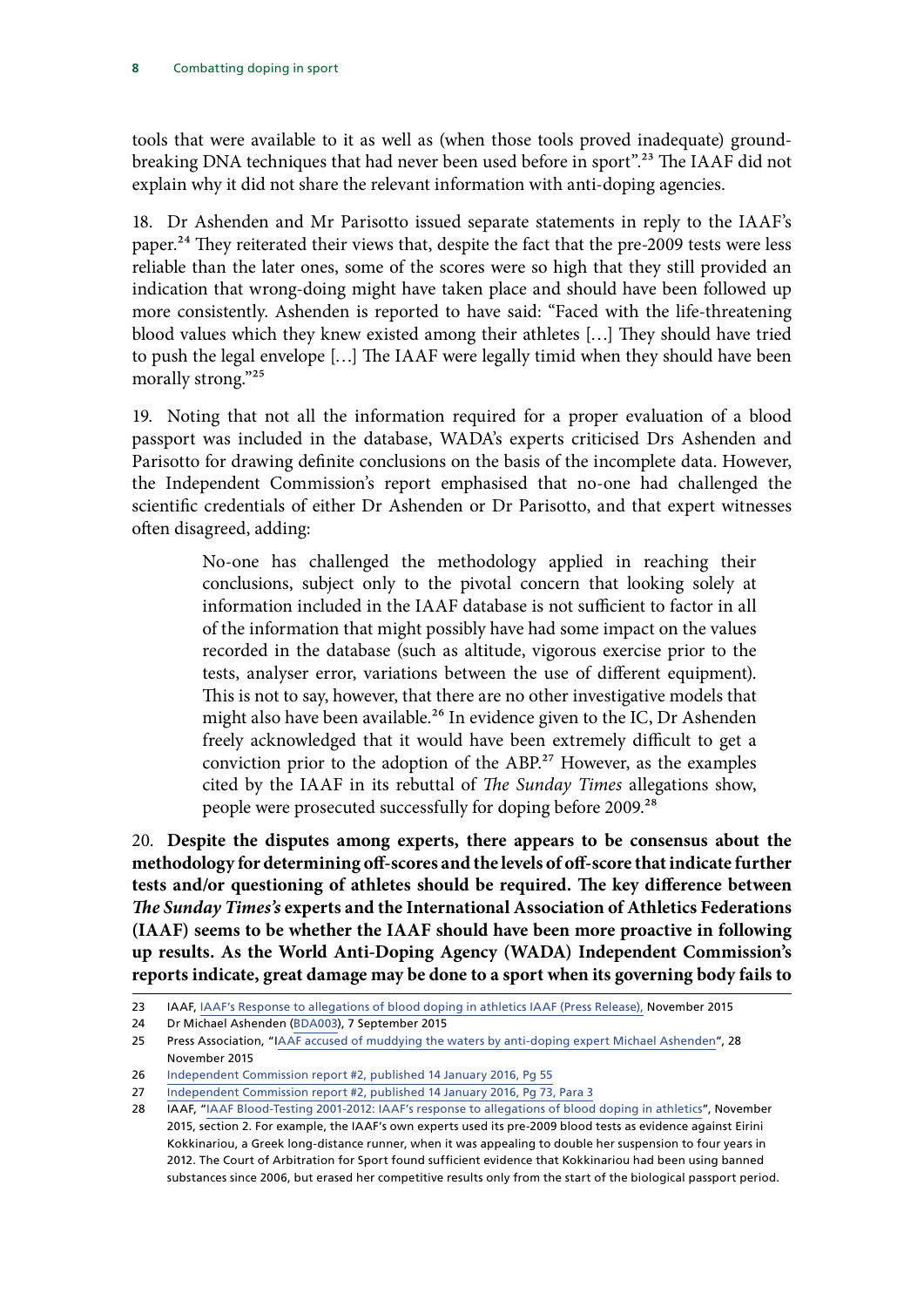tools that were available to it as well as (when those tools proved inadequate) ground-breaking DNA techniques that had never been used before in sport".[23] The IAAF did not explain why it did not share the relevant information with anti-doping agencies.

18. Dr Ashenden and Mr Parisotto issued separate statements in reply to the IAAF's paper.[24] They reiterated their views that, despite the fact that the pre-2009 tests were less reliable than the later ones, some of the scores were so high that they still provided an indication that wrong-doing might have taken place and should have been followed up more consistently. Ashenden is reported to have said: "Faced with the life-threatening blood values which they knew existed among their athletes […] They should have tried to push the legal envelope […] The IAAF were legally timid when they should have been morally strong."[25]

19. Noting that not all the information required for a proper evaluation of a blood passport was included in the database, WADA's experts criticised Drs Ashenden and Parisotto for drawing definite conclusions on the basis of the incomplete data. However, the Independent Commission's report emphasised that no-one had challenged the scientific credentials of either Dr Ashenden or Dr Parisotto, and that expert witnesses often disagreed, adding:

> No-one has challenged the methodology applied in reaching their conclusions, subject only to the pivotal concern that looking solely at information included in the IAAF database is not sufficient to factor in all of the information that might possibly have had some impact on the values recorded in the database (such as altitude, vigorous exercise prior to the tests, analyser error, variations between the use of different equipment). This is not to say, however, that there are no other investigative models that might also have been available.[26] In evidence given to the IC, Dr Ashenden freely acknowledged that it would have been extremely difficult to get a conviction prior to the adoption of the ABP.[27] However, as the examples cited by the IAAF in its rebuttal of *The Sunday Times* allegations show, people were prosecuted successfully for doping before 2009.[28]

20. **Despite the disputes among experts, there appears to be consensus about the methodology for determining off-scores and the levels of off-score that indicate further tests and/or questioning of athletes should be required. The key difference between *The Sunday Times's* experts and the International Association of Athletics Federations (IAAF) seems to be whether the IAAF should have been more proactive in following up results. As the World Anti-Doping Agency (WADA) Independent Commission's reports indicate, great damage may be done to a sport when its governing body fails to**

---

23 IAAF, IAAF's Response to allegations of blood doping in athletics IAAF (Press Release), November 2015

24 Dr Michael Ashenden (BDA003), 7 September 2015

25 Press Association, "IAAF accused of muddying the waters by anti-doping expert Michael Ashenden", 28 November 2015

26 Independent Commission report #2, published 14 January 2016, Pg 55

27 Independent Commission report #2, published 14 January 2016, Pg 73, Para 3

28 IAAF, "IAAF Blood-Testing 2001-2012: IAAF's response to allegations of blood doping in athletics", November 2015, section 2. For example, the IAAF's own experts used its pre-2009 blood tests as evidence against Eirini Kokkinariou, a Greek long-distance runner, when it was appealing to double her suspension to four years in 2012. The Court of Arbitration for Sport found sufficient evidence that Kokkinariou had been using banned substances since 2006, but erased her competitive results only from the start of the biological passport period.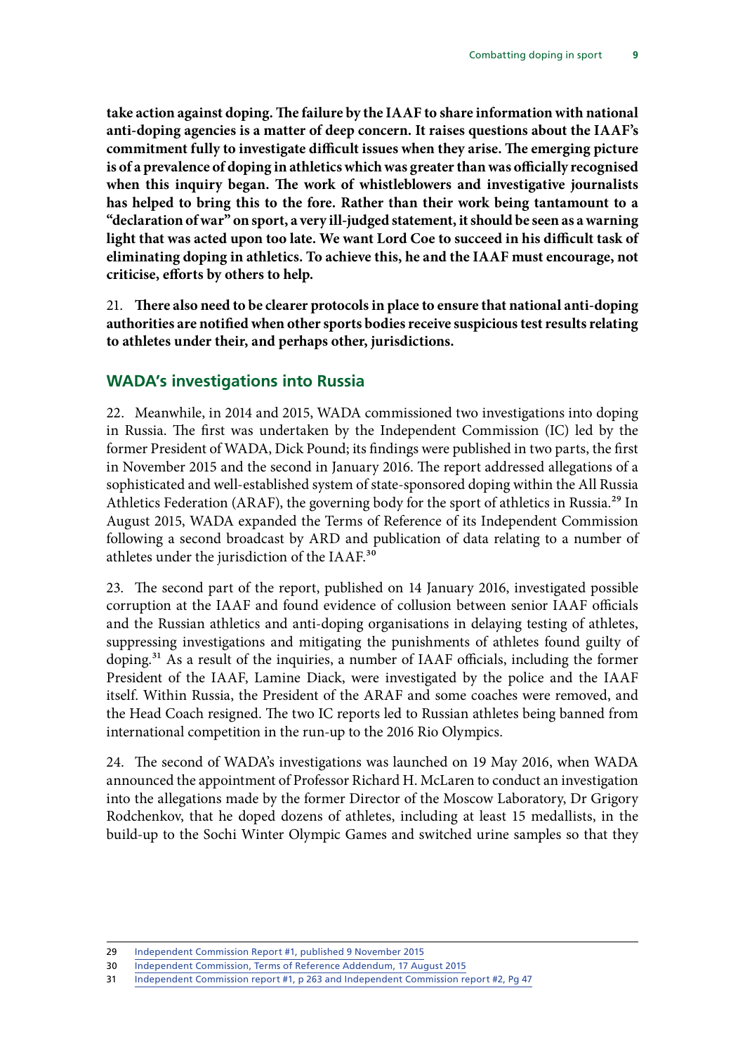**take action against doping. The failure by the IAAF to share information with national anti-doping agencies is a matter of deep concern. It raises questions about the IAAF's commitment fully to investigate difficult issues when they arise. The emerging picture is of a prevalence of doping in athletics which was greater than was officially recognised when this inquiry began. The work of whistleblowers and investigative journalists has helped to bring this to the fore. Rather than their work being tantamount to a "declaration of war" on sport, a very ill-judged statement, it should be seen as a warning light that was acted upon too late. We want Lord Coe to succeed in his difficult task of eliminating doping in athletics. To achieve this, he and the IAAF must encourage, not criticise, efforts by others to help.**

21. **There also need to be clearer protocols in place to ensure that national anti-doping authorities are notified when other sports bodies receive suspicious test results relating to athletes under their, and perhaps other, jurisdictions.**

## WADA's investigations into Russia

22. Meanwhile, in 2014 and 2015, WADA commissioned two investigations into doping in Russia. The first was undertaken by the Independent Commission (IC) led by the former President of WADA, Dick Pound; its findings were published in two parts, the first in November 2015 and the second in January 2016. The report addressed allegations of a sophisticated and well-established system of state-sponsored doping within the All Russia Athletics Federation (ARAF), the governing body for the sport of athletics in Russia.[29] In August 2015, WADA expanded the Terms of Reference of its Independent Commission following a second broadcast by ARD and publication of data relating to a number of athletes under the jurisdiction of the IAAF.[30]

23. The second part of the report, published on 14 January 2016, investigated possible corruption at the IAAF and found evidence of collusion between senior IAAF officials and the Russian athletics and anti-doping organisations in delaying testing of athletes, suppressing investigations and mitigating the punishments of athletes found guilty of doping.[31] As a result of the inquiries, a number of IAAF officials, including the former President of the IAAF, Lamine Diack, were investigated by the police and the IAAF itself. Within Russia, the President of the ARAF and some coaches were removed, and the Head Coach resigned. The two IC reports led to Russian athletes being banned from international competition in the run-up to the 2016 Rio Olympics.

24. The second of WADA's investigations was launched on 19 May 2016, when WADA announced the appointment of Professor Richard H. McLaren to conduct an investigation into the allegations made by the former Director of the Moscow Laboratory, Dr Grigory Rodchenkov, that he doped dozens of athletes, including at least 15 medallists, in the build-up to the Sochi Winter Olympic Games and switched urine samples so that they

---

29 Independent Commission Report #1, published 9 November 2015

30 Independent Commission, Terms of Reference Addendum, 17 August 2015

31 Independent Commission report #1, p 263 and Independent Commission report #2, Pg 47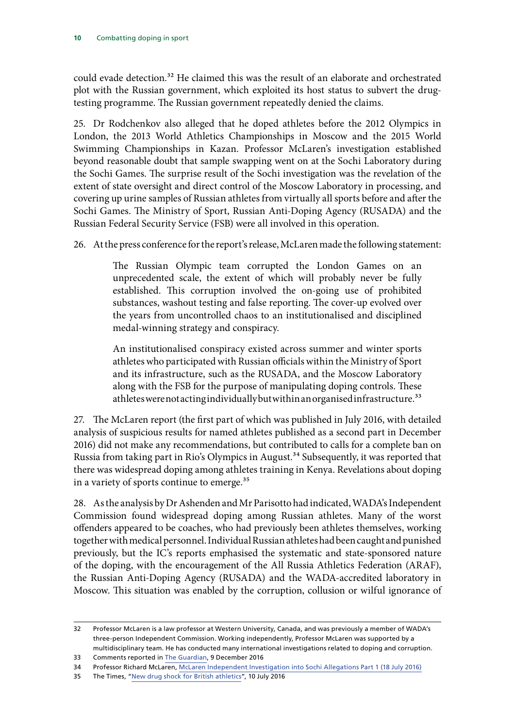could evade detection.[32] He claimed this was the result of an elaborate and orchestrated plot with the Russian government, which exploited its host status to subvert the drug-testing programme. The Russian government repeatedly denied the claims.

25. Dr Rodchenkov also alleged that he doped athletes before the 2012 Olympics in London, the 2013 World Athletics Championships in Moscow and the 2015 World Swimming Championships in Kazan. Professor McLaren's investigation established beyond reasonable doubt that sample swapping went on at the Sochi Laboratory during the Sochi Games. The surprise result of the Sochi investigation was the revelation of the extent of state oversight and direct control of the Moscow Laboratory in processing, and covering up urine samples of Russian athletes from virtually all sports before and after the Sochi Games. The Ministry of Sport, Russian Anti-Doping Agency (RUSADA) and the Russian Federal Security Service (FSB) were all involved in this operation.

26. At the press conference for the report's release, McLaren made the following statement:

> The Russian Olympic team corrupted the London Games on an unprecedented scale, the extent of which will probably never be fully established. This corruption involved the on-going use of prohibited substances, washout testing and false reporting. The cover-up evolved over the years from uncontrolled chaos to an institutionalised and disciplined medal-winning strategy and conspiracy.
>
> An institutionalised conspiracy existed across summer and winter sports athletes who participated with Russian officials within the Ministry of Sport and its infrastructure, such as the RUSADA, and the Moscow Laboratory along with the FSB for the purpose of manipulating doping controls. These athletes were not acting individually but within an organised infrastructure.[33]

27. The McLaren report (the first part of which was published in July 2016, with detailed analysis of suspicious results for named athletes published as a second part in December 2016) did not make any recommendations, but contributed to calls for a complete ban on Russia from taking part in Rio's Olympics in August.[34] Subsequently, it was reported that there was widespread doping among athletes training in Kenya. Revelations about doping in a variety of sports continue to emerge.[35]

28. As the analysis by Dr Ashenden and Mr Parisotto had indicated, WADA's Independent Commission found widespread doping among Russian athletes. Many of the worst offenders appeared to be coaches, who had previously been athletes themselves, working together with medical personnel. Individual Russian athletes had been caught and punished previously, but the IC's reports emphasised the systematic and state-sponsored nature of the doping, with the encouragement of the All Russia Athletics Federation (ARAF), the Russian Anti-Doping Agency (RUSADA) and the WADA-accredited laboratory in Moscow. This situation was enabled by the corruption, collusion or wilful ignorance of

---

32 Professor McLaren is a law professor at Western University, Canada, and was previously a member of WADA's three-person Independent Commission. Working independently, Professor McLaren was supported by a multidisciplinary team. He has conducted many international investigations related to doping and corruption.

33 Comments reported in The Guardian, 9 December 2016

34 Professor Richard McLaren, McLaren Independent Investigation into Sochi Allegations Part 1 (18 July 2016)

35 The Times, "New drug shock for British athletics", 10 July 2016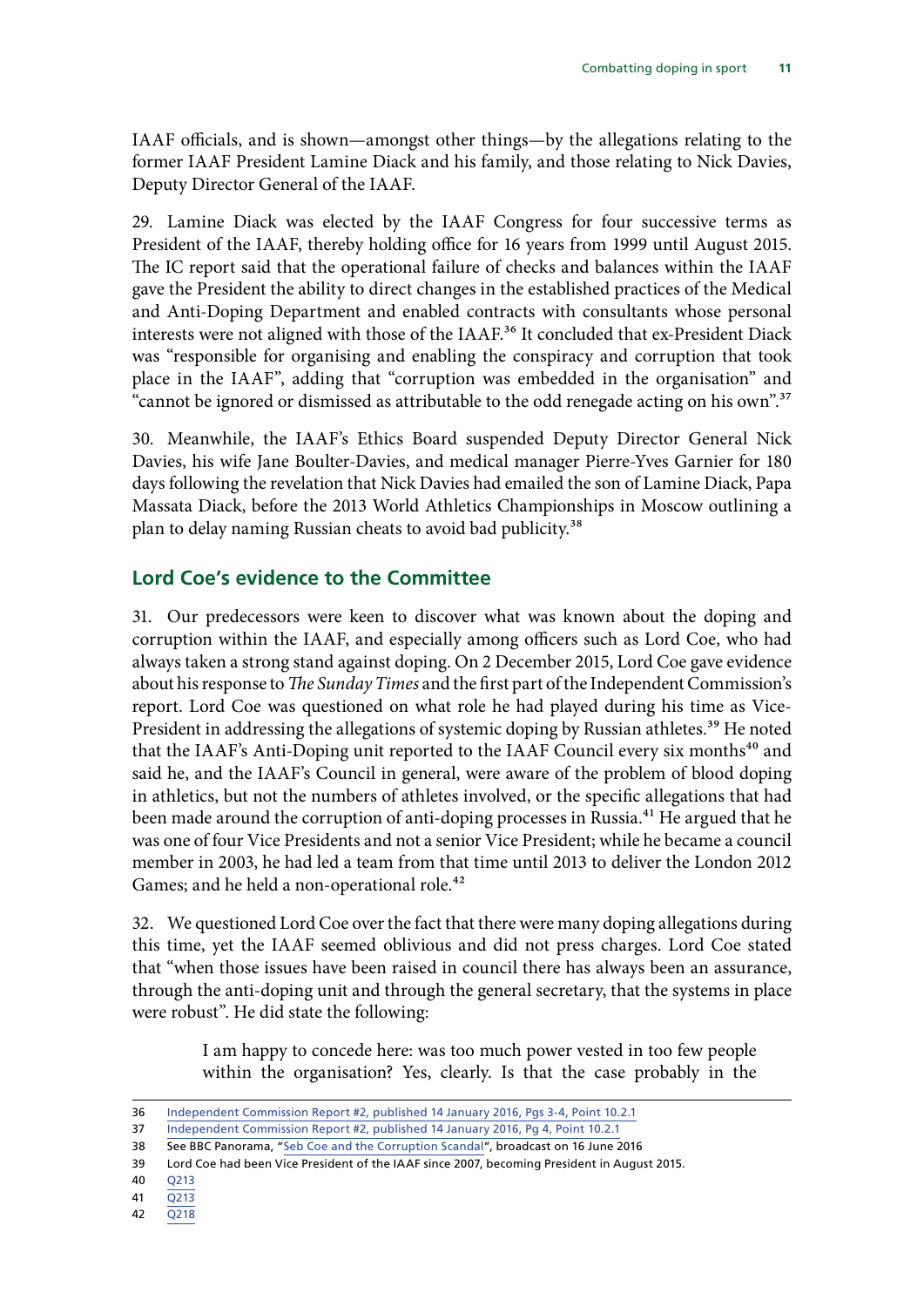IAAF officials, and is shown—amongst other things—by the allegations relating to the former IAAF President Lamine Diack and his family, and those relating to Nick Davies, Deputy Director General of the IAAF.

29. Lamine Diack was elected by the IAAF Congress for four successive terms as President of the IAAF, thereby holding office for 16 years from 1999 until August 2015. The IC report said that the operational failure of checks and balances within the IAAF gave the President the ability to direct changes in the established practices of the Medical and Anti-Doping Department and enabled contracts with consultants whose personal interests were not aligned with those of the IAAF.[36] It concluded that ex-President Diack was "responsible for organising and enabling the conspiracy and corruption that took place in the IAAF", adding that "corruption was embedded in the organisation" and "cannot be ignored or dismissed as attributable to the odd renegade acting on his own".[37]

30. Meanwhile, the IAAF's Ethics Board suspended Deputy Director General Nick Davies, his wife Jane Boulter-Davies, and medical manager Pierre-Yves Garnier for 180 days following the revelation that Nick Davies had emailed the son of Lamine Diack, Papa Massata Diack, before the 2013 World Athletics Championships in Moscow outlining a plan to delay naming Russian cheats to avoid bad publicity.[38]

## Lord Coe's evidence to the Committee

31. Our predecessors were keen to discover what was known about the doping and corruption within the IAAF, and especially among officers such as Lord Coe, who had always taken a strong stand against doping. On 2 December 2015, Lord Coe gave evidence about his response to *The Sunday Times* and the first part of the Independent Commission's report. Lord Coe was questioned on what role he had played during his time as Vice-President in addressing the allegations of systemic doping by Russian athletes.[39] He noted that the IAAF's Anti-Doping unit reported to the IAAF Council every six months[40] and said he, and the IAAF's Council in general, were aware of the problem of blood doping in athletics, but not the numbers of athletes involved, or the specific allegations that had been made around the corruption of anti-doping processes in Russia.[41] He argued that he was one of four Vice Presidents and not a senior Vice President; while he became a council member in 2003, he had led a team from that time until 2013 to deliver the London 2012 Games; and he held a non-operational role.[42]

32. We questioned Lord Coe over the fact that there were many doping allegations during this time, yet the IAAF seemed oblivious and did not press charges. Lord Coe stated that "when those issues have been raised in council there has always been an assurance, through the anti-doping unit and through the general secretary, that the systems in place were robust". He did state the following:

> I am happy to concede here: was too much power vested in too few people within the organisation? Yes, clearly. Is that the case probably in the

---

36 Independent Commission Report #2, published 14 January 2016, Pgs 3-4, Point 10.2.1

37 Independent Commission Report #2, published 14 January 2016, Pg 4, Point 10.2.1

38 See BBC Panorama, "Seb Coe and the Corruption Scandal", broadcast on 16 June 2016

39 Lord Coe had been Vice President of the IAAF since 2007, becoming President in August 2015.

40 Q213

41 Q213

42 Q218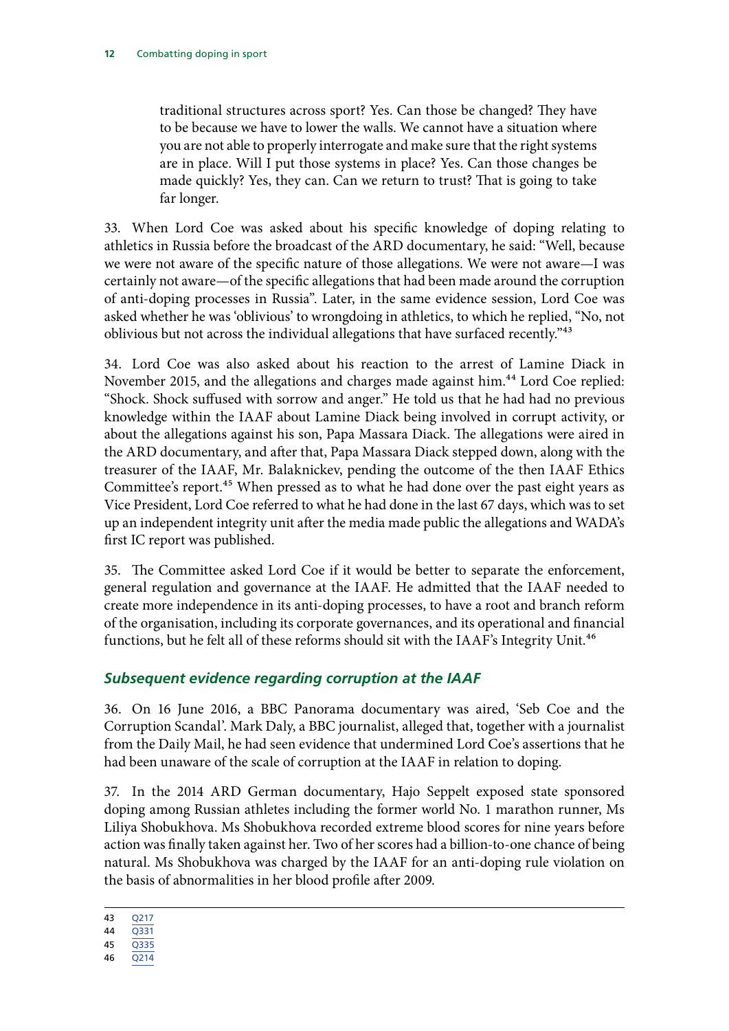> traditional structures across sport? Yes. Can those be changed? They have to be because we have to lower the walls. We cannot have a situation where you are not able to properly interrogate and make sure that the right systems are in place. Will I put those systems in place? Yes. Can those changes be made quickly? Yes, they can. Can we return to trust? That is going to take far longer.

33. When Lord Coe was asked about his specific knowledge of doping relating to athletics in Russia before the broadcast of the ARD documentary, he said: "Well, because we were not aware of the specific nature of those allegations. We were not aware—I was certainly not aware—of the specific allegations that had been made around the corruption of anti-doping processes in Russia". Later, in the same evidence session, Lord Coe was asked whether he was 'oblivious' to wrongdoing in athletics, to which he replied, "No, not oblivious but not across the individual allegations that have surfaced recently."[43]

34. Lord Coe was also asked about his reaction to the arrest of Lamine Diack in November 2015, and the allegations and charges made against him.[44] Lord Coe replied: "Shock. Shock suffused with sorrow and anger." He told us that he had had no previous knowledge within the IAAF about Lamine Diack being involved in corrupt activity, or about the allegations against his son, Papa Massara Diack. The allegations were aired in the ARD documentary, and after that, Papa Massara Diack stepped down, along with the treasurer of the IAAF, Mr. Balaknickev, pending the outcome of the then IAAF Ethics Committee's report.[45] When pressed as to what he had done over the past eight years as Vice President, Lord Coe referred to what he had done in the last 67 days, which was to set up an independent integrity unit after the media made public the allegations and WADA's first IC report was published.

35. The Committee asked Lord Coe if it would be better to separate the enforcement, general regulation and governance at the IAAF. He admitted that the IAAF needed to create more independence in its anti-doping processes, to have a root and branch reform of the organisation, including its corporate governances, and its operational and financial functions, but he felt all of these reforms should sit with the IAAF's Integrity Unit.[46]

### *Subsequent evidence regarding corruption at the IAAF*

36. On 16 June 2016, a BBC Panorama documentary was aired, 'Seb Coe and the Corruption Scandal'. Mark Daly, a BBC journalist, alleged that, together with a journalist from the Daily Mail, he had seen evidence that undermined Lord Coe's assertions that he had been unaware of the scale of corruption at the IAAF in relation to doping.

37. In the 2014 ARD German documentary, Hajo Seppelt exposed state sponsored doping among Russian athletes including the former world No. 1 marathon runner, Ms Liliya Shobukhova. Ms Shobukhova recorded extreme blood scores for nine years before action was finally taken against her. Two of her scores had a billion-to-one chance of being natural. Ms Shobukhova was charged by the IAAF for an anti-doping rule violation on the basis of abnormalities in her blood profile after 2009.

---

43 Q217
44 Q331
45 Q335
46 Q214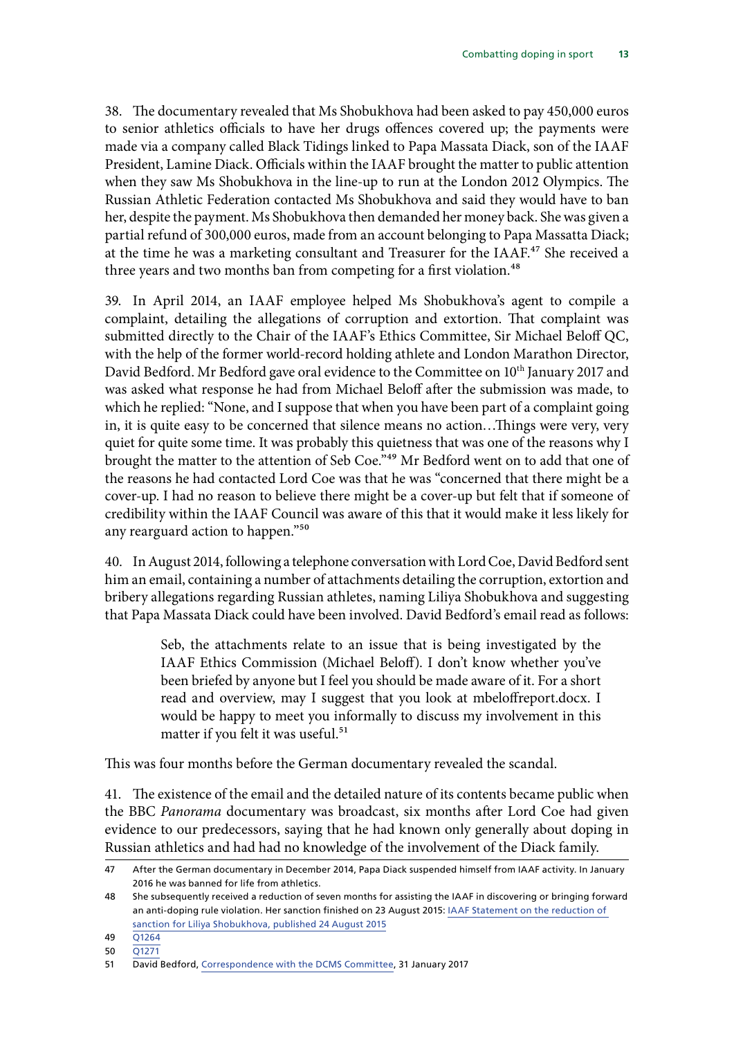38. The documentary revealed that Ms Shobukhova had been asked to pay 450,000 euros to senior athletics officials to have her drugs offences covered up; the payments were made via a company called Black Tidings linked to Papa Massata Diack, son of the IAAF President, Lamine Diack. Officials within the IAAF brought the matter to public attention when they saw Ms Shobukhova in the line-up to run at the London 2012 Olympics. The Russian Athletic Federation contacted Ms Shobukhova and said they would have to ban her, despite the payment. Ms Shobukhova then demanded her money back. She was given a partial refund of 300,000 euros, made from an account belonging to Papa Massatta Diack; at the time he was a marketing consultant and Treasurer for the IAAF.[47] She received a three years and two months ban from competing for a first violation.[48]

39. In April 2014, an IAAF employee helped Ms Shobukhova's agent to compile a complaint, detailing the allegations of corruption and extortion. That complaint was submitted directly to the Chair of the IAAF's Ethics Committee, Sir Michael Beloff QC, with the help of the former world-record holding athlete and London Marathon Director, David Bedford. Mr Bedford gave oral evidence to the Committee on 10th January 2017 and was asked what response he had from Michael Beloff after the submission was made, to which he replied: "None, and I suppose that when you have been part of a complaint going in, it is quite easy to be concerned that silence means no action…Things were very, very quiet for quite some time. It was probably this quietness that was one of the reasons why I brought the matter to the attention of Seb Coe."[49] Mr Bedford went on to add that one of the reasons he had contacted Lord Coe was that he was "concerned that there might be a cover-up. I had no reason to believe there might be a cover-up but felt that if someone of credibility within the IAAF Council was aware of this that it would make it less likely for any rearguard action to happen."[50]

40. In August 2014, following a telephone conversation with Lord Coe, David Bedford sent him an email, containing a number of attachments detailing the corruption, extortion and bribery allegations regarding Russian athletes, naming Liliya Shobukhova and suggesting that Papa Massata Diack could have been involved. David Bedford's email read as follows:

> Seb, the attachments relate to an issue that is being investigated by the IAAF Ethics Commission (Michael Beloff). I don't know whether you've been briefed by anyone but I feel you should be made aware of it. For a short read and overview, may I suggest that you look at mbeloffreport.docx. I would be happy to meet you informally to discuss my involvement in this matter if you felt it was useful.[51]

This was four months before the German documentary revealed the scandal.

41. The existence of the email and the detailed nature of its contents became public when the BBC *Panorama* documentary was broadcast, six months after Lord Coe had given evidence to our predecessors, saying that he had known only generally about doping in Russian athletics and had had no knowledge of the involvement of the Diack family.

---

47 After the German documentary in December 2014, Papa Diack suspended himself from IAAF activity. In January 2016 he was banned for life from athletics.

48 She subsequently received a reduction of seven months for assisting the IAAF in discovering or bringing forward an anti-doping rule violation. Her sanction finished on 23 August 2015: IAAF Statement on the reduction of sanction for Liliya Shobukhova, published 24 August 2015

49 Q1264

50 Q1271

51 David Bedford, Correspondence with the DCMS Committee, 31 January 2017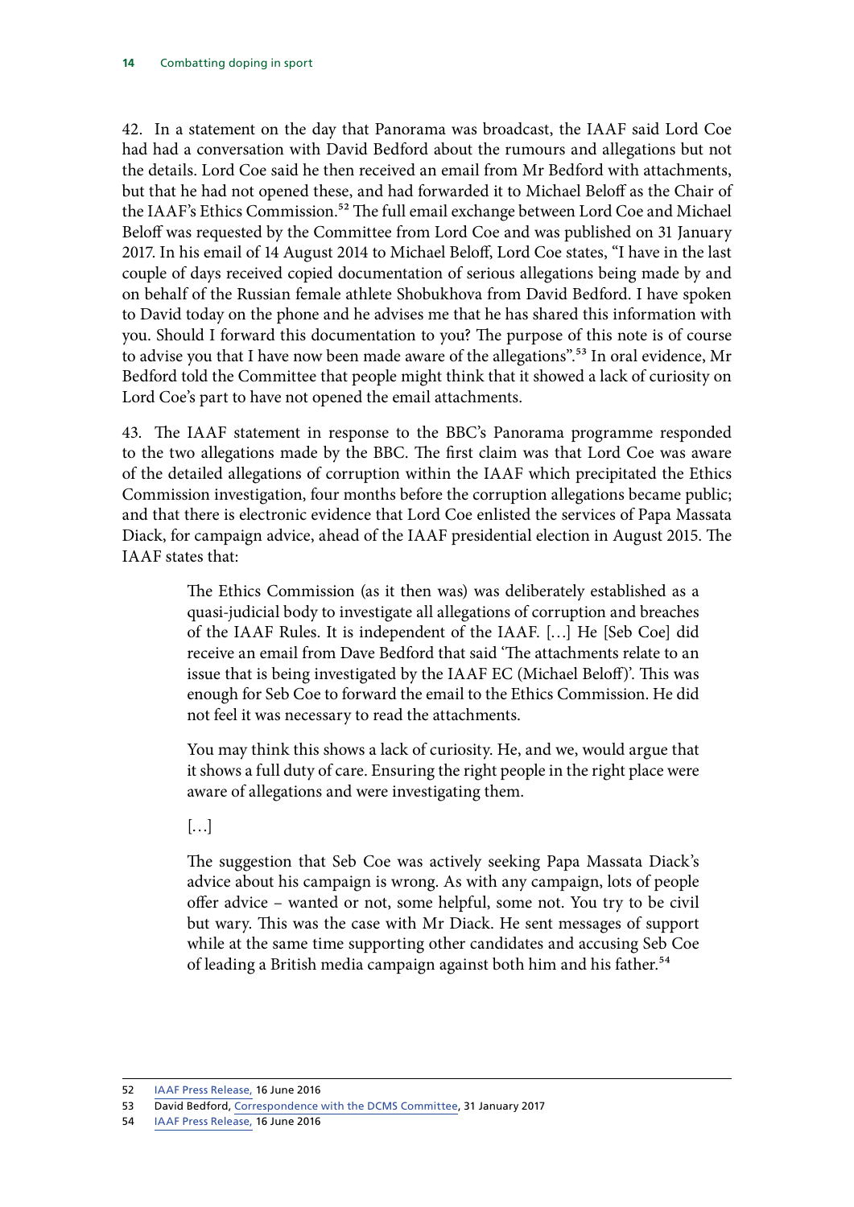42. In a statement on the day that Panorama was broadcast, the IAAF said Lord Coe had had a conversation with David Bedford about the rumours and allegations but not the details. Lord Coe said he then received an email from Mr Bedford with attachments, but that he had not opened these, and had forwarded it to Michael Beloff as the Chair of the IAAF's Ethics Commission.[52] The full email exchange between Lord Coe and Michael Beloff was requested by the Committee from Lord Coe and was published on 31 January 2017. In his email of 14 August 2014 to Michael Beloff, Lord Coe states, "I have in the last couple of days received copied documentation of serious allegations being made by and on behalf of the Russian female athlete Shobukhova from David Bedford. I have spoken to David today on the phone and he advises me that he has shared this information with you. Should I forward this documentation to you? The purpose of this note is of course to advise you that I have now been made aware of the allegations".[53] In oral evidence, Mr Bedford told the Committee that people might think that it showed a lack of curiosity on Lord Coe's part to have not opened the email attachments.

43. The IAAF statement in response to the BBC's Panorama programme responded to the two allegations made by the BBC. The first claim was that Lord Coe was aware of the detailed allegations of corruption within the IAAF which precipitated the Ethics Commission investigation, four months before the corruption allegations became public; and that there is electronic evidence that Lord Coe enlisted the services of Papa Massata Diack, for campaign advice, ahead of the IAAF presidential election in August 2015. The IAAF states that:

> The Ethics Commission (as it then was) was deliberately established as a quasi-judicial body to investigate all allegations of corruption and breaches of the IAAF Rules. It is independent of the IAAF. […] He [Seb Coe] did receive an email from Dave Bedford that said 'The attachments relate to an issue that is being investigated by the IAAF EC (Michael Beloff)'. This was enough for Seb Coe to forward the email to the Ethics Commission. He did not feel it was necessary to read the attachments.
>
> You may think this shows a lack of curiosity. He, and we, would argue that it shows a full duty of care. Ensuring the right people in the right place were aware of allegations and were investigating them.
>
> […]
>
> The suggestion that Seb Coe was actively seeking Papa Massata Diack's advice about his campaign is wrong. As with any campaign, lots of people offer advice – wanted or not, some helpful, some not. You try to be civil but wary. This was the case with Mr Diack. He sent messages of support while at the same time supporting other candidates and accusing Seb Coe of leading a British media campaign against both him and his father.[54]

---

52 IAAF Press Release, 16 June 2016

53 David Bedford, Correspondence with the DCMS Committee, 31 January 2017

54 IAAF Press Release, 16 June 2016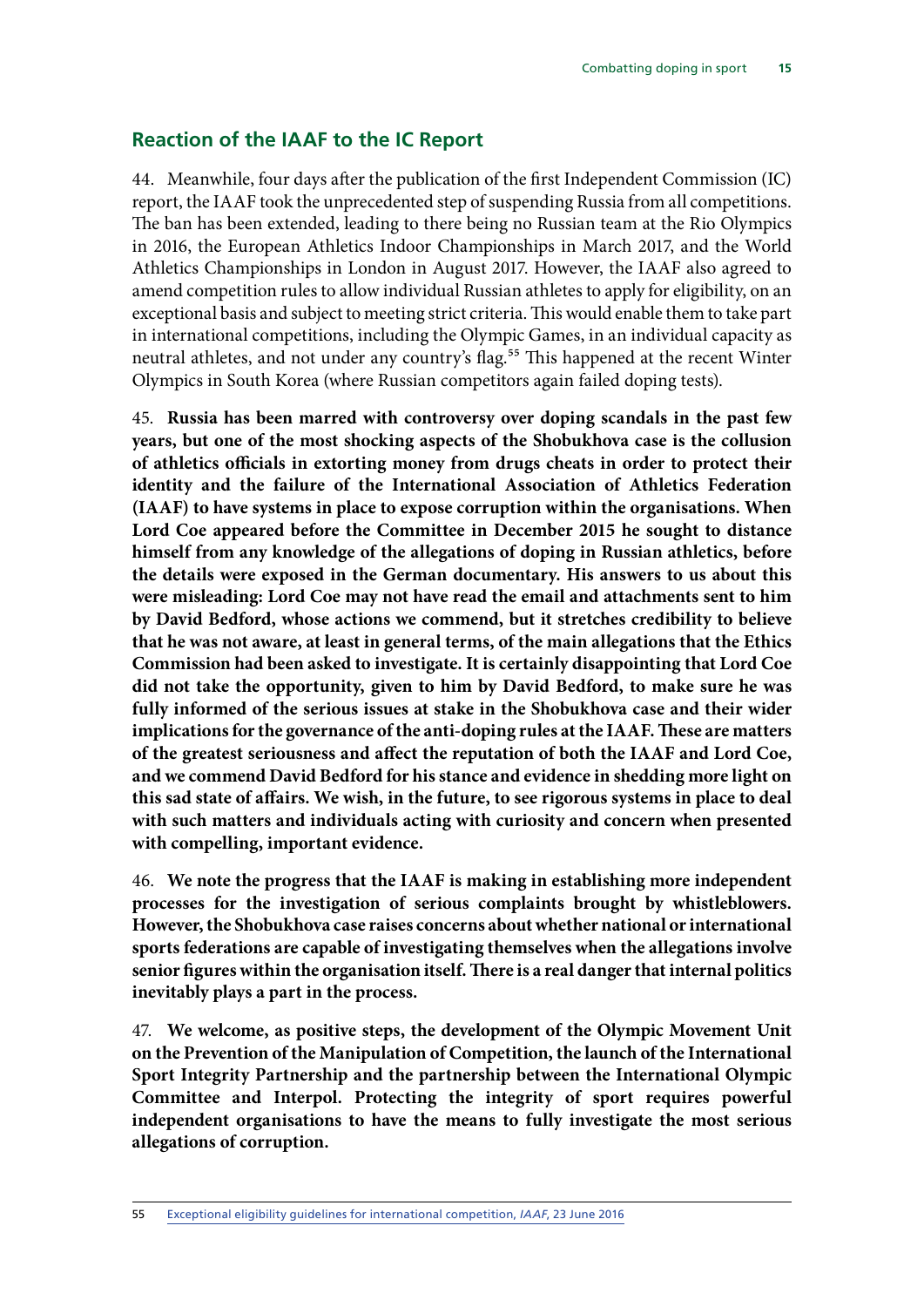## Reaction of the IAAF to the IC Report

44. Meanwhile, four days after the publication of the first Independent Commission (IC) report, the IAAF took the unprecedented step of suspending Russia from all competitions. The ban has been extended, leading to there being no Russian team at the Rio Olympics in 2016, the European Athletics Indoor Championships in March 2017, and the World Athletics Championships in London in August 2017. However, the IAAF also agreed to amend competition rules to allow individual Russian athletes to apply for eligibility, on an exceptional basis and subject to meeting strict criteria. This would enable them to take part in international competitions, including the Olympic Games, in an individual capacity as neutral athletes, and not under any country's flag.[55] This happened at the recent Winter Olympics in South Korea (where Russian competitors again failed doping tests).

45. **Russia has been marred with controversy over doping scandals in the past few years, but one of the most shocking aspects of the Shobukhova case is the collusion of athletics officials in extorting money from drugs cheats in order to protect their identity and the failure of the International Association of Athletics Federation (IAAF) to have systems in place to expose corruption within the organisations. When Lord Coe appeared before the Committee in December 2015 he sought to distance himself from any knowledge of the allegations of doping in Russian athletics, before the details were exposed in the German documentary. His answers to us about this were misleading: Lord Coe may not have read the email and attachments sent to him by David Bedford, whose actions we commend, but it stretches credibility to believe that he was not aware, at least in general terms, of the main allegations that the Ethics Commission had been asked to investigate. It is certainly disappointing that Lord Coe did not take the opportunity, given to him by David Bedford, to make sure he was fully informed of the serious issues at stake in the Shobukhova case and their wider implications for the governance of the anti-doping rules at the IAAF. These are matters of the greatest seriousness and affect the reputation of both the IAAF and Lord Coe, and we commend David Bedford for his stance and evidence in shedding more light on this sad state of affairs. We wish, in the future, to see rigorous systems in place to deal with such matters and individuals acting with curiosity and concern when presented with compelling, important evidence.**

46. **We note the progress that the IAAF is making in establishing more independent processes for the investigation of serious complaints brought by whistleblowers. However, the Shobukhova case raises concerns about whether national or international sports federations are capable of investigating themselves when the allegations involve senior figures within the organisation itself. There is a real danger that internal politics inevitably plays a part in the process.**

47. **We welcome, as positive steps, the development of the Olympic Movement Unit on the Prevention of the Manipulation of Competition, the launch of the International Sport Integrity Partnership and the partnership between the International Olympic Committee and Interpol. Protecting the integrity of sport requires powerful independent organisations to have the means to fully investigate the most serious allegations of corruption.**

55 Exceptional eligibility guidelines for international competition, *IAAF*, 23 June 2016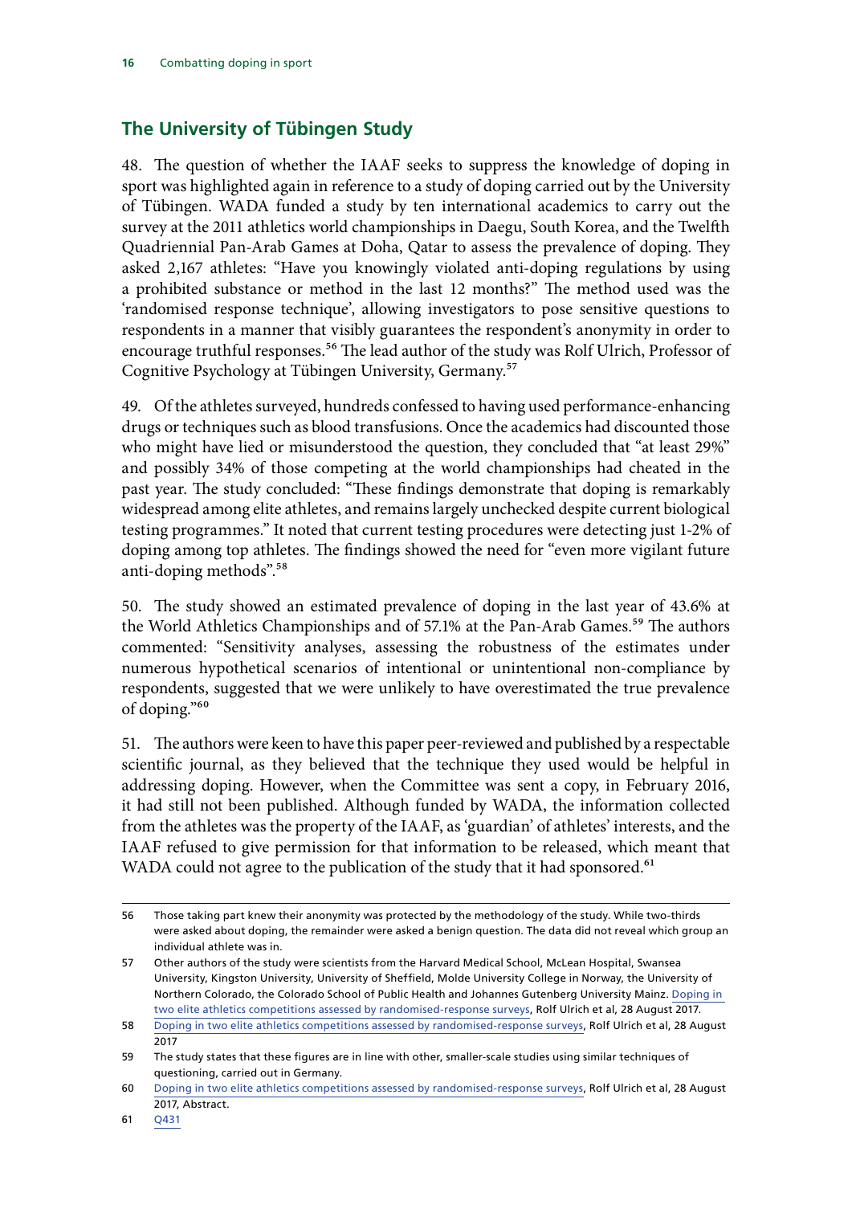## The University of Tübingen Study

48. The question of whether the IAAF seeks to suppress the knowledge of doping in sport was highlighted again in reference to a study of doping carried out by the University of Tübingen. WADA funded a study by ten international academics to carry out the survey at the 2011 athletics world championships in Daegu, South Korea, and the Twelfth Quadriennial Pan-Arab Games at Doha, Qatar to assess the prevalence of doping. They asked 2,167 athletes: "Have you knowingly violated anti-doping regulations by using a prohibited substance or method in the last 12 months?" The method used was the 'randomised response technique', allowing investigators to pose sensitive questions to respondents in a manner that visibly guarantees the respondent's anonymity in order to encourage truthful responses.[56] The lead author of the study was Rolf Ulrich, Professor of Cognitive Psychology at Tübingen University, Germany.[57]

49. Of the athletes surveyed, hundreds confessed to having used performance-enhancing drugs or techniques such as blood transfusions. Once the academics had discounted those who might have lied or misunderstood the question, they concluded that "at least 29%" and possibly 34% of those competing at the world championships had cheated in the past year. The study concluded: "These findings demonstrate that doping is remarkably widespread among elite athletes, and remains largely unchecked despite current biological testing programmes." It noted that current testing procedures were detecting just 1-2% of doping among top athletes. The findings showed the need for "even more vigilant future anti-doping methods".[58]

50. The study showed an estimated prevalence of doping in the last year of 43.6% at the World Athletics Championships and of 57.1% at the Pan-Arab Games.[59] The authors commented: "Sensitivity analyses, assessing the robustness of the estimates under numerous hypothetical scenarios of intentional or unintentional non-compliance by respondents, suggested that we were unlikely to have overestimated the true prevalence of doping."[60]

51. The authors were keen to have this paper peer-reviewed and published by a respectable scientific journal, as they believed that the technique they used would be helpful in addressing doping. However, when the Committee was sent a copy, in February 2016, it had still not been published. Although funded by WADA, the information collected from the athletes was the property of the IAAF, as 'guardian' of athletes' interests, and the IAAF refused to give permission for that information to be released, which meant that WADA could not agree to the publication of the study that it had sponsored.[61]

---

56 Those taking part knew their anonymity was protected by the methodology of the study. While two-thirds were asked about doping, the remainder were asked a benign question. The data did not reveal which group an individual athlete was in.

57 Other authors of the study were scientists from the Harvard Medical School, McLean Hospital, Swansea University, Kingston University, University of Sheffield, Molde University College in Norway, the University of Northern Colorado, the Colorado School of Public Health and Johannes Gutenberg University Mainz. Doping in two elite athletics competitions assessed by randomised-response surveys, Rolf Ulrich et al, 28 August 2017.

58 Doping in two elite athletics competitions assessed by randomised-response surveys, Rolf Ulrich et al, 28 August 2017

59 The study states that these figures are in line with other, smaller-scale studies using similar techniques of questioning, carried out in Germany.

60 Doping in two elite athletics competitions assessed by randomised-response surveys, Rolf Ulrich et al, 28 August 2017, Abstract.

61 Q431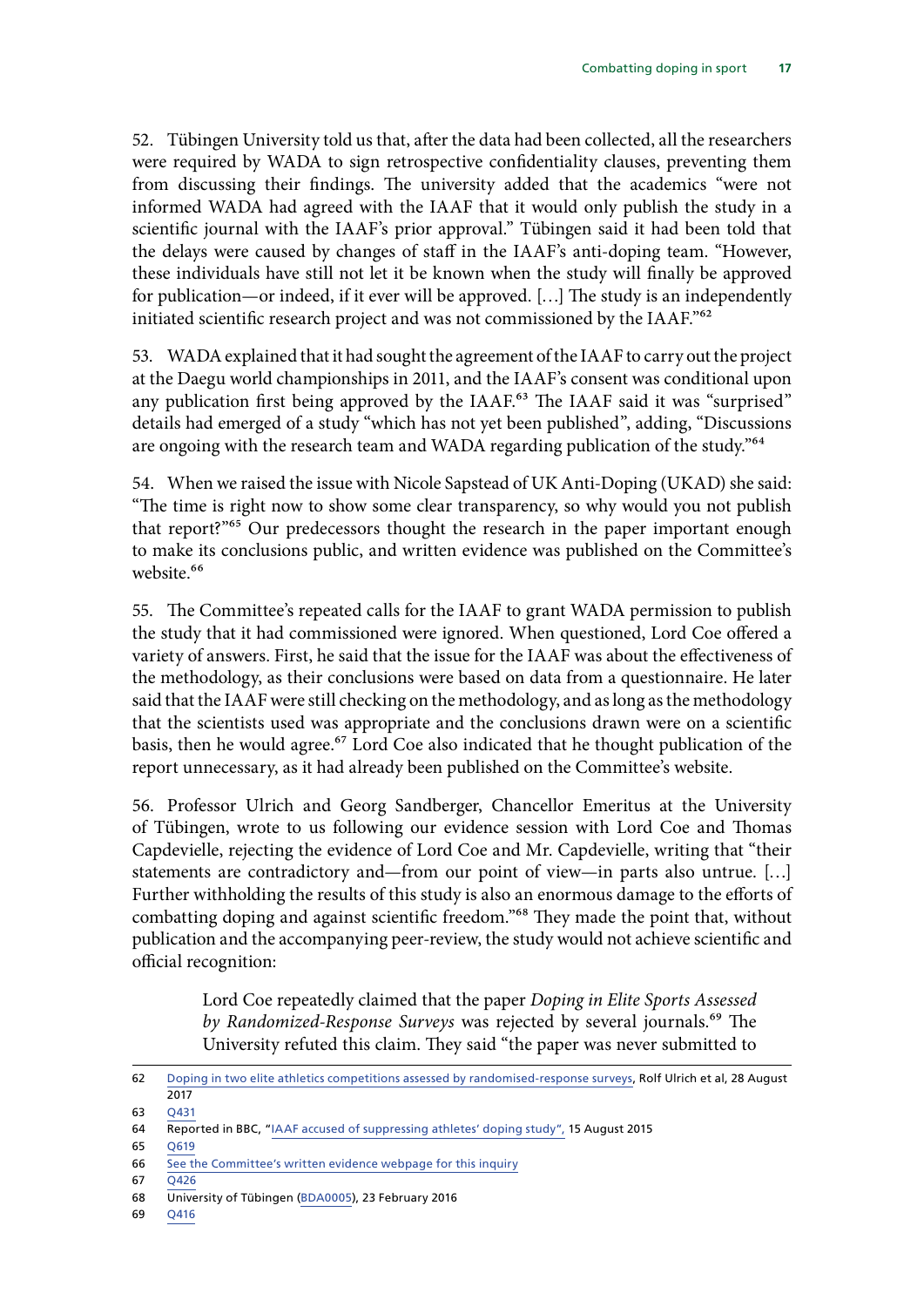52. Tübingen University told us that, after the data had been collected, all the researchers were required by WADA to sign retrospective confidentiality clauses, preventing them from discussing their findings. The university added that the academics "were not informed WADA had agreed with the IAAF that it would only publish the study in a scientific journal with the IAAF's prior approval." Tübingen said it had been told that the delays were caused by changes of staff in the IAAF's anti-doping team. "However, these individuals have still not let it be known when the study will finally be approved for publication—or indeed, if it ever will be approved. […] The study is an independently initiated scientific research project and was not commissioned by the IAAF."[62]

53. WADA explained that it had sought the agreement of the IAAF to carry out the project at the Daegu world championships in 2011, and the IAAF's consent was conditional upon any publication first being approved by the IAAF.[63] The IAAF said it was "surprised" details had emerged of a study "which has not yet been published", adding, "Discussions are ongoing with the research team and WADA regarding publication of the study."[64]

54. When we raised the issue with Nicole Sapstead of UK Anti-Doping (UKAD) she said: "The time is right now to show some clear transparency, so why would you not publish that report?"[65] Our predecessors thought the research in the paper important enough to make its conclusions public, and written evidence was published on the Committee's website.[66]

55. The Committee's repeated calls for the IAAF to grant WADA permission to publish the study that it had commissioned were ignored. When questioned, Lord Coe offered a variety of answers. First, he said that the issue for the IAAF was about the effectiveness of the methodology, as their conclusions were based on data from a questionnaire. He later said that the IAAF were still checking on the methodology, and as long as the methodology that the scientists used was appropriate and the conclusions drawn were on a scientific basis, then he would agree.[67] Lord Coe also indicated that he thought publication of the report unnecessary, as it had already been published on the Committee's website.

56. Professor Ulrich and Georg Sandberger, Chancellor Emeritus at the University of Tübingen, wrote to us following our evidence session with Lord Coe and Thomas Capdevielle, rejecting the evidence of Lord Coe and Mr. Capdevielle, writing that "their statements are contradictory and—from our point of view—in parts also untrue. […] Further withholding the results of this study is also an enormous damage to the efforts of combatting doping and against scientific freedom."[68] They made the point that, without publication and the accompanying peer-review, the study would not achieve scientific and official recognition:

> Lord Coe repeatedly claimed that the paper *Doping in Elite Sports Assessed by Randomized-Response Surveys* was rejected by several journals.[69] The University refuted this claim. They said "the paper was never submitted to

---

62 Doping in two elite athletics competitions assessed by randomised-response surveys, Rolf Ulrich et al, 28 August 2017

63 Q431

64 Reported in BBC, "IAAF accused of suppressing athletes' doping study", 15 August 2015

65 Q619

66 See the Committee's written evidence webpage for this inquiry

67 Q426

68 University of Tübingen (BDA0005), 23 February 2016

69 Q416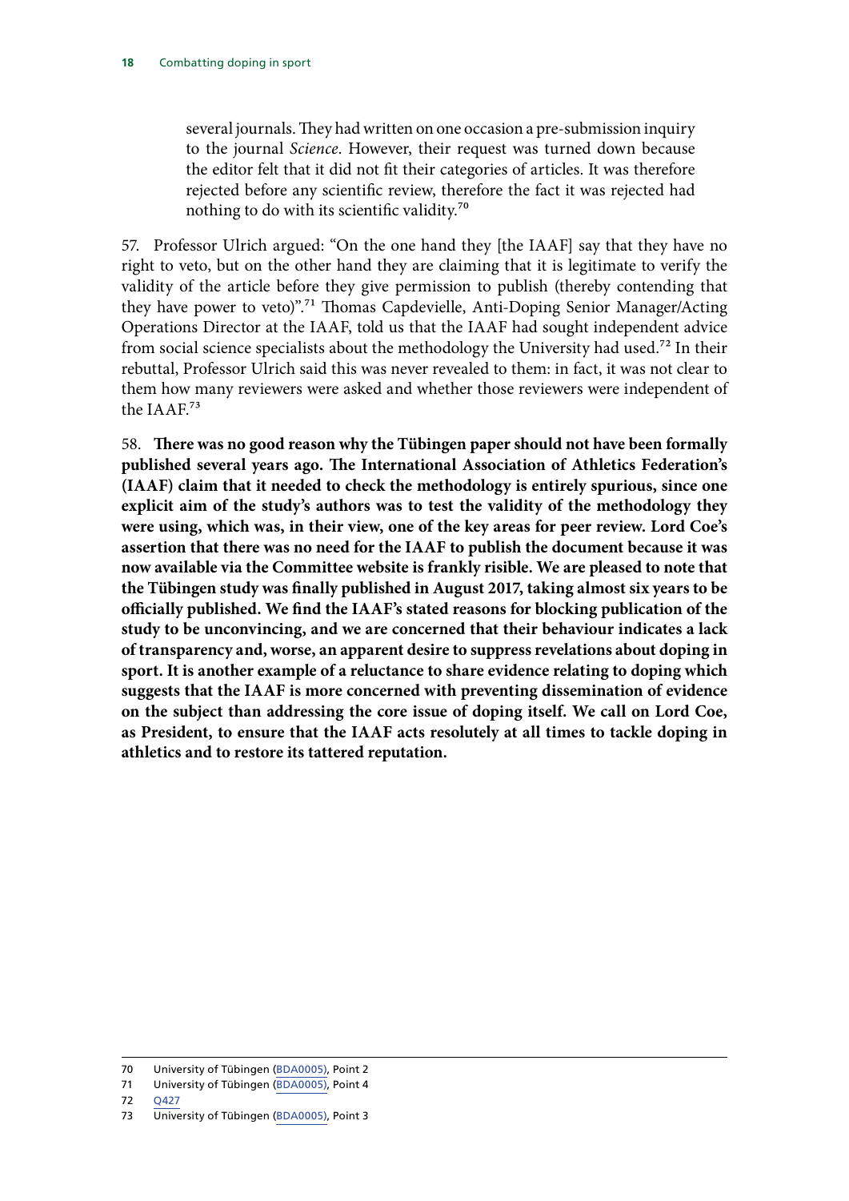> several journals. They had written on one occasion a pre-submission inquiry to the journal *Science*. However, their request was turned down because the editor felt that it did not fit their categories of articles. It was therefore rejected before any scientific review, therefore the fact it was rejected had nothing to do with its scientific validity.[70]

57. Professor Ulrich argued: "On the one hand they [the IAAF] say that they have no right to veto, but on the other hand they are claiming that it is legitimate to verify the validity of the article before they give permission to publish (thereby contending that they have power to veto)".[71] Thomas Capdevielle, Anti-Doping Senior Manager/Acting Operations Director at the IAAF, told us that the IAAF had sought independent advice from social science specialists about the methodology the University had used.[72] In their rebuttal, Professor Ulrich said this was never revealed to them: in fact, it was not clear to them how many reviewers were asked and whether those reviewers were independent of the IAAF.[73]

58. **There was no good reason why the Tübingen paper should not have been formally published several years ago. The International Association of Athletics Federation's (IAAF) claim that it needed to check the methodology is entirely spurious, since one explicit aim of the study's authors was to test the validity of the methodology they were using, which was, in their view, one of the key areas for peer review. Lord Coe's assertion that there was no need for the IAAF to publish the document because it was now available via the Committee website is frankly risible. We are pleased to note that the Tübingen study was finally published in August 2017, taking almost six years to be officially published. We find the IAAF's stated reasons for blocking publication of the study to be unconvincing, and we are concerned that their behaviour indicates a lack of transparency and, worse, an apparent desire to suppress revelations about doping in sport. It is another example of a reluctance to share evidence relating to doping which suggests that the IAAF is more concerned with preventing dissemination of evidence on the subject than addressing the core issue of doping itself. We call on Lord Coe, as President, to ensure that the IAAF acts resolutely at all times to tackle doping in athletics and to restore its tattered reputation.**

---

70 University of Tübingen (BDA0005), Point 2

71 University of Tübingen (BDA0005), Point 4

72 Q427

73 University of Tübingen (BDA0005), Point 3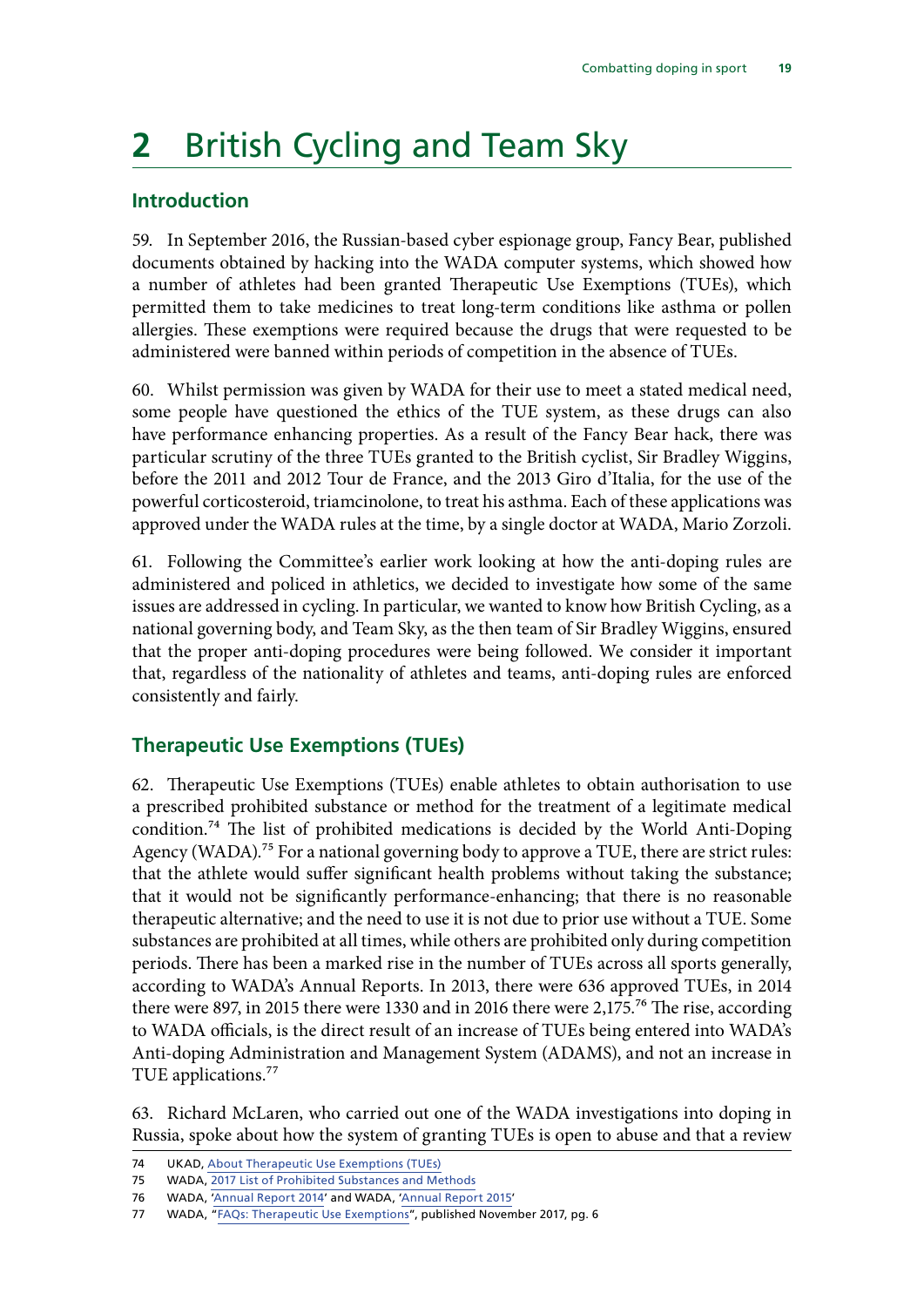# 2 British Cycling and Team Sky

## Introduction

59. In September 2016, the Russian-based cyber espionage group, Fancy Bear, published documents obtained by hacking into the WADA computer systems, which showed how a number of athletes had been granted Therapeutic Use Exemptions (TUEs), which permitted them to take medicines to treat long-term conditions like asthma or pollen allergies. These exemptions were required because the drugs that were requested to be administered were banned within periods of competition in the absence of TUEs.

60. Whilst permission was given by WADA for their use to meet a stated medical need, some people have questioned the ethics of the TUE system, as these drugs can also have performance enhancing properties. As a result of the Fancy Bear hack, there was particular scrutiny of the three TUEs granted to the British cyclist, Sir Bradley Wiggins, before the 2011 and 2012 Tour de France, and the 2013 Giro d'Italia, for the use of the powerful corticosteroid, triamcinolone, to treat his asthma. Each of these applications was approved under the WADA rules at the time, by a single doctor at WADA, Mario Zorzoli.

61. Following the Committee's earlier work looking at how the anti-doping rules are administered and policed in athletics, we decided to investigate how some of the same issues are addressed in cycling. In particular, we wanted to know how British Cycling, as a national governing body, and Team Sky, as the then team of Sir Bradley Wiggins, ensured that the proper anti-doping procedures were being followed. We consider it important that, regardless of the nationality of athletes and teams, anti-doping rules are enforced consistently and fairly.

## Therapeutic Use Exemptions (TUEs)

62. Therapeutic Use Exemptions (TUEs) enable athletes to obtain authorisation to use a prescribed prohibited substance or method for the treatment of a legitimate medical condition.[74] The list of prohibited medications is decided by the World Anti-Doping Agency (WADA).[75] For a national governing body to approve a TUE, there are strict rules: that the athlete would suffer significant health problems without taking the substance; that it would not be significantly performance-enhancing; that there is no reasonable therapeutic alternative; and the need to use it is not due to prior use without a TUE. Some substances are prohibited at all times, while others are prohibited only during competition periods. There has been a marked rise in the number of TUEs across all sports generally, according to WADA's Annual Reports. In 2013, there were 636 approved TUEs, in 2014 there were 897, in 2015 there were 1330 and in 2016 there were 2,175.[76] The rise, according to WADA officials, is the direct result of an increase of TUEs being entered into WADA's Anti-doping Administration and Management System (ADAMS), and not an increase in TUE applications.[77]

63. Richard McLaren, who carried out one of the WADA investigations into doping in Russia, spoke about how the system of granting TUEs is open to abuse and that a review

---

74 UKAD, About Therapeutic Use Exemptions (TUEs)

75 WADA, 2017 List of Prohibited Substances and Methods

76 WADA, 'Annual Report 2014' and WADA, 'Annual Report 2015'

77 WADA, "FAQs: Therapeutic Use Exemptions", published November 2017, pg. 6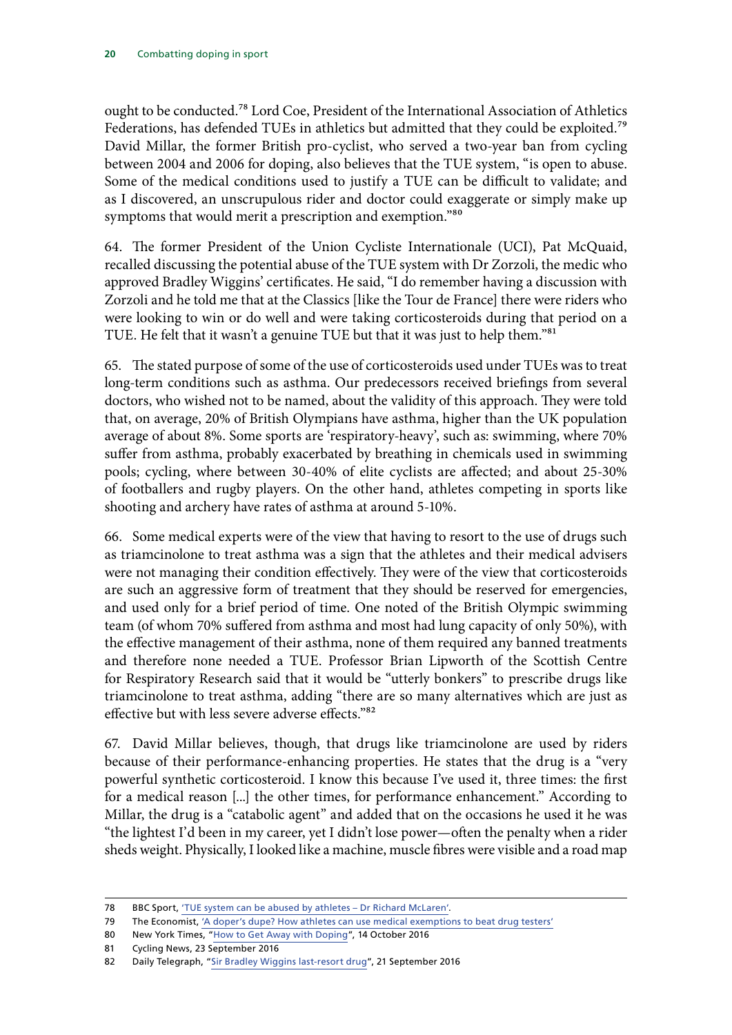ought to be conducted.[78] Lord Coe, President of the International Association of Athletics Federations, has defended TUEs in athletics but admitted that they could be exploited.[79] David Millar, the former British pro-cyclist, who served a two-year ban from cycling between 2004 and 2006 for doping, also believes that the TUE system, "is open to abuse. Some of the medical conditions used to justify a TUE can be difficult to validate; and as I discovered, an unscrupulous rider and doctor could exaggerate or simply make up symptoms that would merit a prescription and exemption."[80]

64. The former President of the Union Cycliste Internationale (UCI), Pat McQuaid, recalled discussing the potential abuse of the TUE system with Dr Zorzoli, the medic who approved Bradley Wiggins' certificates. He said, "I do remember having a discussion with Zorzoli and he told me that at the Classics [like the Tour de France] there were riders who were looking to win or do well and were taking corticosteroids during that period on a TUE. He felt that it wasn't a genuine TUE but that it was just to help them."[81]

65. The stated purpose of some of the use of corticosteroids used under TUEs was to treat long-term conditions such as asthma. Our predecessors received briefings from several doctors, who wished not to be named, about the validity of this approach. They were told that, on average, 20% of British Olympians have asthma, higher than the UK population average of about 8%. Some sports are 'respiratory-heavy', such as: swimming, where 70% suffer from asthma, probably exacerbated by breathing in chemicals used in swimming pools; cycling, where between 30-40% of elite cyclists are affected; and about 25-30% of footballers and rugby players. On the other hand, athletes competing in sports like shooting and archery have rates of asthma at around 5-10%.

66. Some medical experts were of the view that having to resort to the use of drugs such as triamcinolone to treat asthma was a sign that the athletes and their medical advisers were not managing their condition effectively. They were of the view that corticosteroids are such an aggressive form of treatment that they should be reserved for emergencies, and used only for a brief period of time. One noted of the British Olympic swimming team (of whom 70% suffered from asthma and most had lung capacity of only 50%), with the effective management of their asthma, none of them required any banned treatments and therefore none needed a TUE. Professor Brian Lipworth of the Scottish Centre for Respiratory Research said that it would be "utterly bonkers" to prescribe drugs like triamcinolone to treat asthma, adding "there are so many alternatives which are just as effective but with less severe adverse effects."[82]

67. David Millar believes, though, that drugs like triamcinolone are used by riders because of their performance-enhancing properties. He states that the drug is a "very powerful synthetic corticosteroid. I know this because I've used it, three times: the first for a medical reason [...] the other times, for performance enhancement." According to Millar, the drug is a "catabolic agent" and added that on the occasions he used it he was "the lightest I'd been in my career, yet I didn't lose power—often the penalty when a rider sheds weight. Physically, I looked like a machine, muscle fibres were visible and a road map

---

78 BBC Sport, 'TUE system can be abused by athletes – Dr Richard McLaren'.

79 The Economist, 'A doper's dupe? How athletes can use medical exemptions to beat drug testers'

80 New York Times, "How to Get Away with Doping", 14 October 2016

81 Cycling News, 23 September 2016

82 Daily Telegraph, "Sir Bradley Wiggins last-resort drug", 21 September 2016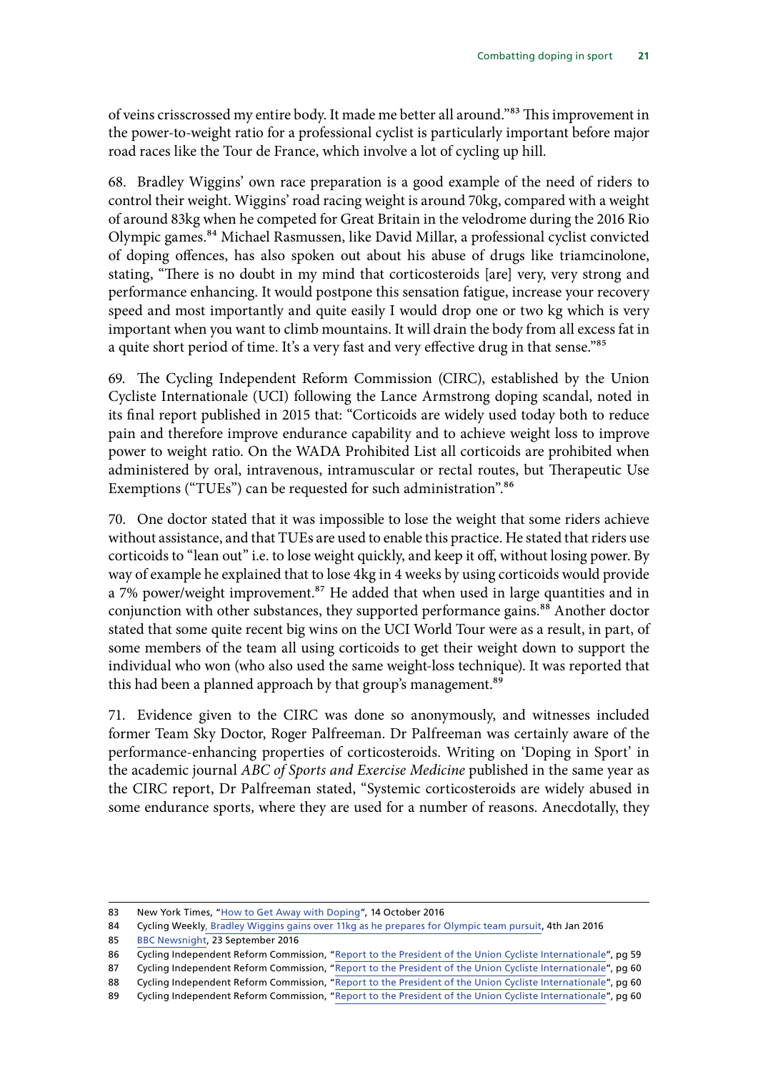of veins crisscrossed my entire body. It made me better all around."[83] This improvement in the power-to-weight ratio for a professional cyclist is particularly important before major road races like the Tour de France, which involve a lot of cycling up hill.

68. Bradley Wiggins' own race preparation is a good example of the need of riders to control their weight. Wiggins' road racing weight is around 70kg, compared with a weight of around 83kg when he competed for Great Britain in the velodrome during the 2016 Rio Olympic games.[84] Michael Rasmussen, like David Millar, a professional cyclist convicted of doping offences, has also spoken out about his abuse of drugs like triamcinolone, stating, "There is no doubt in my mind that corticosteroids [are] very, very strong and performance enhancing. It would postpone this sensation fatigue, increase your recovery speed and most importantly and quite easily I would drop one or two kg which is very important when you want to climb mountains. It will drain the body from all excess fat in a quite short period of time. It's a very fast and very effective drug in that sense."[85]

69. The Cycling Independent Reform Commission (CIRC), established by the Union Cycliste Internationale (UCI) following the Lance Armstrong doping scandal, noted in its final report published in 2015 that: "Corticoids are widely used today both to reduce pain and therefore improve endurance capability and to achieve weight loss to improve power to weight ratio. On the WADA Prohibited List all corticoids are prohibited when administered by oral, intravenous, intramuscular or rectal routes, but Therapeutic Use Exemptions ("TUEs") can be requested for such administration".[86]

70. One doctor stated that it was impossible to lose the weight that some riders achieve without assistance, and that TUEs are used to enable this practice. He stated that riders use corticoids to "lean out" i.e. to lose weight quickly, and keep it off, without losing power. By way of example he explained that to lose 4kg in 4 weeks by using corticoids would provide a 7% power/weight improvement.[87] He added that when used in large quantities and in conjunction with other substances, they supported performance gains.[88] Another doctor stated that some quite recent big wins on the UCI World Tour were as a result, in part, of some members of the team all using corticoids to get their weight down to support the individual who won (who also used the same weight-loss technique). It was reported that this had been a planned approach by that group's management.[89]

71. Evidence given to the CIRC was done so anonymously, and witnesses included former Team Sky Doctor, Roger Palfreeman. Dr Palfreeman was certainly aware of the performance-enhancing properties of corticosteroids. Writing on 'Doping in Sport' in the academic journal *ABC of Sports and Exercise Medicine* published in the same year as the CIRC report, Dr Palfreeman stated, "Systemic corticosteroids are widely abused in some endurance sports, where they are used for a number of reasons. Anecdotally, they

---

83 New York Times, "How to Get Away with Doping", 14 October 2016

84 Cycling Weekly, Bradley Wiggins gains over 11kg as he prepares for Olympic team pursuit, 4th Jan 2016

85 BBC Newsnight, 23 September 2016

86 Cycling Independent Reform Commission, "Report to the President of the Union Cycliste Internationale", pg 59

87 Cycling Independent Reform Commission, "Report to the President of the Union Cycliste Internationale", pg 60

88 Cycling Independent Reform Commission, "Report to the President of the Union Cycliste Internationale", pg 60

89 Cycling Independent Reform Commission, "Report to the President of the Union Cycliste Internationale", pg 60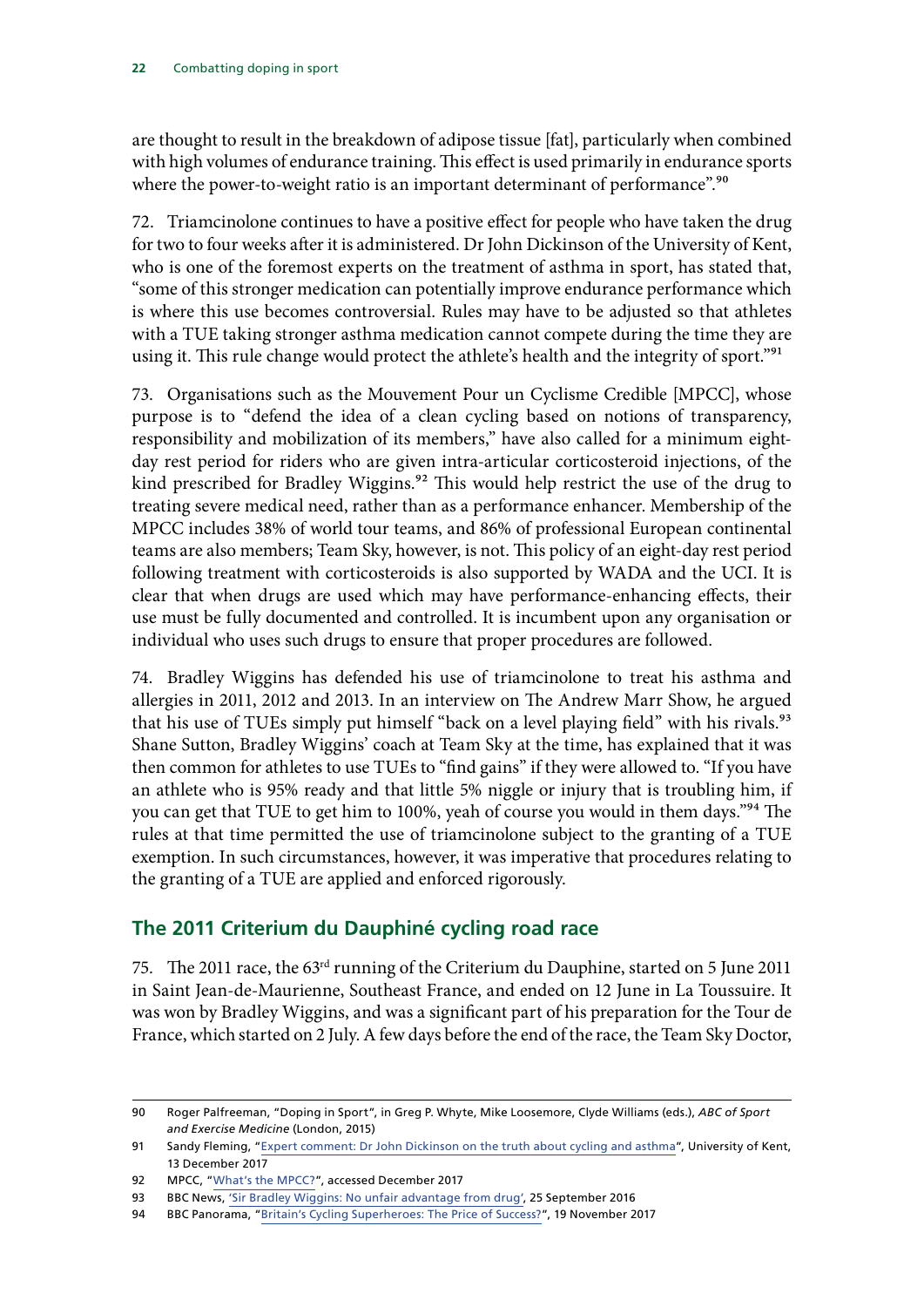are thought to result in the breakdown of adipose tissue [fat], particularly when combined with high volumes of endurance training. This effect is used primarily in endurance sports where the power-to-weight ratio is an important determinant of performance".[90]

72. Triamcinolone continues to have a positive effect for people who have taken the drug for two to four weeks after it is administered. Dr John Dickinson of the University of Kent, who is one of the foremost experts on the treatment of asthma in sport, has stated that, "some of this stronger medication can potentially improve endurance performance which is where this use becomes controversial. Rules may have to be adjusted so that athletes with a TUE taking stronger asthma medication cannot compete during the time they are using it. This rule change would protect the athlete's health and the integrity of sport."[91]

73. Organisations such as the Mouvement Pour un Cyclisme Credible [MPCC], whose purpose is to "defend the idea of a clean cycling based on notions of transparency, responsibility and mobilization of its members," have also called for a minimum eight-day rest period for riders who are given intra-articular corticosteroid injections, of the kind prescribed for Bradley Wiggins.[92] This would help restrict the use of the drug to treating severe medical need, rather than as a performance enhancer. Membership of the MPCC includes 38% of world tour teams, and 86% of professional European continental teams are also members; Team Sky, however, is not. This policy of an eight-day rest period following treatment with corticosteroids is also supported by WADA and the UCI. It is clear that when drugs are used which may have performance-enhancing effects, their use must be fully documented and controlled. It is incumbent upon any organisation or individual who uses such drugs to ensure that proper procedures are followed.

74. Bradley Wiggins has defended his use of triamcinolone to treat his asthma and allergies in 2011, 2012 and 2013. In an interview on The Andrew Marr Show, he argued that his use of TUEs simply put himself "back on a level playing field" with his rivals.[93] Shane Sutton, Bradley Wiggins' coach at Team Sky at the time, has explained that it was then common for athletes to use TUEs to "find gains" if they were allowed to. "If you have an athlete who is 95% ready and that little 5% niggle or injury that is troubling him, if you can get that TUE to get him to 100%, yeah of course you would in them days."[94] The rules at that time permitted the use of triamcinolone subject to the granting of a TUE exemption. In such circumstances, however, it was imperative that procedures relating to the granting of a TUE are applied and enforced rigorously.

## The 2011 Criterium du Dauphiné cycling road race

75. The 2011 race, the 63rd running of the Criterium du Dauphine, started on 5 June 2011 in Saint Jean-de-Maurienne, Southeast France, and ended on 12 June in La Toussuire. It was won by Bradley Wiggins, and was a significant part of his preparation for the Tour de France, which started on 2 July. A few days before the end of the race, the Team Sky Doctor,

---

90 Roger Palfreeman, "Doping in Sport", in Greg P. Whyte, Mike Loosemore, Clyde Williams (eds.), *ABC of Sport and Exercise Medicine* (London, 2015)

91 Sandy Fleming, "Expert comment: Dr John Dickinson on the truth about cycling and asthma", University of Kent, 13 December 2017

92 MPCC, "What's the MPCC?", accessed December 2017

93 BBC News, 'Sir Bradley Wiggins: No unfair advantage from drug', 25 September 2016

94 BBC Panorama, "Britain's Cycling Superheroes: The Price of Success?", 19 November 2017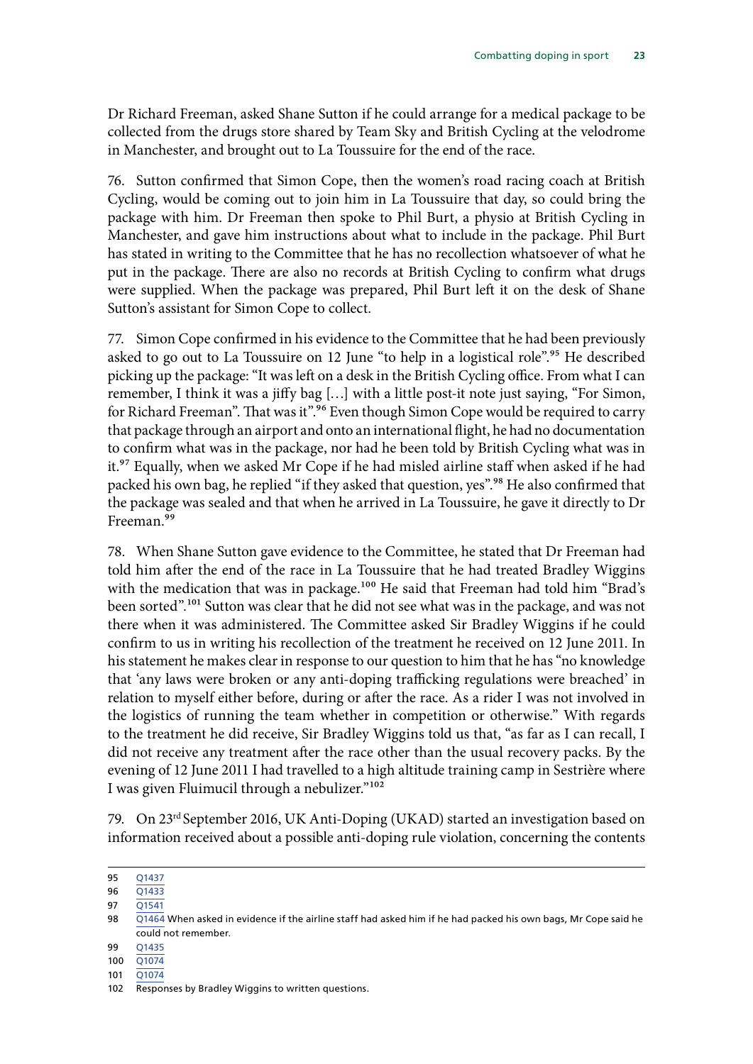Dr Richard Freeman, asked Shane Sutton if he could arrange for a medical package to be collected from the drugs store shared by Team Sky and British Cycling at the velodrome in Manchester, and brought out to La Toussuire for the end of the race.

76. Sutton confirmed that Simon Cope, then the women's road racing coach at British Cycling, would be coming out to join him in La Toussuire that day, so could bring the package with him. Dr Freeman then spoke to Phil Burt, a physio at British Cycling in Manchester, and gave him instructions about what to include in the package. Phil Burt has stated in writing to the Committee that he has no recollection whatsoever of what he put in the package. There are also no records at British Cycling to confirm what drugs were supplied. When the package was prepared, Phil Burt left it on the desk of Shane Sutton's assistant for Simon Cope to collect.

77. Simon Cope confirmed in his evidence to the Committee that he had been previously asked to go out to La Toussuire on 12 June "to help in a logistical role".[95] He described picking up the package: "It was left on a desk in the British Cycling office. From what I can remember, I think it was a jiffy bag […] with a little post-it note just saying, "For Simon, for Richard Freeman". That was it".[96] Even though Simon Cope would be required to carry that package through an airport and onto an international flight, he had no documentation to confirm what was in the package, nor had he been told by British Cycling what was in it.[97] Equally, when we asked Mr Cope if he had misled airline staff when asked if he had packed his own bag, he replied "if they asked that question, yes".[98] He also confirmed that the package was sealed and that when he arrived in La Toussuire, he gave it directly to Dr Freeman.[99]

78. When Shane Sutton gave evidence to the Committee, he stated that Dr Freeman had told him after the end of the race in La Toussuire that he had treated Bradley Wiggins with the medication that was in package.[100] He said that Freeman had told him "Brad's been sorted".[101] Sutton was clear that he did not see what was in the package, and was not there when it was administered. The Committee asked Sir Bradley Wiggins if he could confirm to us in writing his recollection of the treatment he received on 12 June 2011. In his statement he makes clear in response to our question to him that he has "no knowledge that 'any laws were broken or any anti-doping trafficking regulations were breached' in relation to myself either before, during or after the race. As a rider I was not involved in the logistics of running the team whether in competition or otherwise." With regards to the treatment he did receive, Sir Bradley Wiggins told us that, "as far as I can recall, I did not receive any treatment after the race other than the usual recovery packs. By the evening of 12 June 2011 I had travelled to a high altitude training camp in Sestrière where I was given Fluimucil through a nebulizer."[102]

79. On 23rd September 2016, UK Anti-Doping (UKAD) started an investigation based on information received about a possible anti-doping rule violation, concerning the contents

---

95 Q1437

96 Q1433

97 Q1541

98 Q1464 When asked in evidence if the airline staff had asked him if he had packed his own bags, Mr Cope said he could not remember.

99 Q1435

100 Q1074

101 Q1074

102 Responses by Bradley Wiggins to written questions.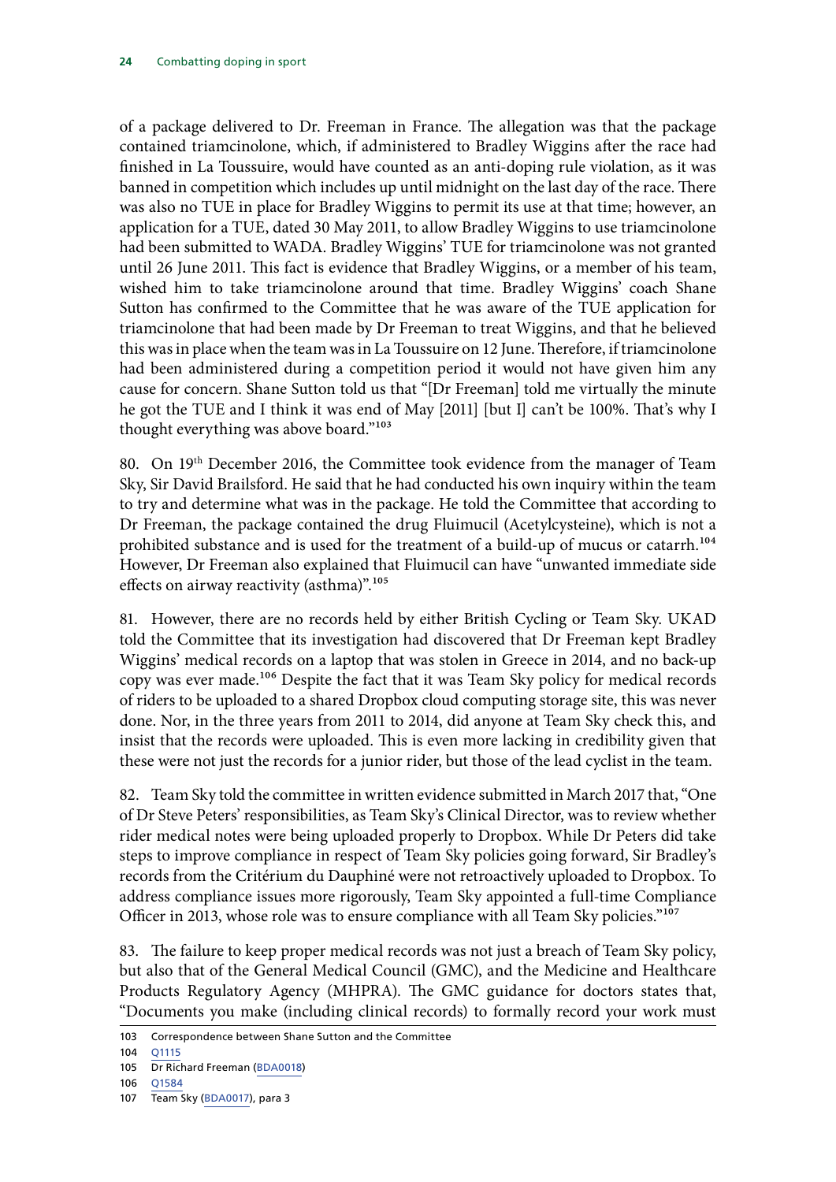of a package delivered to Dr. Freeman in France. The allegation was that the package contained triamcinolone, which, if administered to Bradley Wiggins after the race had finished in La Toussuire, would have counted as an anti-doping rule violation, as it was banned in competition which includes up until midnight on the last day of the race. There was also no TUE in place for Bradley Wiggins to permit its use at that time; however, an application for a TUE, dated 30 May 2011, to allow Bradley Wiggins to use triamcinolone had been submitted to WADA. Bradley Wiggins' TUE for triamcinolone was not granted until 26 June 2011. This fact is evidence that Bradley Wiggins, or a member of his team, wished him to take triamcinolone around that time. Bradley Wiggins' coach Shane Sutton has confirmed to the Committee that he was aware of the TUE application for triamcinolone that had been made by Dr Freeman to treat Wiggins, and that he believed this was in place when the team was in La Toussuire on 12 June. Therefore, if triamcinolone had been administered during a competition period it would not have given him any cause for concern. Shane Sutton told us that "[Dr Freeman] told me virtually the minute he got the TUE and I think it was end of May [2011] [but I] can't be 100%. That's why I thought everything was above board."[103]

80. On 19th December 2016, the Committee took evidence from the manager of Team Sky, Sir David Brailsford. He said that he had conducted his own inquiry within the team to try and determine what was in the package. He told the Committee that according to Dr Freeman, the package contained the drug Fluimucil (Acetylcysteine), which is not a prohibited substance and is used for the treatment of a build-up of mucus or catarrh.[104] However, Dr Freeman also explained that Fluimucil can have "unwanted immediate side effects on airway reactivity (asthma)".[105]

81. However, there are no records held by either British Cycling or Team Sky. UKAD told the Committee that its investigation had discovered that Dr Freeman kept Bradley Wiggins' medical records on a laptop that was stolen in Greece in 2014, and no back-up copy was ever made.[106] Despite the fact that it was Team Sky policy for medical records of riders to be uploaded to a shared Dropbox cloud computing storage site, this was never done. Nor, in the three years from 2011 to 2014, did anyone at Team Sky check this, and insist that the records were uploaded. This is even more lacking in credibility given that these were not just the records for a junior rider, but those of the lead cyclist in the team.

82. Team Sky told the committee in written evidence submitted in March 2017 that, "One of Dr Steve Peters' responsibilities, as Team Sky's Clinical Director, was to review whether rider medical notes were being uploaded properly to Dropbox. While Dr Peters did take steps to improve compliance in respect of Team Sky policies going forward, Sir Bradley's records from the Critérium du Dauphiné were not retroactively uploaded to Dropbox. To address compliance issues more rigorously, Team Sky appointed a full-time Compliance Officer in 2013, whose role was to ensure compliance with all Team Sky policies."[107]

83. The failure to keep proper medical records was not just a breach of Team Sky policy, but also that of the General Medical Council (GMC), and the Medicine and Healthcare Products Regulatory Agency (MHPRA). The GMC guidance for doctors states that, "Documents you make (including clinical records) to formally record your work must

103 Correspondence between Shane Sutton and the Committee

104 Q1115

105 Dr Richard Freeman (BDA0018)

106 Q1584

107 Team Sky (BDA0017), para 3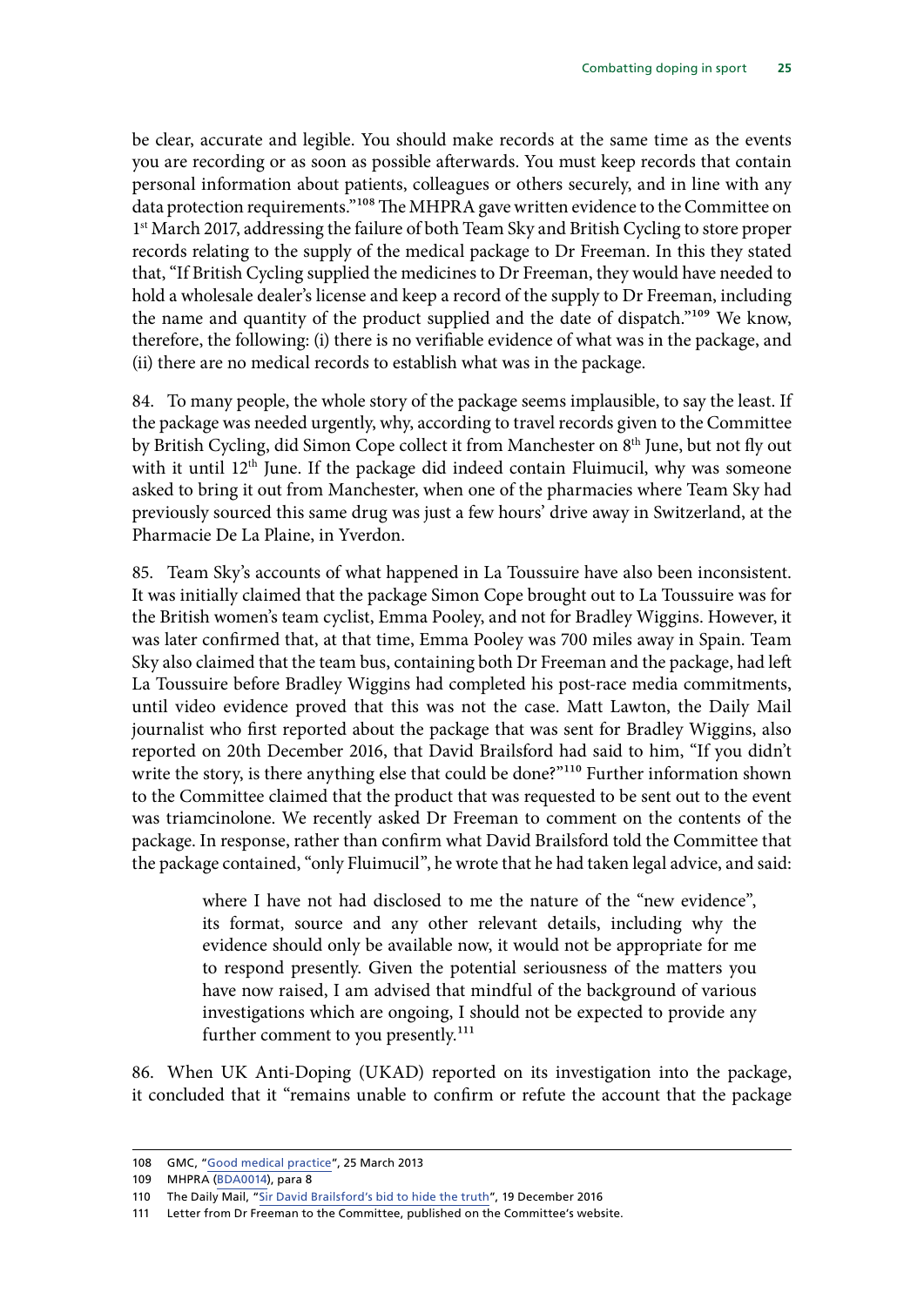be clear, accurate and legible. You should make records at the same time as the events you are recording or as soon as possible afterwards. You must keep records that contain personal information about patients, colleagues or others securely, and in line with any data protection requirements."[108] The MHPRA gave written evidence to the Committee on 1st March 2017, addressing the failure of both Team Sky and British Cycling to store proper records relating to the supply of the medical package to Dr Freeman. In this they stated that, "If British Cycling supplied the medicines to Dr Freeman, they would have needed to hold a wholesale dealer's license and keep a record of the supply to Dr Freeman, including the name and quantity of the product supplied and the date of dispatch."[109] We know, therefore, the following: (i) there is no verifiable evidence of what was in the package, and (ii) there are no medical records to establish what was in the package.

84. To many people, the whole story of the package seems implausible, to say the least. If the package was needed urgently, why, according to travel records given to the Committee by British Cycling, did Simon Cope collect it from Manchester on 8th June, but not fly out with it until 12th June. If the package did indeed contain Fluimucil, why was someone asked to bring it out from Manchester, when one of the pharmacies where Team Sky had previously sourced this same drug was just a few hours' drive away in Switzerland, at the Pharmacie De La Plaine, in Yverdon.

85. Team Sky's accounts of what happened in La Toussuire have also been inconsistent. It was initially claimed that the package Simon Cope brought out to La Toussuire was for the British women's team cyclist, Emma Pooley, and not for Bradley Wiggins. However, it was later confirmed that, at that time, Emma Pooley was 700 miles away in Spain. Team Sky also claimed that the team bus, containing both Dr Freeman and the package, had left La Toussuire before Bradley Wiggins had completed his post-race media commitments, until video evidence proved that this was not the case. Matt Lawton, the Daily Mail journalist who first reported about the package that was sent for Bradley Wiggins, also reported on 20th December 2016, that David Brailsford had said to him, "If you didn't write the story, is there anything else that could be done?"[110] Further information shown to the Committee claimed that the product that was requested to be sent out to the event was triamcinolone. We recently asked Dr Freeman to comment on the contents of the package. In response, rather than confirm what David Brailsford told the Committee that the package contained, "only Fluimucil", he wrote that he had taken legal advice, and said:

> where I have not had disclosed to me the nature of the "new evidence", its format, source and any other relevant details, including why the evidence should only be available now, it would not be appropriate for me to respond presently. Given the potential seriousness of the matters you have now raised, I am advised that mindful of the background of various investigations which are ongoing, I should not be expected to provide any further comment to you presently.[111]

86. When UK Anti-Doping (UKAD) reported on its investigation into the package, it concluded that it "remains unable to confirm or refute the account that the package

---

108 GMC, "Good medical practice", 25 March 2013

109 MHPRA (BDA0014), para 8

110 The Daily Mail, "Sir David Brailsford's bid to hide the truth", 19 December 2016

111 Letter from Dr Freeman to the Committee, published on the Committee's website.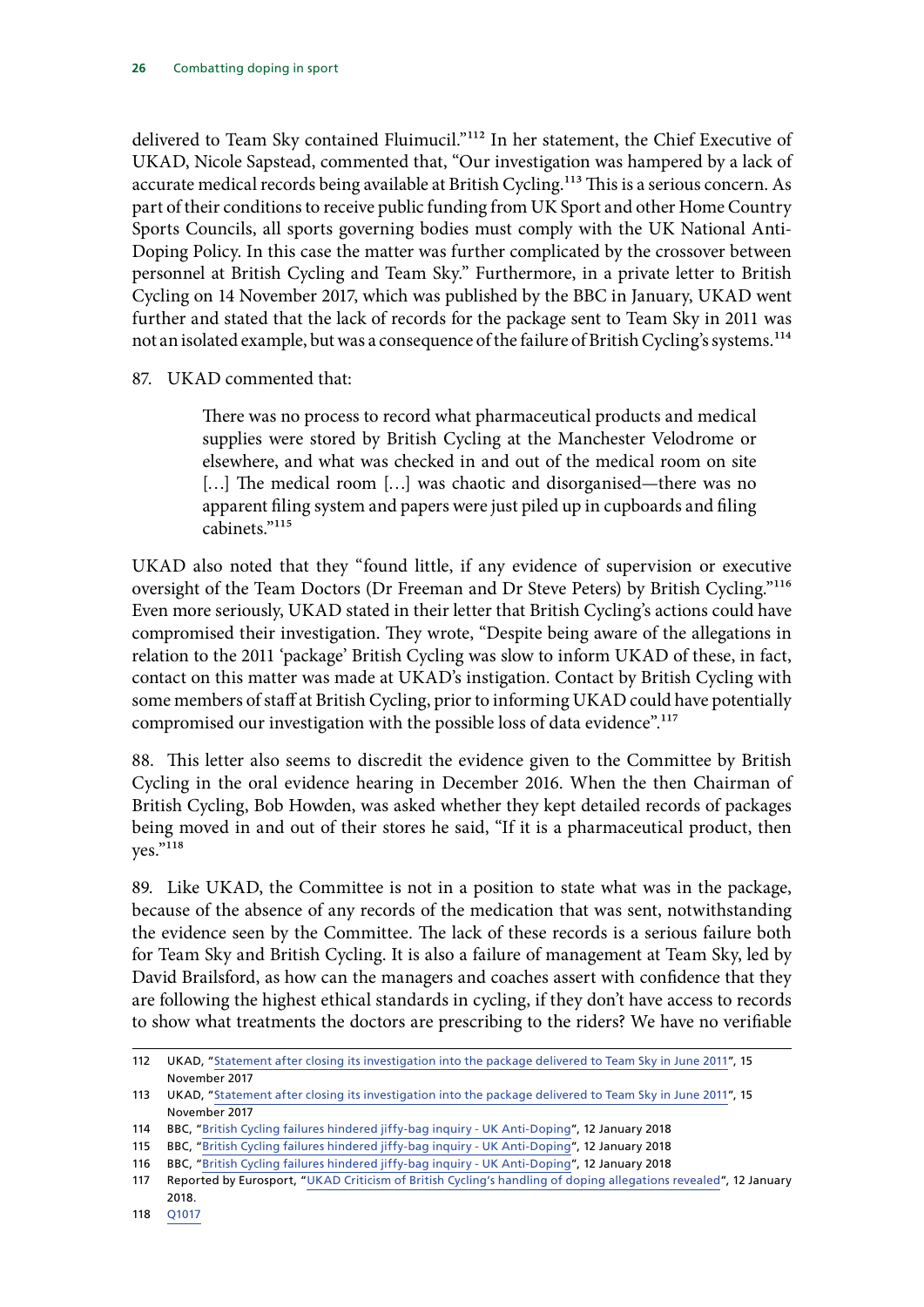delivered to Team Sky contained Fluimucil."[112] In her statement, the Chief Executive of UKAD, Nicole Sapstead, commented that, "Our investigation was hampered by a lack of accurate medical records being available at British Cycling.[113] This is a serious concern. As part of their conditions to receive public funding from UK Sport and other Home Country Sports Councils, all sports governing bodies must comply with the UK National Anti-Doping Policy. In this case the matter was further complicated by the crossover between personnel at British Cycling and Team Sky." Furthermore, in a private letter to British Cycling on 14 November 2017, which was published by the BBC in January, UKAD went further and stated that the lack of records for the package sent to Team Sky in 2011 was not an isolated example, but was a consequence of the failure of British Cycling's systems.[114]

87. UKAD commented that:

> There was no process to record what pharmaceutical products and medical supplies were stored by British Cycling at the Manchester Velodrome or elsewhere, and what was checked in and out of the medical room on site […] The medical room […] was chaotic and disorganised—there was no apparent filing system and papers were just piled up in cupboards and filing cabinets."[115]

UKAD also noted that they "found little, if any evidence of supervision or executive oversight of the Team Doctors (Dr Freeman and Dr Steve Peters) by British Cycling."[116] Even more seriously, UKAD stated in their letter that British Cycling's actions could have compromised their investigation. They wrote, "Despite being aware of the allegations in relation to the 2011 'package' British Cycling was slow to inform UKAD of these, in fact, contact on this matter was made at UKAD's instigation. Contact by British Cycling with some members of staff at British Cycling, prior to informing UKAD could have potentially compromised our investigation with the possible loss of data evidence".[117]

88. This letter also seems to discredit the evidence given to the Committee by British Cycling in the oral evidence hearing in December 2016. When the then Chairman of British Cycling, Bob Howden, was asked whether they kept detailed records of packages being moved in and out of their stores he said, "If it is a pharmaceutical product, then yes."[118]

89. Like UKAD, the Committee is not in a position to state what was in the package, because of the absence of any records of the medication that was sent, notwithstanding the evidence seen by the Committee. The lack of these records is a serious failure both for Team Sky and British Cycling. It is also a failure of management at Team Sky, led by David Brailsford, as how can the managers and coaches assert with confidence that they are following the highest ethical standards in cycling, if they don't have access to records to show what treatments the doctors are prescribing to the riders? We have no verifiable

---

112 UKAD, "Statement after closing its investigation into the package delivered to Team Sky in June 2011", 15 November 2017

113 UKAD, "Statement after closing its investigation into the package delivered to Team Sky in June 2011", 15 November 2017

114 BBC, "British Cycling failures hindered jiffy-bag inquiry - UK Anti-Doping", 12 January 2018

115 BBC, "British Cycling failures hindered jiffy-bag inquiry - UK Anti-Doping", 12 January 2018

116 BBC, "British Cycling failures hindered jiffy-bag inquiry - UK Anti-Doping", 12 January 2018

117 Reported by Eurosport, "UKAD Criticism of British Cycling's handling of doping allegations revealed", 12 January 2018.

118 Q1017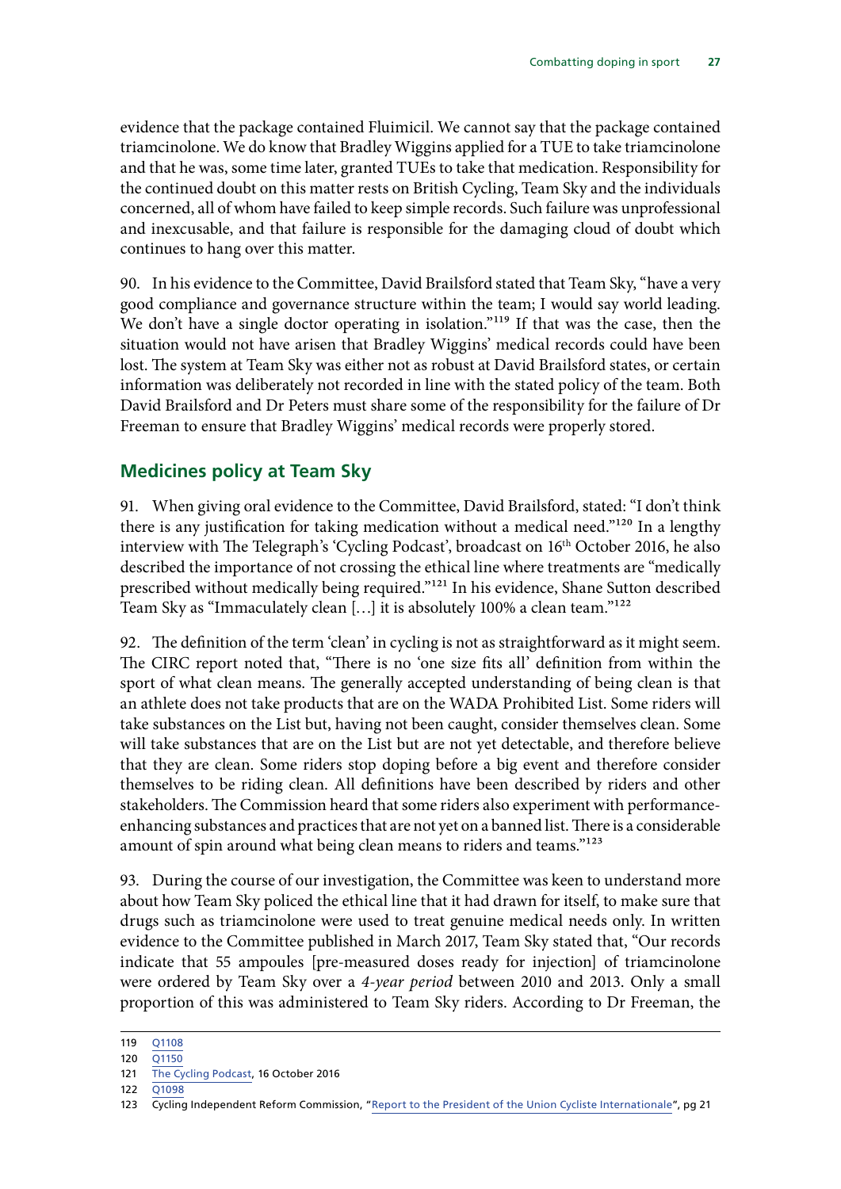evidence that the package contained Fluimicil. We cannot say that the package contained triamcinolone. We do know that Bradley Wiggins applied for a TUE to take triamcinolone and that he was, some time later, granted TUEs to take that medication. Responsibility for the continued doubt on this matter rests on British Cycling, Team Sky and the individuals concerned, all of whom have failed to keep simple records. Such failure was unprofessional and inexcusable, and that failure is responsible for the damaging cloud of doubt which continues to hang over this matter.

90. In his evidence to the Committee, David Brailsford stated that Team Sky, "have a very good compliance and governance structure within the team; I would say world leading. We don't have a single doctor operating in isolation."[119] If that was the case, then the situation would not have arisen that Bradley Wiggins' medical records could have been lost. The system at Team Sky was either not as robust at David Brailsford states, or certain information was deliberately not recorded in line with the stated policy of the team. Both David Brailsford and Dr Peters must share some of the responsibility for the failure of Dr Freeman to ensure that Bradley Wiggins' medical records were properly stored.

## Medicines policy at Team Sky

91. When giving oral evidence to the Committee, David Brailsford, stated: "I don't think there is any justification for taking medication without a medical need."[120] In a lengthy interview with The Telegraph's 'Cycling Podcast', broadcast on 16th October 2016, he also described the importance of not crossing the ethical line where treatments are "medically prescribed without medically being required."[121] In his evidence, Shane Sutton described Team Sky as "Immaculately clean […] it is absolutely 100% a clean team."[122]

92. The definition of the term 'clean' in cycling is not as straightforward as it might seem. The CIRC report noted that, "There is no 'one size fits all' definition from within the sport of what clean means. The generally accepted understanding of being clean is that an athlete does not take products that are on the WADA Prohibited List. Some riders will take substances on the List but, having not been caught, consider themselves clean. Some will take substances that are on the List but are not yet detectable, and therefore believe that they are clean. Some riders stop doping before a big event and therefore consider themselves to be riding clean. All definitions have been described by riders and other stakeholders. The Commission heard that some riders also experiment with performance-enhancing substances and practices that are not yet on a banned list. There is a considerable amount of spin around what being clean means to riders and teams."[123]

93. During the course of our investigation, the Committee was keen to understand more about how Team Sky policed the ethical line that it had drawn for itself, to make sure that drugs such as triamcinolone were used to treat genuine medical needs only. In written evidence to the Committee published in March 2017, Team Sky stated that, "Our records indicate that 55 ampoules [pre-measured doses ready for injection] of triamcinolone were ordered by Team Sky over a *4-year period* between 2010 and 2013. Only a small proportion of this was administered to Team Sky riders. According to Dr Freeman, the

---

119 Q1108

120 Q1150

121 The Cycling Podcast, 16 October 2016

122 Q1098

123 Cycling Independent Reform Commission, "Report to the President of the Union Cycliste Internationale", pg 21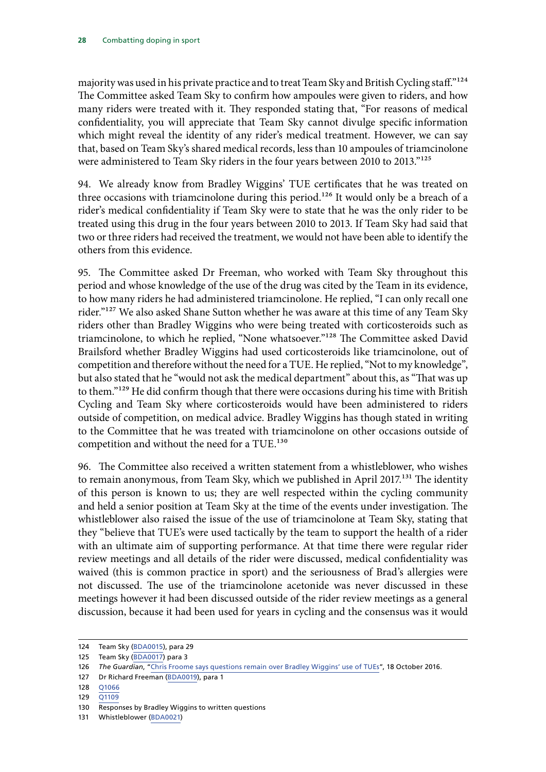majority was used in his private practice and to treat Team Sky and British Cycling staff."[124] The Committee asked Team Sky to confirm how ampoules were given to riders, and how many riders were treated with it. They responded stating that, "For reasons of medical confidentiality, you will appreciate that Team Sky cannot divulge specific information which might reveal the identity of any rider's medical treatment. However, we can say that, based on Team Sky's shared medical records, less than 10 ampoules of triamcinolone were administered to Team Sky riders in the four years between 2010 to 2013."[125]

94. We already know from Bradley Wiggins' TUE certificates that he was treated on three occasions with triamcinolone during this period.[126] It would only be a breach of a rider's medical confidentiality if Team Sky were to state that he was the only rider to be treated using this drug in the four years between 2010 to 2013. If Team Sky had said that two or three riders had received the treatment, we would not have been able to identify the others from this evidence.

95. The Committee asked Dr Freeman, who worked with Team Sky throughout this period and whose knowledge of the use of the drug was cited by the Team in its evidence, to how many riders he had administered triamcinolone. He replied, "I can only recall one rider."[127] We also asked Shane Sutton whether he was aware at this time of any Team Sky riders other than Bradley Wiggins who were being treated with corticosteroids such as triamcinolone, to which he replied, "None whatsoever."[128] The Committee asked David Brailsford whether Bradley Wiggins had used corticosteroids like triamcinolone, out of competition and therefore without the need for a TUE. He replied, "Not to my knowledge", but also stated that he "would not ask the medical department" about this, as "That was up to them."[129] He did confirm though that there were occasions during his time with British Cycling and Team Sky where corticosteroids would have been administered to riders outside of competition, on medical advice. Bradley Wiggins has though stated in writing to the Committee that he was treated with triamcinolone on other occasions outside of competition and without the need for a TUE.[130]

96. The Committee also received a written statement from a whistleblower, who wishes to remain anonymous, from Team Sky, which we published in April 2017.[131] The identity of this person is known to us; they are well respected within the cycling community and held a senior position at Team Sky at the time of the events under investigation. The whistleblower also raised the issue of the use of triamcinolone at Team Sky, stating that they "believe that TUE's were used tactically by the team to support the health of a rider with an ultimate aim of supporting performance. At that time there were regular rider review meetings and all details of the rider were discussed, medical confidentiality was waived (this is common practice in sport) and the seriousness of Brad's allergies were not discussed. The use of the triamcinolone acetonide was never discussed in these meetings however it had been discussed outside of the rider review meetings as a general discussion, because it had been used for years in cycling and the consensus was it would

---

124 Team Sky (BDA0015), para 29

125 Team Sky (BDA0017) para 3

126 *The Guardian*, "Chris Froome says questions remain over Bradley Wiggins' use of TUEs", 18 October 2016.

127 Dr Richard Freeman (BDA0019), para 1

128 Q1066

129 Q1109

130 Responses by Bradley Wiggins to written questions

131 Whistleblower (BDA0021)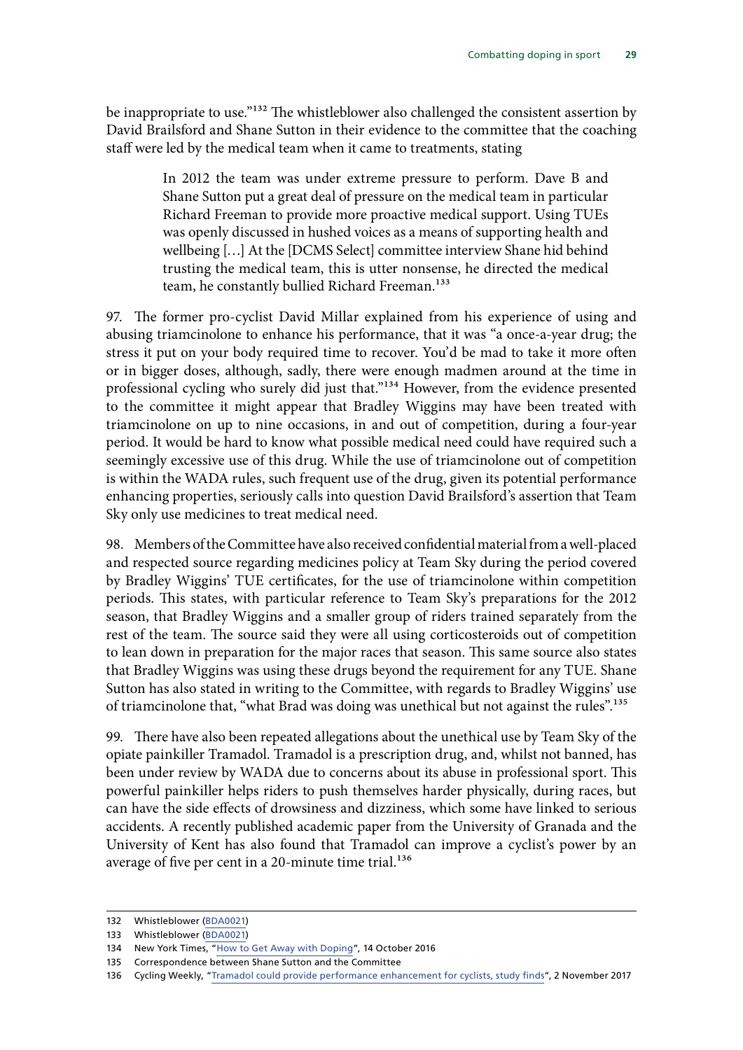be inappropriate to use."[132] The whistleblower also challenged the consistent assertion by David Brailsford and Shane Sutton in their evidence to the committee that the coaching staff were led by the medical team when it came to treatments, stating

> In 2012 the team was under extreme pressure to perform. Dave B and Shane Sutton put a great deal of pressure on the medical team in particular Richard Freeman to provide more proactive medical support. Using TUEs was openly discussed in hushed voices as a means of supporting health and wellbeing […] At the [DCMS Select] committee interview Shane hid behind trusting the medical team, this is utter nonsense, he directed the medical team, he constantly bullied Richard Freeman.[133]

97. The former pro-cyclist David Millar explained from his experience of using and abusing triamcinolone to enhance his performance, that it was "a once-a-year drug; the stress it put on your body required time to recover. You'd be mad to take it more often or in bigger doses, although, sadly, there were enough madmen around at the time in professional cycling who surely did just that."[134] However, from the evidence presented to the committee it might appear that Bradley Wiggins may have been treated with triamcinolone on up to nine occasions, in and out of competition, during a four-year period. It would be hard to know what possible medical need could have required such a seemingly excessive use of this drug. While the use of triamcinolone out of competition is within the WADA rules, such frequent use of the drug, given its potential performance enhancing properties, seriously calls into question David Brailsford's assertion that Team Sky only use medicines to treat medical need.

98. Members of the Committee have also received confidential material from a well-placed and respected source regarding medicines policy at Team Sky during the period covered by Bradley Wiggins' TUE certificates, for the use of triamcinolone within competition periods. This states, with particular reference to Team Sky's preparations for the 2012 season, that Bradley Wiggins and a smaller group of riders trained separately from the rest of the team. The source said they were all using corticosteroids out of competition to lean down in preparation for the major races that season. This same source also states that Bradley Wiggins was using these drugs beyond the requirement for any TUE. Shane Sutton has also stated in writing to the Committee, with regards to Bradley Wiggins' use of triamcinolone that, "what Brad was doing was unethical but not against the rules".[135]

99. There have also been repeated allegations about the unethical use by Team Sky of the opiate painkiller Tramadol. Tramadol is a prescription drug, and, whilst not banned, has been under review by WADA due to concerns about its abuse in professional sport. This powerful painkiller helps riders to push themselves harder physically, during races, but can have the side effects of drowsiness and dizziness, which some have linked to serious accidents. A recently published academic paper from the University of Granada and the University of Kent has also found that Tramadol can improve a cyclist's power by an average of five per cent in a 20-minute time trial.[136]

---

132 Whistleblower (BDA0021)

133 Whistleblower (BDA0021)

134 New York Times, "How to Get Away with Doping", 14 October 2016

135 Correspondence between Shane Sutton and the Committee

136 Cycling Weekly, "Tramadol could provide performance enhancement for cyclists, study finds", 2 November 2017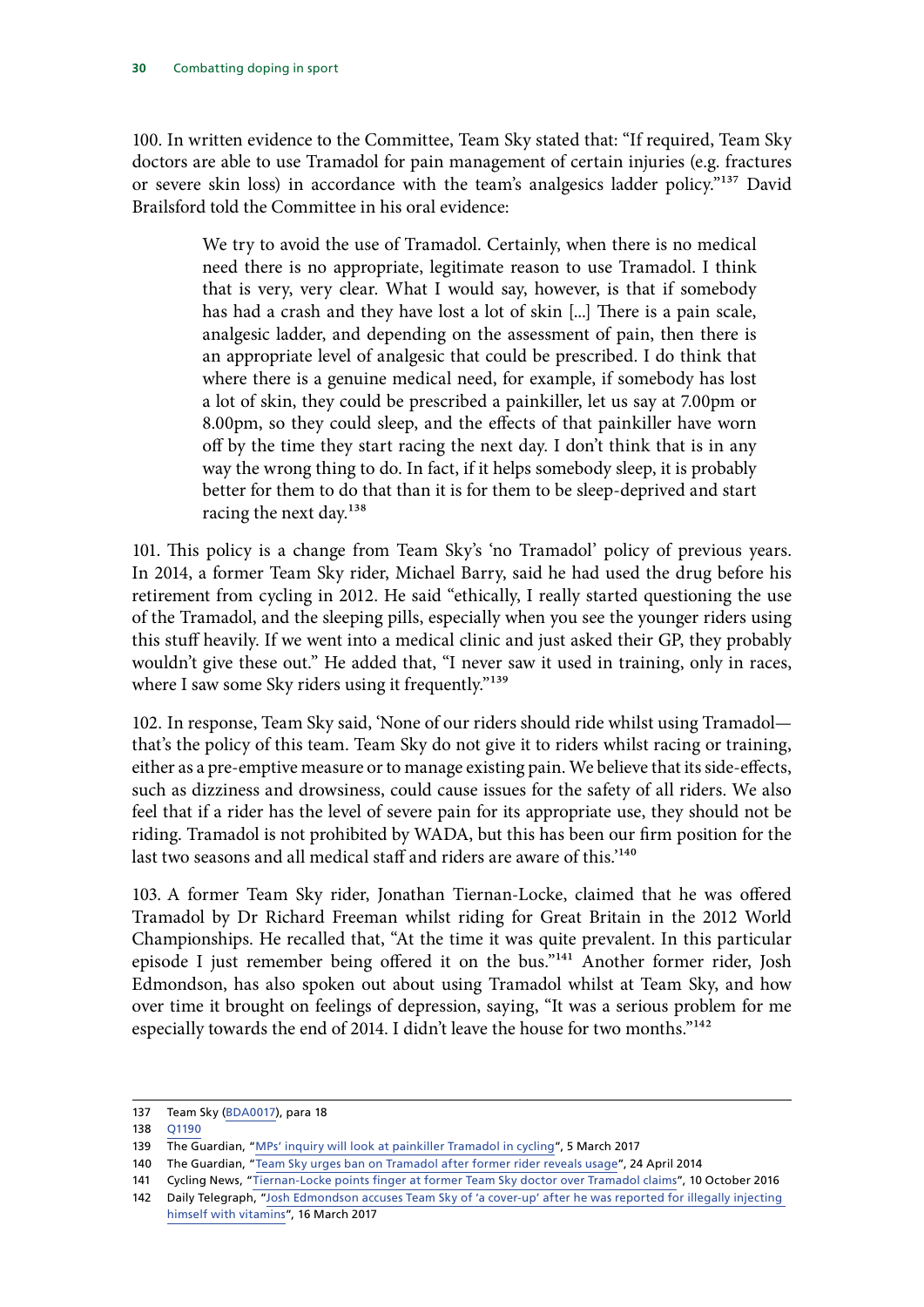100. In written evidence to the Committee, Team Sky stated that: "If required, Team Sky doctors are able to use Tramadol for pain management of certain injuries (e.g. fractures or severe skin loss) in accordance with the team's analgesics ladder policy."[137] David Brailsford told the Committee in his oral evidence:

> We try to avoid the use of Tramadol. Certainly, when there is no medical need there is no appropriate, legitimate reason to use Tramadol. I think that is very, very clear. What I would say, however, is that if somebody has had a crash and they have lost a lot of skin [...] There is a pain scale, analgesic ladder, and depending on the assessment of pain, then there is an appropriate level of analgesic that could be prescribed. I do think that where there is a genuine medical need, for example, if somebody has lost a lot of skin, they could be prescribed a painkiller, let us say at 7.00pm or 8.00pm, so they could sleep, and the effects of that painkiller have worn off by the time they start racing the next day. I don't think that is in any way the wrong thing to do. In fact, if it helps somebody sleep, it is probably better for them to do that than it is for them to be sleep-deprived and start racing the next day.[138]

101. This policy is a change from Team Sky's 'no Tramadol' policy of previous years. In 2014, a former Team Sky rider, Michael Barry, said he had used the drug before his retirement from cycling in 2012. He said "ethically, I really started questioning the use of the Tramadol, and the sleeping pills, especially when you see the younger riders using this stuff heavily. If we went into a medical clinic and just asked their GP, they probably wouldn't give these out." He added that, "I never saw it used in training, only in races, where I saw some Sky riders using it frequently."[139]

102. In response, Team Sky said, 'None of our riders should ride whilst using Tramadol—that's the policy of this team. Team Sky do not give it to riders whilst racing or training, either as a pre-emptive measure or to manage existing pain. We believe that its side-effects, such as dizziness and drowsiness, could cause issues for the safety of all riders. We also feel that if a rider has the level of severe pain for its appropriate use, they should not be riding. Tramadol is not prohibited by WADA, but this has been our firm position for the last two seasons and all medical staff and riders are aware of this.'[140]

103. A former Team Sky rider, Jonathan Tiernan-Locke, claimed that he was offered Tramadol by Dr Richard Freeman whilst riding for Great Britain in the 2012 World Championships. He recalled that, "At the time it was quite prevalent. In this particular episode I just remember being offered it on the bus."[141] Another former rider, Josh Edmondson, has also spoken out about using Tramadol whilst at Team Sky, and how over time it brought on feelings of depression, saying, "It was a serious problem for me especially towards the end of 2014. I didn't leave the house for two months."[142]

---

137 Team Sky (BDA0017), para 18

138 Q1190

139 The Guardian, "MPs' inquiry will look at painkiller Tramadol in cycling", 5 March 2017

140 The Guardian, "Team Sky urges ban on Tramadol after former rider reveals usage", 24 April 2014

141 Cycling News, "Tiernan-Locke points finger at former Team Sky doctor over Tramadol claims", 10 October 2016

142 Daily Telegraph, "Josh Edmondson accuses Team Sky of 'a cover-up' after he was reported for illegally injecting himself with vitamins", 16 March 2017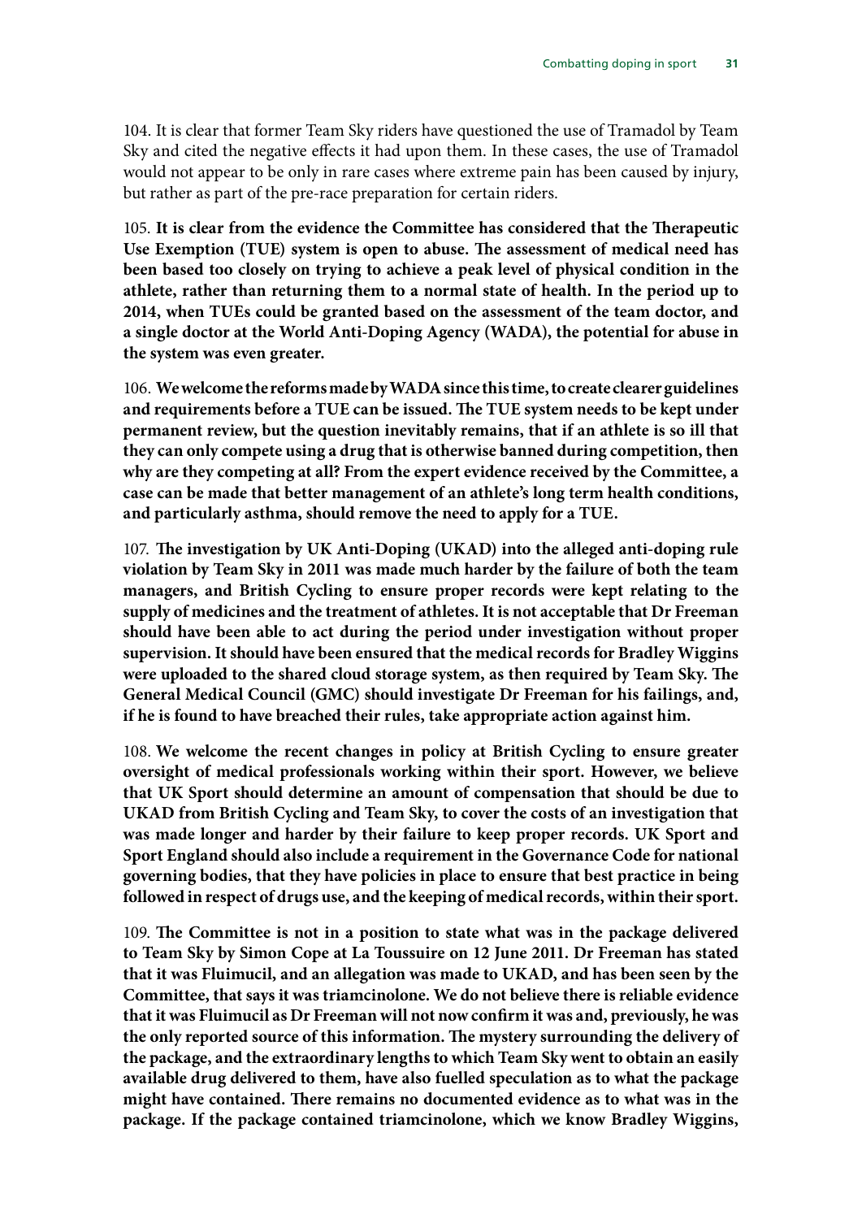104. It is clear that former Team Sky riders have questioned the use of Tramadol by Team Sky and cited the negative effects it had upon them. In these cases, the use of Tramadol would not appear to be only in rare cases where extreme pain has been caused by injury, but rather as part of the pre-race preparation for certain riders.

105. **It is clear from the evidence the Committee has considered that the Therapeutic Use Exemption (TUE) system is open to abuse. The assessment of medical need has been based too closely on trying to achieve a peak level of physical condition in the athlete, rather than returning them to a normal state of health. In the period up to 2014, when TUEs could be granted based on the assessment of the team doctor, and a single doctor at the World Anti-Doping Agency (WADA), the potential for abuse in the system was even greater.**

106. **We welcome the reforms made by WADA since this time, to create clearer guidelines and requirements before a TUE can be issued. The TUE system needs to be kept under permanent review, but the question inevitably remains, that if an athlete is so ill that they can only compete using a drug that is otherwise banned during competition, then why are they competing at all? From the expert evidence received by the Committee, a case can be made that better management of an athlete's long term health conditions, and particularly asthma, should remove the need to apply for a TUE.**

107. **The investigation by UK Anti-Doping (UKAD) into the alleged anti-doping rule violation by Team Sky in 2011 was made much harder by the failure of both the team managers, and British Cycling to ensure proper records were kept relating to the supply of medicines and the treatment of athletes. It is not acceptable that Dr Freeman should have been able to act during the period under investigation without proper supervision. It should have been ensured that the medical records for Bradley Wiggins were uploaded to the shared cloud storage system, as then required by Team Sky. The General Medical Council (GMC) should investigate Dr Freeman for his failings, and, if he is found to have breached their rules, take appropriate action against him.**

108. **We welcome the recent changes in policy at British Cycling to ensure greater oversight of medical professionals working within their sport. However, we believe that UK Sport should determine an amount of compensation that should be due to UKAD from British Cycling and Team Sky, to cover the costs of an investigation that was made longer and harder by their failure to keep proper records. UK Sport and Sport England should also include a requirement in the Governance Code for national governing bodies, that they have policies in place to ensure that best practice in being followed in respect of drugs use, and the keeping of medical records, within their sport.**

109. **The Committee is not in a position to state what was in the package delivered to Team Sky by Simon Cope at La Toussuire on 12 June 2011. Dr Freeman has stated that it was Fluimucil, and an allegation was made to UKAD, and has been seen by the Committee, that says it was triamcinolone. We do not believe there is reliable evidence that it was Fluimucil as Dr Freeman will not now confirm it was and, previously, he was the only reported source of this information. The mystery surrounding the delivery of the package, and the extraordinary lengths to which Team Sky went to obtain an easily available drug delivered to them, have also fuelled speculation as to what the package might have contained. There remains no documented evidence as to what was in the package. If the package contained triamcinolone, which we know Bradley Wiggins,**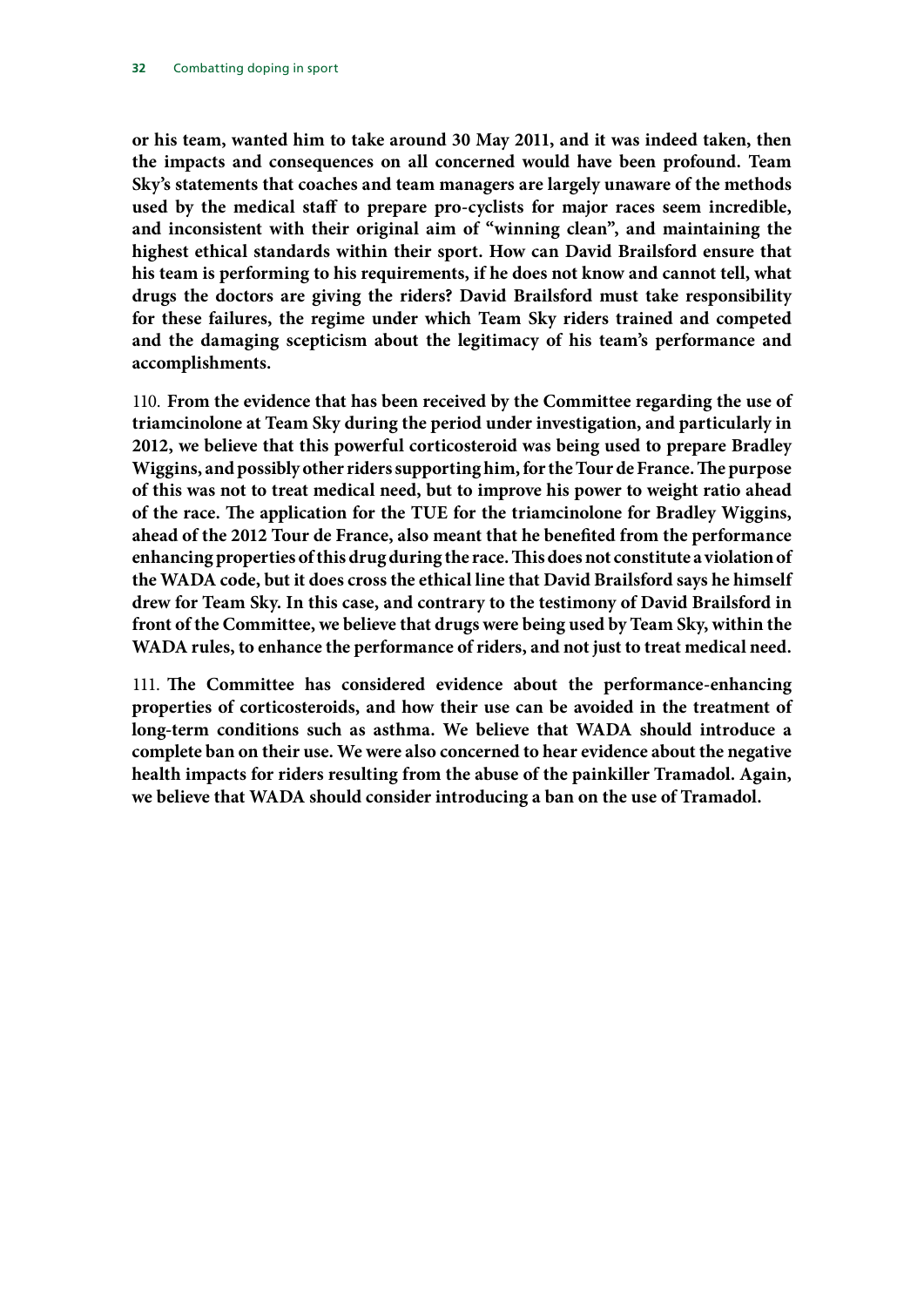**or his team, wanted him to take around 30 May 2011, and it was indeed taken, then the impacts and consequences on all concerned would have been profound. Team Sky's statements that coaches and team managers are largely unaware of the methods used by the medical staff to prepare pro-cyclists for major races seem incredible, and inconsistent with their original aim of "winning clean", and maintaining the highest ethical standards within their sport. How can David Brailsford ensure that his team is performing to his requirements, if he does not know and cannot tell, what drugs the doctors are giving the riders? David Brailsford must take responsibility for these failures, the regime under which Team Sky riders trained and competed and the damaging scepticism about the legitimacy of his team's performance and accomplishments.**

110. **From the evidence that has been received by the Committee regarding the use of triamcinolone at Team Sky during the period under investigation, and particularly in 2012, we believe that this powerful corticosteroid was being used to prepare Bradley Wiggins, and possibly other riders supporting him, for the Tour de France. The purpose of this was not to treat medical need, but to improve his power to weight ratio ahead of the race. The application for the TUE for the triamcinolone for Bradley Wiggins, ahead of the 2012 Tour de France, also meant that he benefited from the performance enhancing properties of this drug during the race. This does not constitute a violation of the WADA code, but it does cross the ethical line that David Brailsford says he himself drew for Team Sky. In this case, and contrary to the testimony of David Brailsford in front of the Committee, we believe that drugs were being used by Team Sky, within the WADA rules, to enhance the performance of riders, and not just to treat medical need.**

111. **The Committee has considered evidence about the performance-enhancing properties of corticosteroids, and how their use can be avoided in the treatment of long-term conditions such as asthma. We believe that WADA should introduce a complete ban on their use. We were also concerned to hear evidence about the negative health impacts for riders resulting from the abuse of the painkiller Tramadol. Again, we believe that WADA should consider introducing a ban on the use of Tramadol.**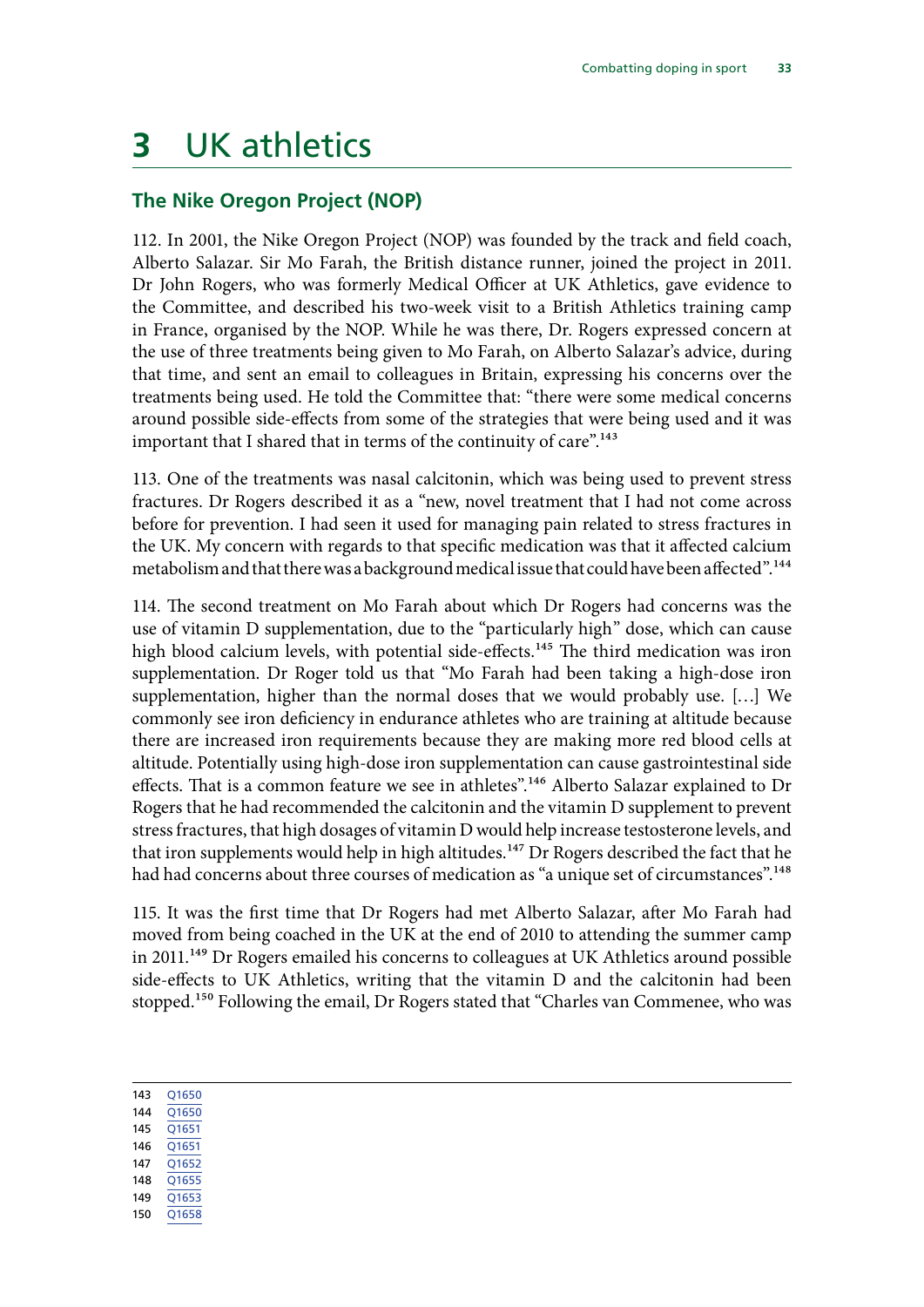# 3 UK athletics

## The Nike Oregon Project (NOP)

112. In 2001, the Nike Oregon Project (NOP) was founded by the track and field coach, Alberto Salazar. Sir Mo Farah, the British distance runner, joined the project in 2011. Dr John Rogers, who was formerly Medical Officer at UK Athletics, gave evidence to the Committee, and described his two-week visit to a British Athletics training camp in France, organised by the NOP. While he was there, Dr. Rogers expressed concern at the use of three treatments being given to Mo Farah, on Alberto Salazar's advice, during that time, and sent an email to colleagues in Britain, expressing his concerns over the treatments being used. He told the Committee that: "there were some medical concerns around possible side-effects from some of the strategies that were being used and it was important that I shared that in terms of the continuity of care".[143]

113. One of the treatments was nasal calcitonin, which was being used to prevent stress fractures. Dr Rogers described it as a "new, novel treatment that I had not come across before for prevention. I had seen it used for managing pain related to stress fractures in the UK. My concern with regards to that specific medication was that it affected calcium metabolism and that there was a background medical issue that could have been affected".[144]

114. The second treatment on Mo Farah about which Dr Rogers had concerns was the use of vitamin D supplementation, due to the "particularly high" dose, which can cause high blood calcium levels, with potential side-effects.[145] The third medication was iron supplementation. Dr Roger told us that "Mo Farah had been taking a high-dose iron supplementation, higher than the normal doses that we would probably use. […] We commonly see iron deficiency in endurance athletes who are training at altitude because there are increased iron requirements because they are making more red blood cells at altitude. Potentially using high-dose iron supplementation can cause gastrointestinal side effects. That is a common feature we see in athletes".[146] Alberto Salazar explained to Dr Rogers that he had recommended the calcitonin and the vitamin D supplement to prevent stress fractures, that high dosages of vitamin D would help increase testosterone levels, and that iron supplements would help in high altitudes.[147] Dr Rogers described the fact that he had had concerns about three courses of medication as "a unique set of circumstances".[148]

115. It was the first time that Dr Rogers had met Alberto Salazar, after Mo Farah had moved from being coached in the UK at the end of 2010 to attending the summer camp in 2011.[149] Dr Rogers emailed his concerns to colleagues at UK Athletics around possible side-effects to UK Athletics, writing that the vitamin D and the calcitonin had been stopped.[150] Following the email, Dr Rogers stated that "Charles van Commenee, who was

143 Q1650
144 Q1650
145 Q1651
146 Q1651
147 Q1652
148 Q1655
149 Q1653
150 Q1658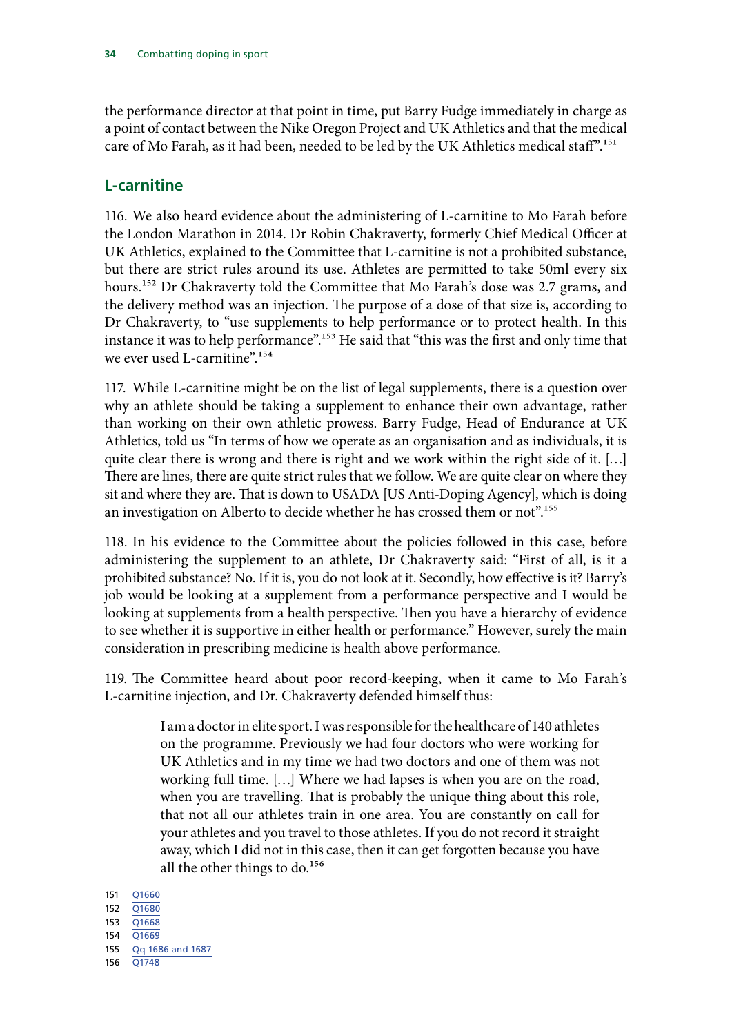the performance director at that point in time, put Barry Fudge immediately in charge as a point of contact between the Nike Oregon Project and UK Athletics and that the medical care of Mo Farah, as it had been, needed to be led by the UK Athletics medical staff".[151]

## L-carnitine

116. We also heard evidence about the administering of L-carnitine to Mo Farah before the London Marathon in 2014. Dr Robin Chakraverty, formerly Chief Medical Officer at UK Athletics, explained to the Committee that L-carnitine is not a prohibited substance, but there are strict rules around its use. Athletes are permitted to take 50ml every six hours.[152] Dr Chakraverty told the Committee that Mo Farah's dose was 2.7 grams, and the delivery method was an injection. The purpose of a dose of that size is, according to Dr Chakraverty, to "use supplements to help performance or to protect health. In this instance it was to help performance".[153] He said that "this was the first and only time that we ever used L-carnitine".[154]

117. While L-carnitine might be on the list of legal supplements, there is a question over why an athlete should be taking a supplement to enhance their own advantage, rather than working on their own athletic prowess. Barry Fudge, Head of Endurance at UK Athletics, told us "In terms of how we operate as an organisation and as individuals, it is quite clear there is wrong and there is right and we work within the right side of it. […] There are lines, there are quite strict rules that we follow. We are quite clear on where they sit and where they are. That is down to USADA [US Anti-Doping Agency], which is doing an investigation on Alberto to decide whether he has crossed them or not".[155]

118. In his evidence to the Committee about the policies followed in this case, before administering the supplement to an athlete, Dr Chakraverty said: "First of all, is it a prohibited substance? No. If it is, you do not look at it. Secondly, how effective is it? Barry's job would be looking at a supplement from a performance perspective and I would be looking at supplements from a health perspective. Then you have a hierarchy of evidence to see whether it is supportive in either health or performance." However, surely the main consideration in prescribing medicine is health above performance.

119. The Committee heard about poor record-keeping, when it came to Mo Farah's L-carnitine injection, and Dr. Chakraverty defended himself thus:

> I am a doctor in elite sport. I was responsible for the healthcare of 140 athletes on the programme. Previously we had four doctors who were working for UK Athletics and in my time we had two doctors and one of them was not working full time. […] Where we had lapses is when you are on the road, when you are travelling. That is probably the unique thing about this role, that not all our athletes train in one area. You are constantly on call for your athletes and you travel to those athletes. If you do not record it straight away, which I did not in this case, then it can get forgotten because you have all the other things to do.[156]

---

151 Q1660
152 Q1680
153 Q1668
154 Q1669
155 Qq 1686 and 1687
156 Q1748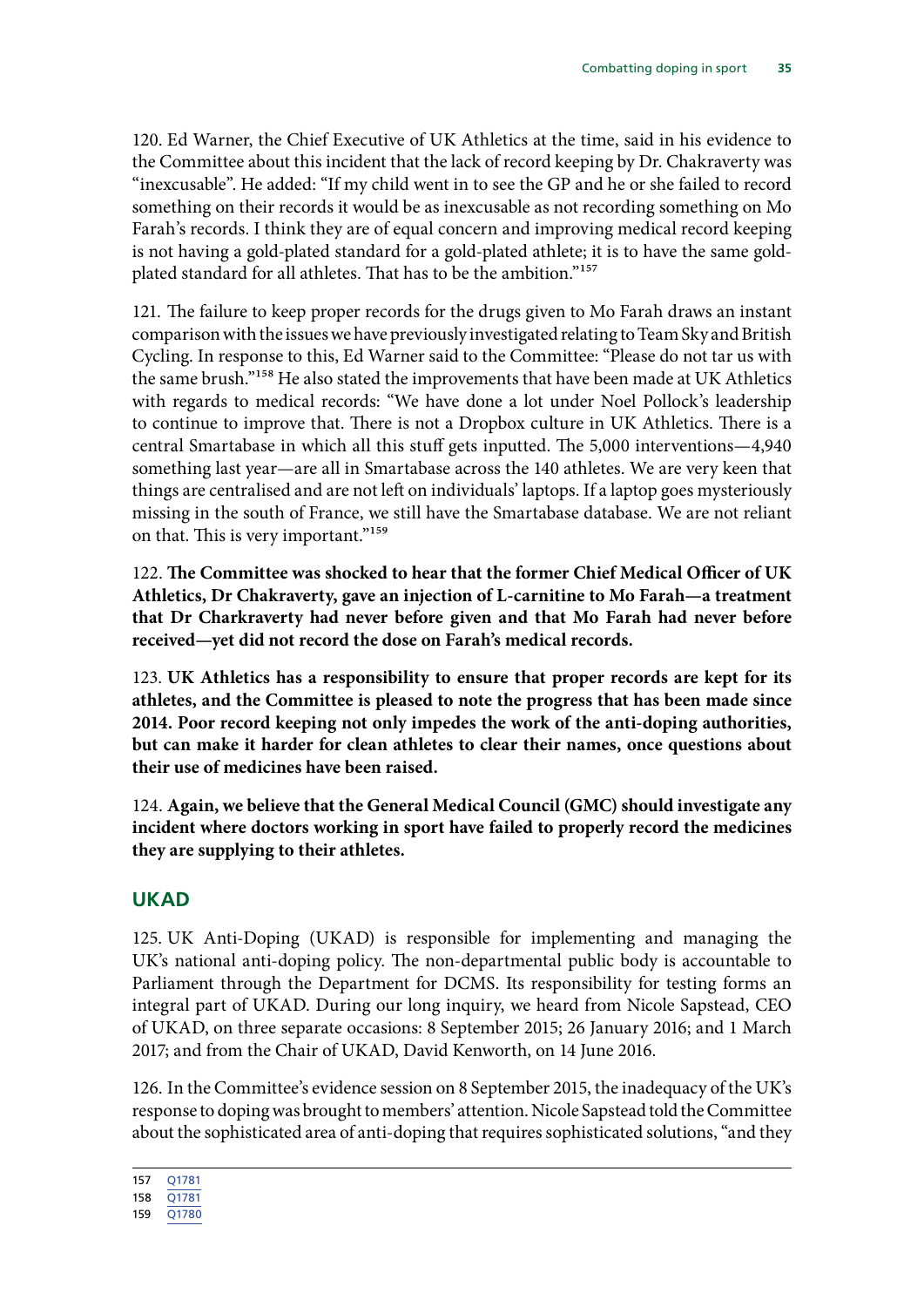120. Ed Warner, the Chief Executive of UK Athletics at the time, said in his evidence to the Committee about this incident that the lack of record keeping by Dr. Chakraverty was "inexcusable". He added: "If my child went in to see the GP and he or she failed to record something on their records it would be as inexcusable as not recording something on Mo Farah's records. I think they are of equal concern and improving medical record keeping is not having a gold-plated standard for a gold-plated athlete; it is to have the same gold-plated standard for all athletes. That has to be the ambition."[157]

121. The failure to keep proper records for the drugs given to Mo Farah draws an instant comparison with the issues we have previously investigated relating to Team Sky and British Cycling. In response to this, Ed Warner said to the Committee: "Please do not tar us with the same brush."[158] He also stated the improvements that have been made at UK Athletics with regards to medical records: "We have done a lot under Noel Pollock's leadership to continue to improve that. There is not a Dropbox culture in UK Athletics. There is a central Smartabase in which all this stuff gets inputted. The 5,000 interventions—4,940 something last year—are all in Smartabase across the 140 athletes. We are very keen that things are centralised and are not left on individuals' laptops. If a laptop goes mysteriously missing in the south of France, we still have the Smartabase database. We are not reliant on that. This is very important."[159]

122. **The Committee was shocked to hear that the former Chief Medical Officer of UK Athletics, Dr Chakraverty, gave an injection of L-carnitine to Mo Farah—a treatment that Dr Charkraverty had never before given and that Mo Farah had never before received—yet did not record the dose on Farah's medical records.**

123. **UK Athletics has a responsibility to ensure that proper records are kept for its athletes, and the Committee is pleased to note the progress that has been made since 2014. Poor record keeping not only impedes the work of the anti-doping authorities, but can make it harder for clean athletes to clear their names, once questions about their use of medicines have been raised.**

124. **Again, we believe that the General Medical Council (GMC) should investigate any incident where doctors working in sport have failed to properly record the medicines they are supplying to their athletes.**

## UKAD

125. UK Anti-Doping (UKAD) is responsible for implementing and managing the UK's national anti-doping policy. The non-departmental public body is accountable to Parliament through the Department for DCMS. Its responsibility for testing forms an integral part of UKAD. During our long inquiry, we heard from Nicole Sapstead, CEO of UKAD, on three separate occasions: 8 September 2015; 26 January 2016; and 1 March 2017; and from the Chair of UKAD, David Kenworth, on 14 June 2016.

126. In the Committee's evidence session on 8 September 2015, the inadequacy of the UK's response to doping was brought to members' attention. Nicole Sapstead told the Committee about the sophisticated area of anti-doping that requires sophisticated solutions, "and they

---

157 Q1781

158 Q1781

159 Q1780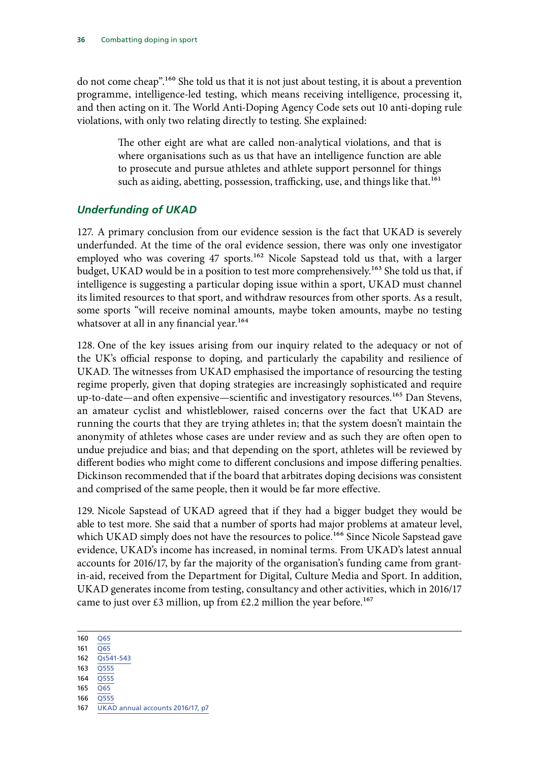do not come cheap".[160] She told us that it is not just about testing, it is about a prevention programme, intelligence-led testing, which means receiving intelligence, processing it, and then acting on it. The World Anti-Doping Agency Code sets out 10 anti-doping rule violations, with only two relating directly to testing. She explained:

> The other eight are what are called non-analytical violations, and that is where organisations such as us that have an intelligence function are able to prosecute and pursue athletes and athlete support personnel for things such as aiding, abetting, possession, trafficking, use, and things like that.[161]

### *Underfunding of UKAD*

127. A primary conclusion from our evidence session is the fact that UKAD is severely underfunded. At the time of the oral evidence session, there was only one investigator employed who was covering 47 sports.[162] Nicole Sapstead told us that, with a larger budget, UKAD would be in a position to test more comprehensively.[163] She told us that, if intelligence is suggesting a particular doping issue within a sport, UKAD must channel its limited resources to that sport, and withdraw resources from other sports. As a result, some sports "will receive nominal amounts, maybe token amounts, maybe no testing whatsoever at all in any financial year.[164]

128. One of the key issues arising from our inquiry related to the adequacy or not of the UK's official response to doping, and particularly the capability and resilience of UKAD. The witnesses from UKAD emphasised the importance of resourcing the testing regime properly, given that doping strategies are increasingly sophisticated and require up-to-date—and often expensive—scientific and investigatory resources.[165] Dan Stevens, an amateur cyclist and whistleblower, raised concerns over the fact that UKAD are running the courts that they are trying athletes in; that the system doesn't maintain the anonymity of athletes whose cases are under review and as such they are often open to undue prejudice and bias; and that depending on the sport, athletes will be reviewed by different bodies who might come to different conclusions and impose differing penalties. Dickinson recommended that if the board that arbitrates doping decisions was consistent and comprised of the same people, then it would be far more effective.

129. Nicole Sapstead of UKAD agreed that if they had a bigger budget they would be able to test more. She said that a number of sports had major problems at amateur level, which UKAD simply does not have the resources to police.[166] Since Nicole Sapstead gave evidence, UKAD's income has increased, in nominal terms. From UKAD's latest annual accounts for 2016/17, by far the majority of the organisation's funding came from grant-in-aid, received from the Department for Digital, Culture Media and Sport. In addition, UKAD generates income from testing, consultancy and other activities, which in 2016/17 came to just over £3 million, up from £2.2 million the year before.[167]

---

160 Q65
161 Q65
162 Qs541-543
163 Q555
164 Q555
165 Q65
166 Q555
167 UKAD annual accounts 2016/17, p7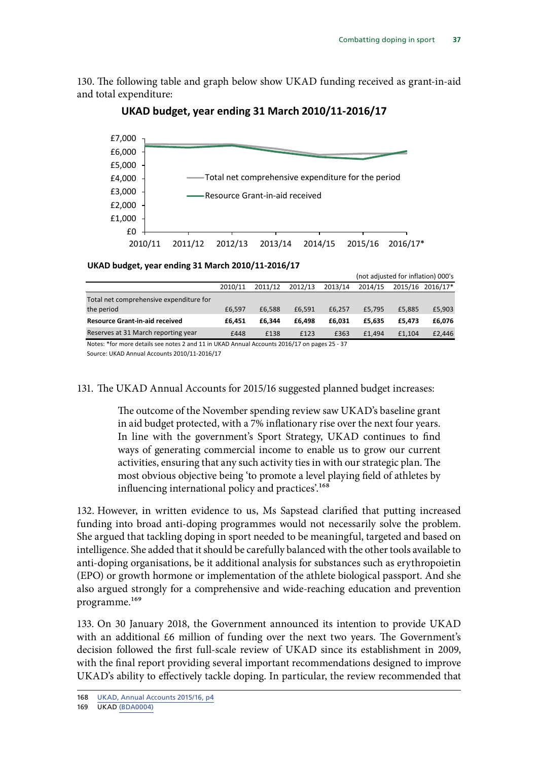130. The following table and graph below show UKAD funding received as grant-in-aid and total expenditure:

**UKAD budget, year ending 31 March 2010/11-2016/17**

**UKAD budget, year ending 31 March 2010/11-2016/17**

(not adjusted for inflation) 000's

| | 2010/11 | 2011/12 | 2012/13 | 2013/14 | 2014/15 | 2015/16 | 2016/17* |
|---|---|---|---|---|---|---|---|
| Total net comprehensive expenditure for the period | £6,597 | £6,588 | £6,591 | £6,257 | £5,795 | £5,885 | £5,903 |
| **Resource Grant-in-aid received** | **£6,451** | **£6,344** | **£6,498** | **£6,031** | **£5,635** | **£5,473** | **£6,076** |
| Reserves at 31 March reporting year | £448 | £138 | £123 | £363 | £1,494 | £1,104 | £2,446 |

Notes: *for more details see notes 2 and 11 in UKAD Annual Accounts 2016/17 on pages 25 - 37

Source: UKAD Annual Accounts 2010/11-2016/17

131. The UKAD Annual Accounts for 2015/16 suggested planned budget increases:

> The outcome of the November spending review saw UKAD's baseline grant in aid budget protected, with a 7% inflationary rise over the next four years. In line with the government's Sport Strategy, UKAD continues to find ways of generating commercial income to enable us to grow our current activities, ensuring that any such activity ties in with our strategic plan. The most obvious objective being 'to promote a level playing field of athletes by influencing international policy and practices'.[168]

132. However, in written evidence to us, Ms Sapstead clarified that putting increased funding into broad anti-doping programmes would not necessarily solve the problem. She argued that tackling doping in sport needed to be meaningful, targeted and based on intelligence. She added that it should be carefully balanced with the other tools available to anti-doping organisations, be it additional analysis for substances such as erythropoietin (EPO) or growth hormone or implementation of the athlete biological passport. And she also argued strongly for a comprehensive and wide-reaching education and prevention programme.[169]

133. On 30 January 2018, the Government announced its intention to provide UKAD with an additional £6 million of funding over the next two years. The Government's decision followed the first full-scale review of UKAD since its establishment in 2009, with the final report providing several important recommendations designed to improve UKAD's ability to effectively tackle doping. In particular, the review recommended that

168 UKAD, Annual Accounts 2015/16, p4

169 UKAD (BDA0004)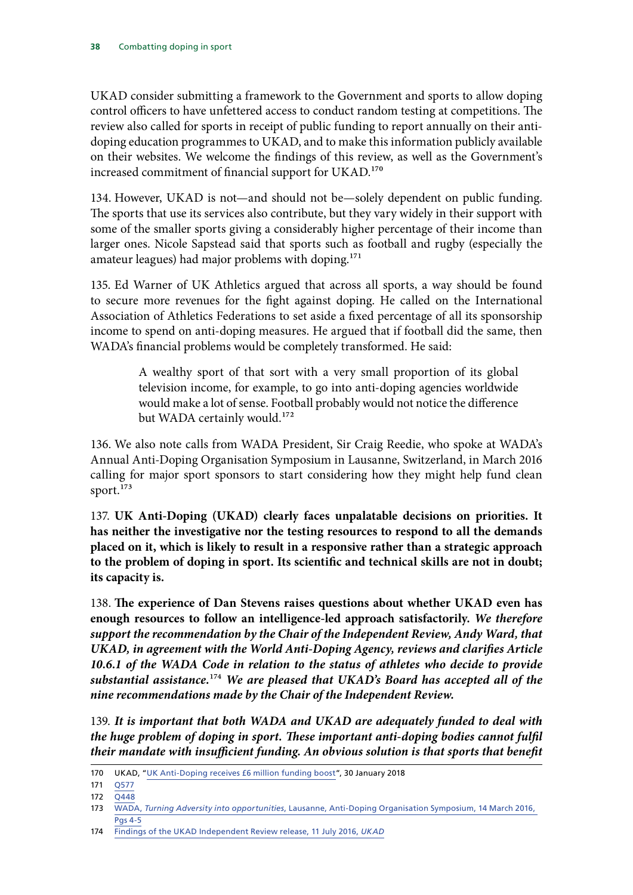UKAD consider submitting a framework to the Government and sports to allow doping control officers to have unfettered access to conduct random testing at competitions. The review also called for sports in receipt of public funding to report annually on their anti-doping education programmes to UKAD, and to make this information publicly available on their websites. We welcome the findings of this review, as well as the Government's increased commitment of financial support for UKAD.[170]

134. However, UKAD is not—and should not be—solely dependent on public funding. The sports that use its services also contribute, but they vary widely in their support with some of the smaller sports giving a considerably higher percentage of their income than larger ones. Nicole Sapstead said that sports such as football and rugby (especially the amateur leagues) had major problems with doping.[171]

135. Ed Warner of UK Athletics argued that across all sports, a way should be found to secure more revenues for the fight against doping. He called on the International Association of Athletics Federations to set aside a fixed percentage of all its sponsorship income to spend on anti-doping measures. He argued that if football did the same, then WADA's financial problems would be completely transformed. He said:

> A wealthy sport of that sort with a very small proportion of its global television income, for example, to go into anti-doping agencies worldwide would make a lot of sense. Football probably would not notice the difference but WADA certainly would.[172]

136. We also note calls from WADA President, Sir Craig Reedie, who spoke at WADA's Annual Anti-Doping Organisation Symposium in Lausanne, Switzerland, in March 2016 calling for major sport sponsors to start considering how they might help fund clean sport.[173]

137. **UK Anti-Doping (UKAD) clearly faces unpalatable decisions on priorities. It has neither the investigative nor the testing resources to respond to all the demands placed on it, which is likely to result in a responsive rather than a strategic approach to the problem of doping in sport. Its scientific and technical skills are not in doubt; its capacity is.**

138. **The experience of Dan Stevens raises questions about whether UKAD even has enough resources to follow an intelligence-led approach satisfactorily.** ***We therefore support the recommendation by the Chair of the Independent Review, Andy Ward, that UKAD, in agreement with the World Anti-Doping Agency, reviews and clarifies Article 10.6.1 of the WADA Code in relation to the status of athletes who decide to provide substantial assistance.[174] We are pleased that UKAD's Board has accepted all of the nine recommendations made by the Chair of the Independent Review.***

139. ***It is important that both WADA and UKAD are adequately funded to deal with the huge problem of doping in sport. These important anti-doping bodies cannot fulfil their mandate with insufficient funding. An obvious solution is that sports that benefit***

---

170 UKAD, "UK Anti-Doping receives £6 million funding boost", 30 January 2018

171 Q577

172 Q448

173 WADA, *Turning Adversity into opportunities*, Lausanne, Anti-Doping Organisation Symposium, 14 March 2016, Pgs 4-5

174 Findings of the UKAD Independent Review release, 11 July 2016, *UKAD*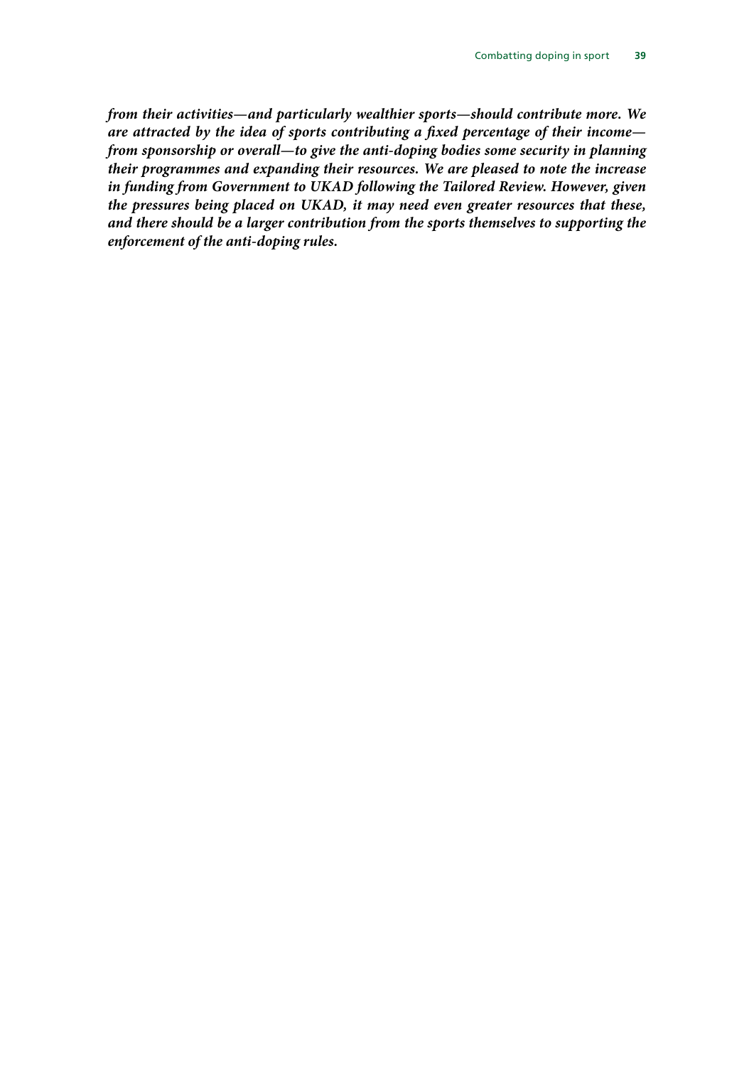***from their activities—and particularly wealthier sports—should contribute more. We are attracted by the idea of sports contributing a fixed percentage of their income—from sponsorship or overall—to give the anti-doping bodies some security in planning their programmes and expanding their resources. We are pleased to note the increase in funding from Government to UKAD following the Tailored Review. However, given the pressures being placed on UKAD, it may need even greater resources that these, and there should be a larger contribution from the sports themselves to supporting the enforcement of the anti-doping rules.***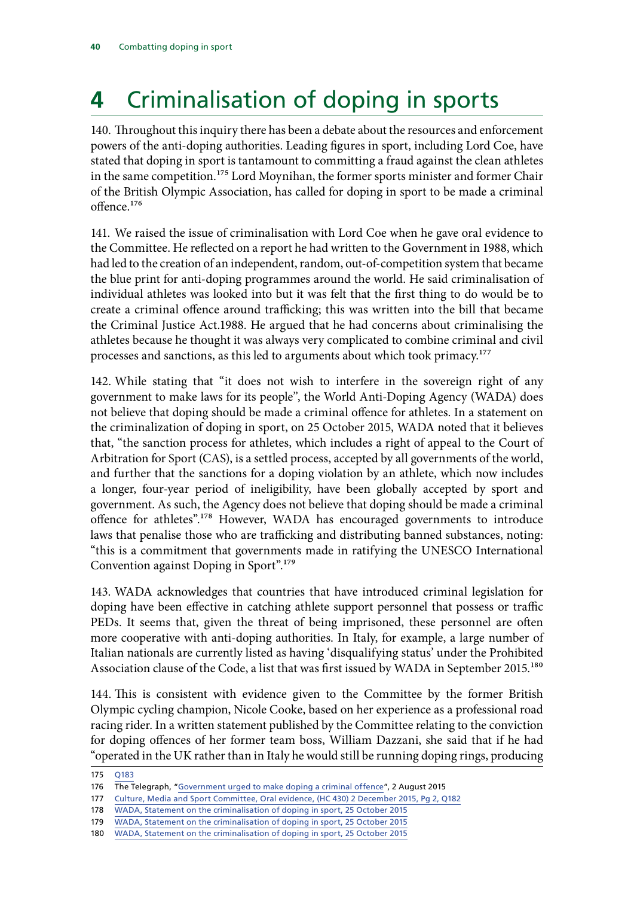# 4 Criminalisation of doping in sports

140. Throughout this inquiry there has been a debate about the resources and enforcement powers of the anti-doping authorities. Leading figures in sport, including Lord Coe, have stated that doping in sport is tantamount to committing a fraud against the clean athletes in the same competition.[175] Lord Moynihan, the former sports minister and former Chair of the British Olympic Association, has called for doping in sport to be made a criminal offence.[176]

141. We raised the issue of criminalisation with Lord Coe when he gave oral evidence to the Committee. He reflected on a report he had written to the Government in 1988, which had led to the creation of an independent, random, out-of-competition system that became the blue print for anti-doping programmes around the world. He said criminalisation of individual athletes was looked into but it was felt that the first thing to do would be to create a criminal offence around trafficking; this was written into the bill that became the Criminal Justice Act.1988. He argued that he had concerns about criminalising the athletes because he thought it was always very complicated to combine criminal and civil processes and sanctions, as this led to arguments about which took primacy.[177]

142. While stating that "it does not wish to interfere in the sovereign right of any government to make laws for its people", the World Anti-Doping Agency (WADA) does not believe that doping should be made a criminal offence for athletes. In a statement on the criminalization of doping in sport, on 25 October 2015, WADA noted that it believes that, "the sanction process for athletes, which includes a right of appeal to the Court of Arbitration for Sport (CAS), is a settled process, accepted by all governments of the world, and further that the sanctions for a doping violation by an athlete, which now includes a longer, four-year period of ineligibility, have been globally accepted by sport and government. As such, the Agency does not believe that doping should be made a criminal offence for athletes".[178] However, WADA has encouraged governments to introduce laws that penalise those who are trafficking and distributing banned substances, noting: "this is a commitment that governments made in ratifying the UNESCO International Convention against Doping in Sport".[179]

143. WADA acknowledges that countries that have introduced criminal legislation for doping have been effective in catching athlete support personnel that possess or traffic PEDs. It seems that, given the threat of being imprisoned, these personnel are often more cooperative with anti-doping authorities. In Italy, for example, a large number of Italian nationals are currently listed as having 'disqualifying status' under the Prohibited Association clause of the Code, a list that was first issued by WADA in September 2015.[180]

144. This is consistent with evidence given to the Committee by the former British Olympic cycling champion, Nicole Cooke, based on her experience as a professional road racing rider. In a written statement published by the Committee relating to the conviction for doping offences of her former team boss, William Dazzani, she said that if he had "operated in the UK rather than in Italy he would still be running doping rings, producing

---

175 Q183

176 The Telegraph, "Government urged to make doping a criminal offence", 2 August 2015

177 Culture, Media and Sport Committee, Oral evidence, (HC 430) 2 December 2015, Pg 2, Q182

178 WADA, Statement on the criminalisation of doping in sport, 25 October 2015

179 WADA, Statement on the criminalisation of doping in sport, 25 October 2015

180 WADA, Statement on the criminalisation of doping in sport, 25 October 2015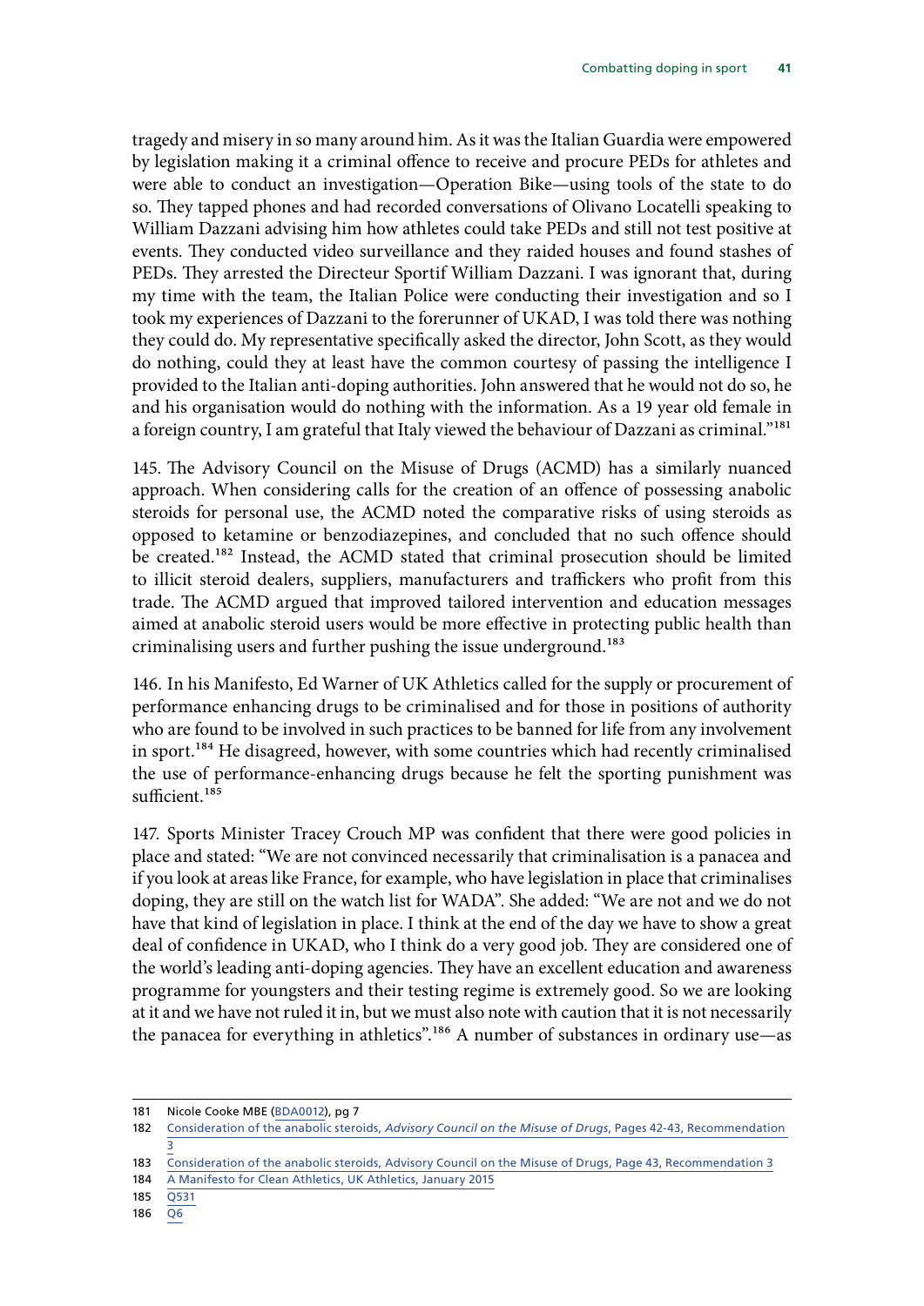tragedy and misery in so many around him. As it was the Italian Guardia were empowered by legislation making it a criminal offence to receive and procure PEDs for athletes and were able to conduct an investigation—Operation Bike—using tools of the state to do so. They tapped phones and had recorded conversations of Olivano Locatelli speaking to William Dazzani advising him how athletes could take PEDs and still not test positive at events. They conducted video surveillance and they raided houses and found stashes of PEDs. They arrested the Directeur Sportif William Dazzani. I was ignorant that, during my time with the team, the Italian Police were conducting their investigation and so I took my experiences of Dazzani to the forerunner of UKAD, I was told there was nothing they could do. My representative specifically asked the director, John Scott, as they would do nothing, could they at least have the common courtesy of passing the intelligence I provided to the Italian anti-doping authorities. John answered that he would not do so, he and his organisation would do nothing with the information. As a 19 year old female in a foreign country, I am grateful that Italy viewed the behaviour of Dazzani as criminal."[181]

145. The Advisory Council on the Misuse of Drugs (ACMD) has a similarly nuanced approach. When considering calls for the creation of an offence of possessing anabolic steroids for personal use, the ACMD noted the comparative risks of using steroids as opposed to ketamine or benzodiazepines, and concluded that no such offence should be created.[182] Instead, the ACMD stated that criminal prosecution should be limited to illicit steroid dealers, suppliers, manufacturers and traffickers who profit from this trade. The ACMD argued that improved tailored intervention and education messages aimed at anabolic steroid users would be more effective in protecting public health than criminalising users and further pushing the issue underground.[183]

146. In his Manifesto, Ed Warner of UK Athletics called for the supply or procurement of performance enhancing drugs to be criminalised and for those in positions of authority who are found to be involved in such practices to be banned for life from any involvement in sport.[184] He disagreed, however, with some countries which had recently criminalised the use of performance-enhancing drugs because he felt the sporting punishment was sufficient.[185]

147. Sports Minister Tracey Crouch MP was confident that there were good policies in place and stated: "We are not convinced necessarily that criminalisation is a panacea and if you look at areas like France, for example, who have legislation in place that criminalises doping, they are still on the watch list for WADA". She added: "We are not and we do not have that kind of legislation in place. I think at the end of the day we have to show a great deal of confidence in UKAD, who I think do a very good job. They are considered one of the world's leading anti-doping agencies. They have an excellent education and awareness programme for youngsters and their testing regime is extremely good. So we are looking at it and we have not ruled it in, but we must also note with caution that it is not necessarily the panacea for everything in athletics".[186] A number of substances in ordinary use—as

---

181 Nicole Cooke MBE (BDA0012), pg 7

182 Consideration of the anabolic steroids, *Advisory Council on the Misuse of Drugs*, Pages 42-43, Recommendation 3

183 Consideration of the anabolic steroids, Advisory Council on the Misuse of Drugs, Page 43, Recommendation 3

184 A Manifesto for Clean Athletics, UK Athletics, January 2015

185 Q531

186 Q6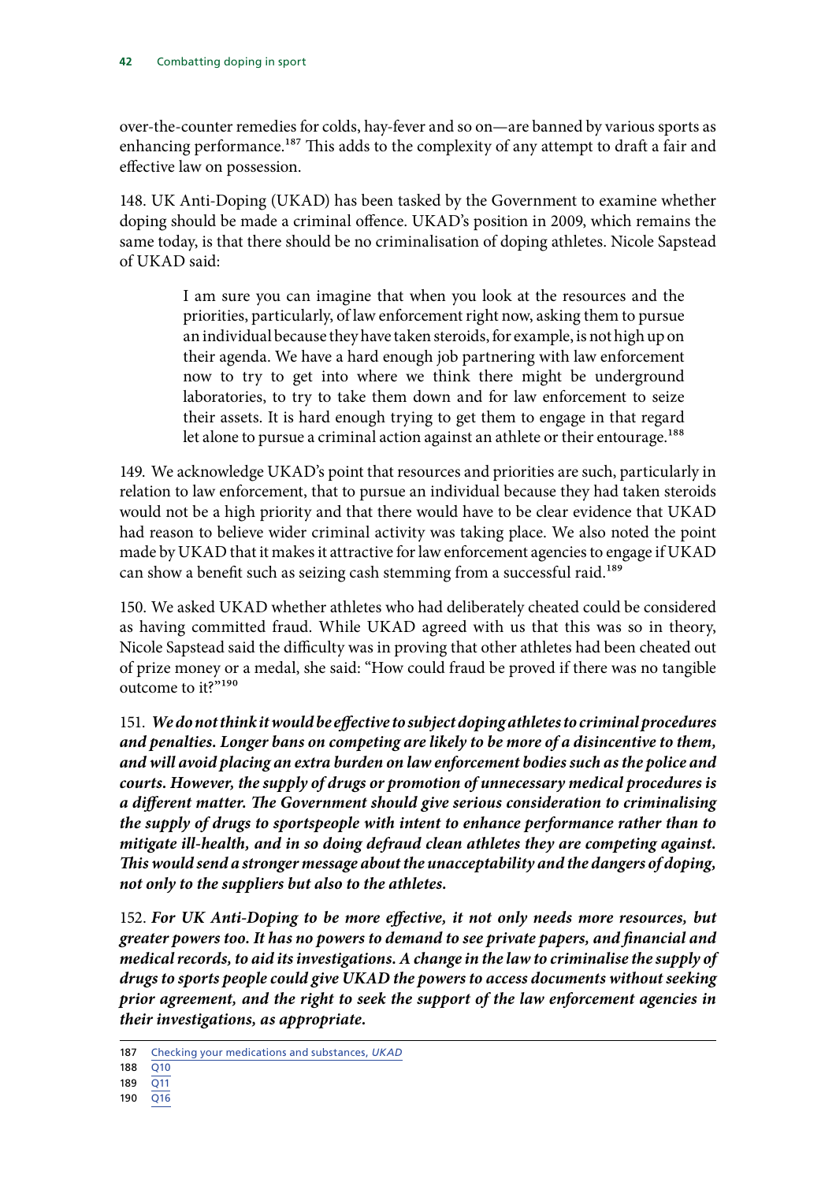over-the-counter remedies for colds, hay-fever and so on—are banned by various sports as enhancing performance.[187] This adds to the complexity of any attempt to draft a fair and effective law on possession.

148. UK Anti-Doping (UKAD) has been tasked by the Government to examine whether doping should be made a criminal offence. UKAD's position in 2009, which remains the same today, is that there should be no criminalisation of doping athletes. Nicole Sapstead of UKAD said:

> I am sure you can imagine that when you look at the resources and the priorities, particularly, of law enforcement right now, asking them to pursue an individual because they have taken steroids, for example, is not high up on their agenda. We have a hard enough job partnering with law enforcement now to try to get into where we think there might be underground laboratories, to try to take them down and for law enforcement to seize their assets. It is hard enough trying to get them to engage in that regard let alone to pursue a criminal action against an athlete or their entourage.[188]

149. We acknowledge UKAD's point that resources and priorities are such, particularly in relation to law enforcement, that to pursue an individual because they had taken steroids would not be a high priority and that there would have to be clear evidence that UKAD had reason to believe wider criminal activity was taking place. We also noted the point made by UKAD that it makes it attractive for law enforcement agencies to engage if UKAD can show a benefit such as seizing cash stemming from a successful raid.[189]

150. We asked UKAD whether athletes who had deliberately cheated could be considered as having committed fraud. While UKAD agreed with us that this was so in theory, Nicole Sapstead said the difficulty was in proving that other athletes had been cheated out of prize money or a medal, she said: "How could fraud be proved if there was no tangible outcome to it?"[190]

151. ***We do not think it would be effective to subject doping athletes to criminal procedures and penalties. Longer bans on competing are likely to be more of a disincentive to them, and will avoid placing an extra burden on law enforcement bodies such as the police and courts. However, the supply of drugs or promotion of unnecessary medical procedures is a different matter. The Government should give serious consideration to criminalising the supply of drugs to sportspeople with intent to enhance performance rather than to mitigate ill-health, and in so doing defraud clean athletes they are competing against. This would send a stronger message about the unacceptability and the dangers of doping, not only to the suppliers but also to the athletes.***

152. ***For UK Anti-Doping to be more effective, it not only needs more resources, but greater powers too. It has no powers to demand to see private papers, and financial and medical records, to aid its investigations. A change in the law to criminalise the supply of drugs to sports people could give UKAD the powers to access documents without seeking prior agreement, and the right to seek the support of the law enforcement agencies in their investigations, as appropriate.***

---

187 Checking your medications and substances, *UKAD*

188 Q10

189 Q11

190 Q16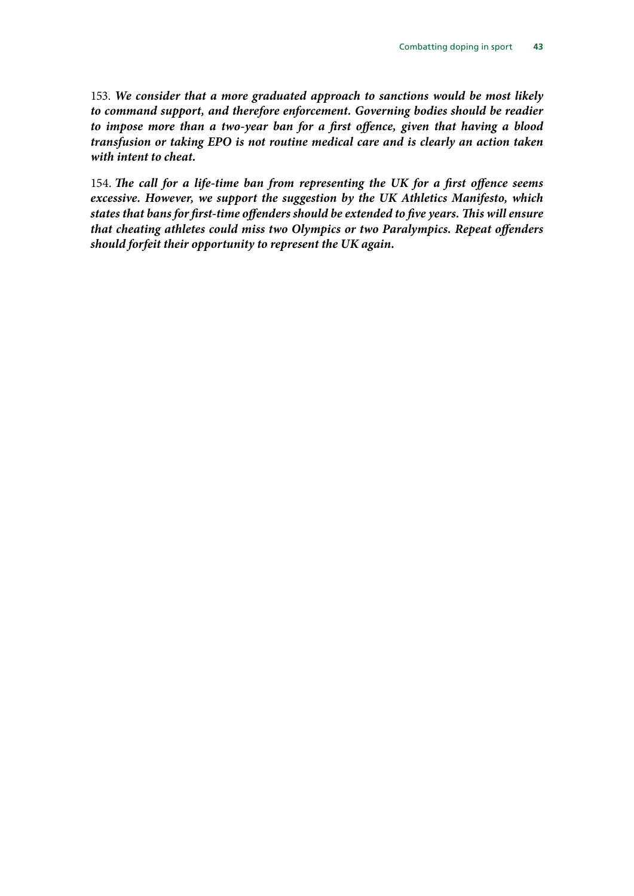153. ***We consider that a more graduated approach to sanctions would be most likely to command support, and therefore enforcement. Governing bodies should be readier to impose more than a two-year ban for a first offence, given that having a blood transfusion or taking EPO is not routine medical care and is clearly an action taken with intent to cheat.***

154. ***The call for a life-time ban from representing the UK for a first offence seems excessive. However, we support the suggestion by the UK Athletics Manifesto, which states that bans for first-time offenders should be extended to five years. This will ensure that cheating athletes could miss two Olympics or two Paralympics. Repeat offenders should forfeit their opportunity to represent the UK again.***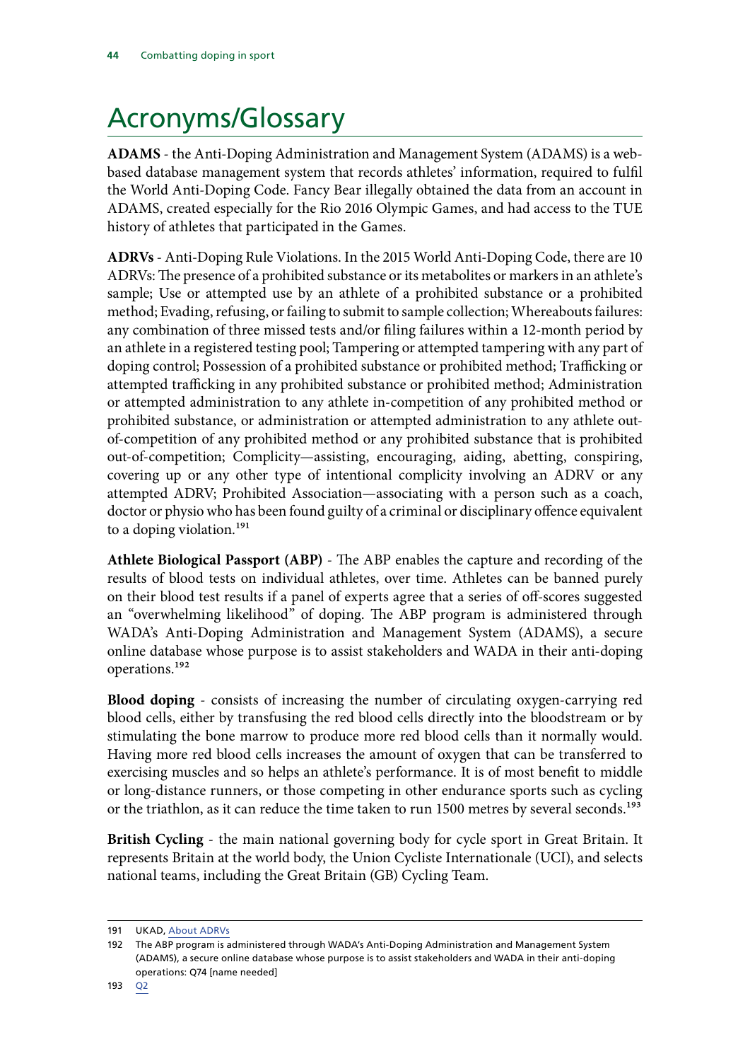# Acronyms/Glossary

**ADAMS** - the Anti-Doping Administration and Management System (ADAMS) is a web-based database management system that records athletes' information, required to fulfil the World Anti-Doping Code. Fancy Bear illegally obtained the data from an account in ADAMS, created especially for the Rio 2016 Olympic Games, and had access to the TUE history of athletes that participated in the Games.

**ADRVs** - Anti-Doping Rule Violations. In the 2015 World Anti-Doping Code, there are 10 ADRVs: The presence of a prohibited substance or its metabolites or markers in an athlete's sample; Use or attempted use by an athlete of a prohibited substance or a prohibited method; Evading, refusing, or failing to submit to sample collection; Whereabouts failures: any combination of three missed tests and/or filing failures within a 12-month period by an athlete in a registered testing pool; Tampering or attempted tampering with any part of doping control; Possession of a prohibited substance or prohibited method; Trafficking or attempted trafficking in any prohibited substance or prohibited method; Administration or attempted administration to any athlete in-competition of any prohibited method or prohibited substance, or administration or attempted administration to any athlete out-of-competition of any prohibited method or any prohibited substance that is prohibited out-of-competition; Complicity—assisting, encouraging, aiding, abetting, conspiring, covering up or any other type of intentional complicity involving an ADRV or any attempted ADRV; Prohibited Association—associating with a person such as a coach, doctor or physio who has been found guilty of a criminal or disciplinary offence equivalent to a doping violation.[191]

**Athlete Biological Passport (ABP)** - The ABP enables the capture and recording of the results of blood tests on individual athletes, over time. Athletes can be banned purely on their blood test results if a panel of experts agree that a series of off-scores suggested an "overwhelming likelihood" of doping. The ABP program is administered through WADA's Anti-Doping Administration and Management System (ADAMS), a secure online database whose purpose is to assist stakeholders and WADA in their anti-doping operations.[192]

**Blood doping** - consists of increasing the number of circulating oxygen-carrying red blood cells, either by transfusing the red blood cells directly into the bloodstream or by stimulating the bone marrow to produce more red blood cells than it normally would. Having more red blood cells increases the amount of oxygen that can be transferred to exercising muscles and so helps an athlete's performance. It is of most benefit to middle or long-distance runners, or those competing in other endurance sports such as cycling or the triathlon, as it can reduce the time taken to run 1500 metres by several seconds.[193]

**British Cycling** - the main national governing body for cycle sport in Great Britain. It represents Britain at the world body, the Union Cycliste Internationale (UCI), and selects national teams, including the Great Britain (GB) Cycling Team.

191 UKAD, About ADRVs

192 The ABP program is administered through WADA's Anti-Doping Administration and Management System (ADAMS), a secure online database whose purpose is to assist stakeholders and WADA in their anti-doping operations: Q74 [name needed]

193 Q2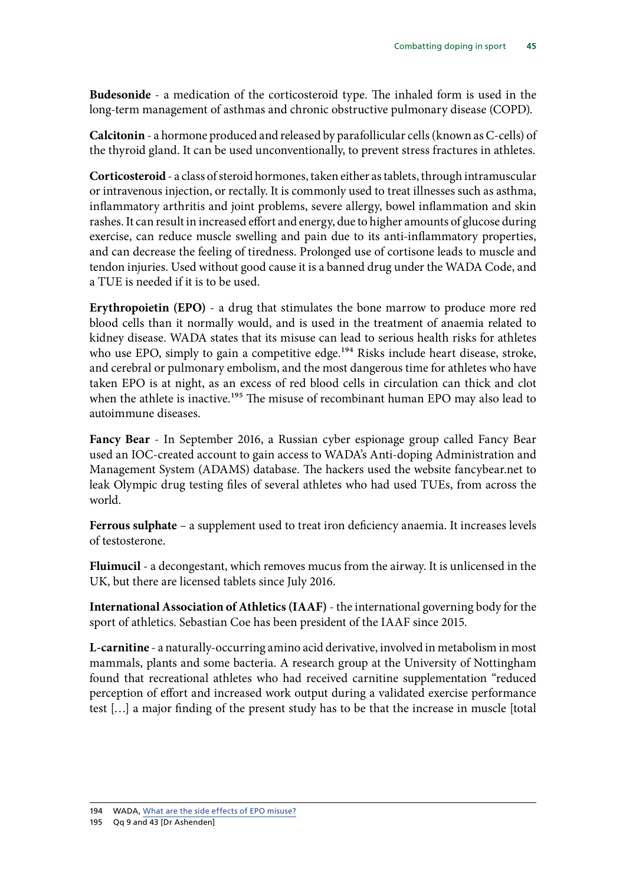**Budesonide** - a medication of the corticosteroid type. The inhaled form is used in the long-term management of asthmas and chronic obstructive pulmonary disease (COPD).

**Calcitonin** - a hormone produced and released by parafollicular cells (known as C-cells) of the thyroid gland. It can be used unconventionally, to prevent stress fractures in athletes.

**Corticosteroid** - a class of steroid hormones, taken either as tablets, through intramuscular or intravenous injection, or rectally. It is commonly used to treat illnesses such as asthma, inflammatory arthritis and joint problems, severe allergy, bowel inflammation and skin rashes. It can result in increased effort and energy, due to higher amounts of glucose during exercise, can reduce muscle swelling and pain due to its anti-inflammatory properties, and can decrease the feeling of tiredness. Prolonged use of cortisone leads to muscle and tendon injuries. Used without good cause it is a banned drug under the WADA Code, and a TUE is needed if it is to be used.

**Erythropoietin (EPO)** - a drug that stimulates the bone marrow to produce more red blood cells than it normally would, and is used in the treatment of anaemia related to kidney disease. WADA states that its misuse can lead to serious health risks for athletes who use EPO, simply to gain a competitive edge.[194] Risks include heart disease, stroke, and cerebral or pulmonary embolism, and the most dangerous time for athletes who have taken EPO is at night, as an excess of red blood cells in circulation can thick and clot when the athlete is inactive.[195] The misuse of recombinant human EPO may also lead to autoimmune diseases.

**Fancy Bear** - In September 2016, a Russian cyber espionage group called Fancy Bear used an IOC-created account to gain access to WADA's Anti-doping Administration and Management System (ADAMS) database. The hackers used the website fancybear.net to leak Olympic drug testing files of several athletes who had used TUEs, from across the world.

**Ferrous sulphate** – a supplement used to treat iron deficiency anaemia. It increases levels of testosterone.

**Fluimucil** - a decongestant, which removes mucus from the airway. It is unlicensed in the UK, but there are licensed tablets since July 2016.

**International Association of Athletics (IAAF)** - the international governing body for the sport of athletics. Sebastian Coe has been president of the IAAF since 2015.

**L-carnitine** - a naturally-occurring amino acid derivative, involved in metabolism in most mammals, plants and some bacteria. A research group at the University of Nottingham found that recreational athletes who had received carnitine supplementation "reduced perception of effort and increased work output during a validated exercise performance test […] a major finding of the present study has to be that the increase in muscle [total

194 WADA, What are the side effects of EPO misuse?

195 Qq 9 and 43 [Dr Ashenden]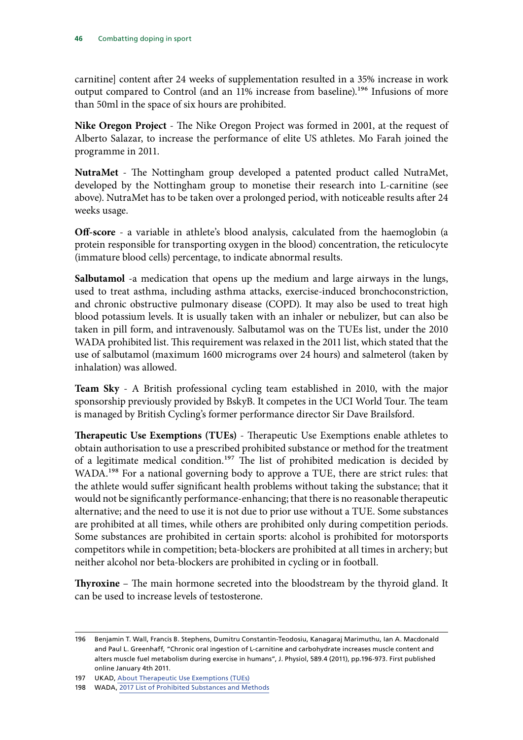carnitine] content after 24 weeks of supplementation resulted in a 35% increase in work output compared to Control (and an 11% increase from baseline).[196] Infusions of more than 50ml in the space of six hours are prohibited.

**Nike Oregon Project** - The Nike Oregon Project was formed in 2001, at the request of Alberto Salazar, to increase the performance of elite US athletes. Mo Farah joined the programme in 2011.

**NutraMet** - The Nottingham group developed a patented product called NutraMet, developed by the Nottingham group to monetise their research into L-carnitine (see above). NutraMet has to be taken over a prolonged period, with noticeable results after 24 weeks usage.

**Off-score** - a variable in athlete's blood analysis, calculated from the haemoglobin (a protein responsible for transporting oxygen in the blood) concentration, the reticulocyte (immature blood cells) percentage, to indicate abnormal results.

**Salbutamol** -a medication that opens up the medium and large airways in the lungs, used to treat asthma, including asthma attacks, exercise-induced bronchoconstriction, and chronic obstructive pulmonary disease (COPD). It may also be used to treat high blood potassium levels. It is usually taken with an inhaler or nebulizer, but can also be taken in pill form, and intravenously. Salbutamol was on the TUEs list, under the 2010 WADA prohibited list. This requirement was relaxed in the 2011 list, which stated that the use of salbutamol (maximum 1600 micrograms over 24 hours) and salmeterol (taken by inhalation) was allowed.

**Team Sky** - A British professional cycling team established in 2010, with the major sponsorship previously provided by BskyB. It competes in the UCI World Tour. The team is managed by British Cycling's former performance director Sir Dave Brailsford.

**Therapeutic Use Exemptions (TUEs)** - Therapeutic Use Exemptions enable athletes to obtain authorisation to use a prescribed prohibited substance or method for the treatment of a legitimate medical condition.[197] The list of prohibited medication is decided by WADA.[198] For a national governing body to approve a TUE, there are strict rules: that the athlete would suffer significant health problems without taking the substance; that it would not be significantly performance-enhancing; that there is no reasonable therapeutic alternative; and the need to use it is not due to prior use without a TUE. Some substances are prohibited at all times, while others are prohibited only during competition periods. Some substances are prohibited in certain sports: alcohol is prohibited for motorsports competitors while in competition; beta-blockers are prohibited at all times in archery; but neither alcohol nor beta-blockers are prohibited in cycling or in football.

**Thyroxine** – The main hormone secreted into the bloodstream by the thyroid gland. It can be used to increase levels of testosterone.

---

196 Benjamin T. Wall, Francis B. Stephens, Dumitru Constantin-Teodosiu, Kanagaraj Marimuthu, Ian A. Macdonald and Paul L. Greenhaff, "Chronic oral ingestion of L-carnitine and carbohydrate increases muscle content and alters muscle fuel metabolism during exercise in humans", J. Physiol, 589.4 (2011), pp.196-973. First published online January 4th 2011.

197 UKAD, About Therapeutic Use Exemptions (TUEs)

198 WADA, 2017 List of Prohibited Substances and Methods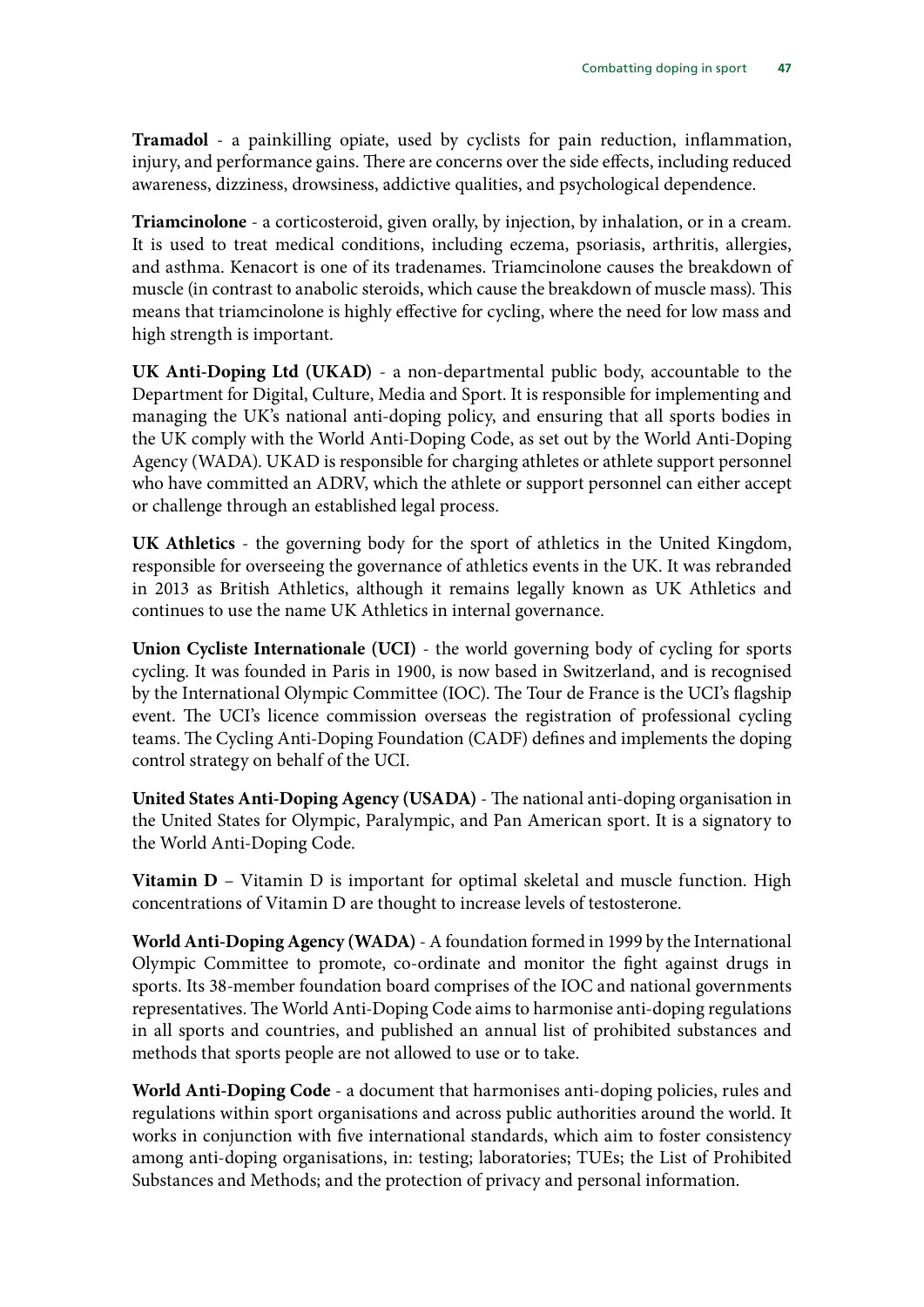**Tramadol** - a painkilling opiate, used by cyclists for pain reduction, inflammation, injury, and performance gains. There are concerns over the side effects, including reduced awareness, dizziness, drowsiness, addictive qualities, and psychological dependence.

**Triamcinolone** - a corticosteroid, given orally, by injection, by inhalation, or in a cream. It is used to treat medical conditions, including eczema, psoriasis, arthritis, allergies, and asthma. Kenacort is one of its tradenames. Triamcinolone causes the breakdown of muscle (in contrast to anabolic steroids, which cause the breakdown of muscle mass). This means that triamcinolone is highly effective for cycling, where the need for low mass and high strength is important.

**UK Anti-Doping Ltd (UKAD)** - a non-departmental public body, accountable to the Department for Digital, Culture, Media and Sport. It is responsible for implementing and managing the UK's national anti-doping policy, and ensuring that all sports bodies in the UK comply with the World Anti-Doping Code, as set out by the World Anti-Doping Agency (WADA). UKAD is responsible for charging athletes or athlete support personnel who have committed an ADRV, which the athlete or support personnel can either accept or challenge through an established legal process.

**UK Athletics** - the governing body for the sport of athletics in the United Kingdom, responsible for overseeing the governance of athletics events in the UK. It was rebranded in 2013 as British Athletics, although it remains legally known as UK Athletics and continues to use the name UK Athletics in internal governance.

**Union Cycliste Internationale (UCI)** - the world governing body of cycling for sports cycling. It was founded in Paris in 1900, is now based in Switzerland, and is recognised by the International Olympic Committee (IOC). The Tour de France is the UCI's flagship event. The UCI's licence commission overseas the registration of professional cycling teams. The Cycling Anti-Doping Foundation (CADF) defines and implements the doping control strategy on behalf of the UCI.

**United States Anti-Doping Agency (USADA)** - The national anti-doping organisation in the United States for Olympic, Paralympic, and Pan American sport. It is a signatory to the World Anti-Doping Code.

**Vitamin D** – Vitamin D is important for optimal skeletal and muscle function. High concentrations of Vitamin D are thought to increase levels of testosterone.

**World Anti-Doping Agency (WADA)** - A foundation formed in 1999 by the International Olympic Committee to promote, co-ordinate and monitor the fight against drugs in sports. Its 38-member foundation board comprises of the IOC and national governments representatives. The World Anti-Doping Code aims to harmonise anti-doping regulations in all sports and countries, and published an annual list of prohibited substances and methods that sports people are not allowed to use or to take.

**World Anti-Doping Code** - a document that harmonises anti-doping policies, rules and regulations within sport organisations and across public authorities around the world. It works in conjunction with five international standards, which aim to foster consistency among anti-doping organisations, in: testing; laboratories; TUEs; the List of Prohibited Substances and Methods; and the protection of privacy and personal information.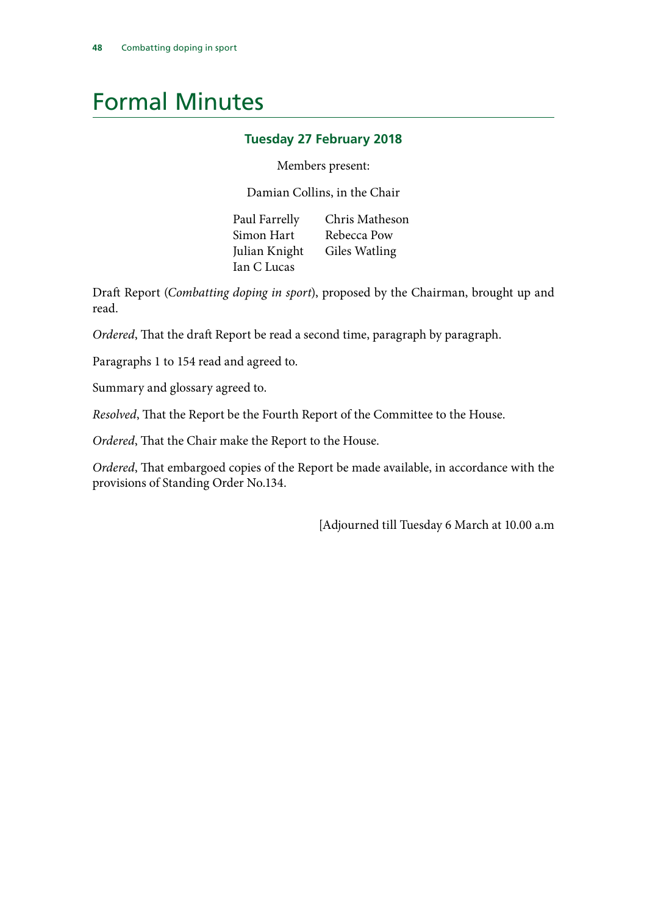# Formal Minutes

### Tuesday 27 February 2018

Members present:

Damian Collins, in the Chair

Paul Farrelly
Simon Hart
Julian Knight
Ian C Lucas
Chris Matheson
Rebecca Pow
Giles Watling

Draft Report (*Combatting doping in sport*), proposed by the Chairman, brought up and read.

*Ordered*, That the draft Report be read a second time, paragraph by paragraph.

Paragraphs 1 to 154 read and agreed to.

Summary and glossary agreed to.

*Resolved*, That the Report be the Fourth Report of the Committee to the House.

*Ordered*, That the Chair make the Report to the House.

*Ordered*, That embargoed copies of the Report be made available, in accordance with the provisions of Standing Order No.134.

[Adjourned till Tuesday 6 March at 10.00 a.m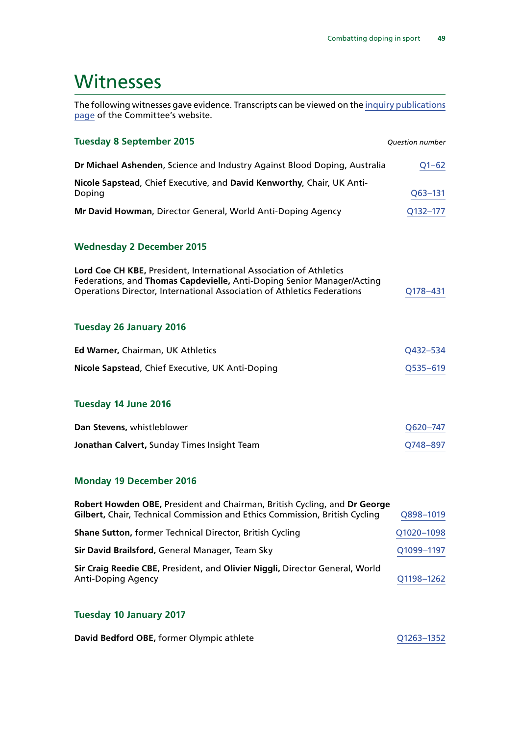# Witnesses

The following witnesses gave evidence. Transcripts can be viewed on the [inquiry publications page](#) of the Committee's website.

### Tuesday 8 September 2015

*Question number*

**Dr Michael Ashenden**, Science and Industry Against Blood Doping, Australia — [Q1–62](#)

**Nicole Sapstead**, Chief Executive, and **David Kenworthy**, Chair, UK Anti-Doping — [Q63–131](#)

**Mr David Howman**, Director General, World Anti-Doping Agency — [Q132–177](#)

### Wednesday 2 December 2015

**Lord Coe CH KBE,** President, International Association of Athletics Federations, and **Thomas Capdevielle,** Anti-Doping Senior Manager/Acting Operations Director, International Association of Athletics Federations — [Q178–431](#)

### Tuesday 26 January 2016

**Ed Warner,** Chairman, UK Athletics — [Q432–534](#)

**Nicole Sapstead**, Chief Executive, UK Anti-Doping — [Q535–619](#)

### Tuesday 14 June 2016

**Dan Stevens,** whistleblower — [Q620–747](#)

**Jonathan Calvert,** Sunday Times Insight Team — [Q748–897](#)

### Monday 19 December 2016

**Robert Howden OBE,** President and Chairman, British Cycling, and **Dr George Gilbert,** Chair, Technical Commission and Ethics Commission, British Cycling — [Q898–1019](#)

**Shane Sutton,** former Technical Director, British Cycling — [Q1020–1098](#)

**Sir David Brailsford,** General Manager, Team Sky — [Q1099–1197](#)

**Sir Craig Reedie CBE,** President, and **Olivier Niggli,** Director General, World Anti-Doping Agency — [Q1198–1262](#)

### Tuesday 10 January 2017

**David Bedford OBE,** former Olympic athlete — [Q1263–1352](#)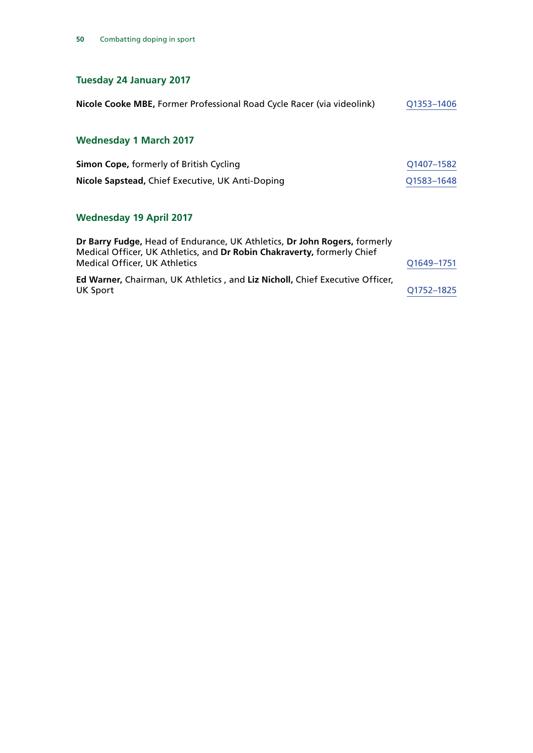### Tuesday 24 January 2017

**Nicole Cooke MBE,** Former Professional Road Cycle Racer (via videolink) — Q1353–1406

### Wednesday 1 March 2017

**Simon Cope,** formerly of British Cycling — Q1407–1582

**Nicole Sapstead,** Chief Executive, UK Anti-Doping — Q1583–1648

### Wednesday 19 April 2017

**Dr Barry Fudge,** Head of Endurance, UK Athletics, **Dr John Rogers,** formerly Medical Officer, UK Athletics, and **Dr Robin Chakraverty,** formerly Chief Medical Officer, UK Athletics — Q1649–1751

**Ed Warner,** Chairman, UK Athletics , and **Liz Nicholl,** Chief Executive Officer, UK Sport — Q1752–1825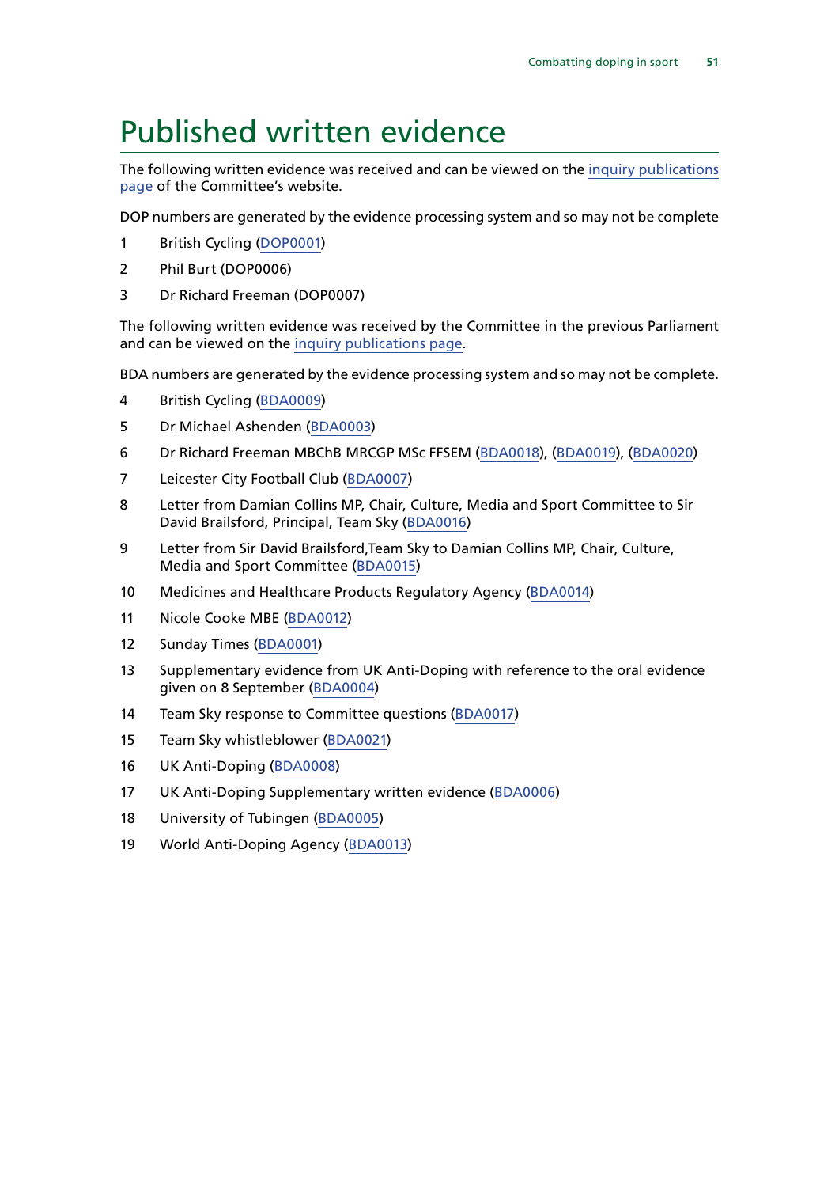# Published written evidence

The following written evidence was received and can be viewed on the inquiry publications page of the Committee's website.

DOP numbers are generated by the evidence processing system and so may not be complete

1 British Cycling (DOP0001)

2 Phil Burt (DOP0006)

3 Dr Richard Freeman (DOP0007)

The following written evidence was received by the Committee in the previous Parliament and can be viewed on the inquiry publications page.

BDA numbers are generated by the evidence processing system and so may not be complete.

4 British Cycling (BDA0009)

5 Dr Michael Ashenden (BDA0003)

6 Dr Richard Freeman MBChB MRCGP MSc FFSEM (BDA0018), (BDA0019), (BDA0020)

7 Leicester City Football Club (BDA0007)

8 Letter from Damian Collins MP, Chair, Culture, Media and Sport Committee to Sir David Brailsford, Principal, Team Sky (BDA0016)

9 Letter from Sir David Brailsford,Team Sky to Damian Collins MP, Chair, Culture, Media and Sport Committee (BDA0015)

10 Medicines and Healthcare Products Regulatory Agency (BDA0014)

11 Nicole Cooke MBE (BDA0012)

12 Sunday Times (BDA0001)

13 Supplementary evidence from UK Anti-Doping with reference to the oral evidence given on 8 September (BDA0004)

14 Team Sky response to Committee questions (BDA0017)

15 Team Sky whistleblower (BDA0021)

16 UK Anti-Doping (BDA0008)

17 UK Anti-Doping Supplementary written evidence (BDA0006)

18 University of Tubingen (BDA0005)

19 World Anti-Doping Agency (BDA0013)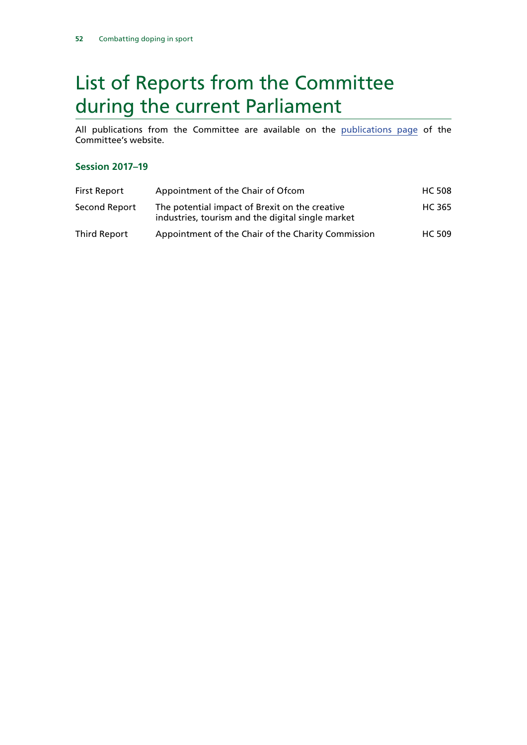# List of Reports from the Committee during the current Parliament

All publications from the Committee are available on the publications page of the Committee's website.

### Session 2017–19

| | | |
|---|---|---|
| First Report | Appointment of the Chair of Ofcom | HC 508 |
| Second Report | The potential impact of Brexit on the creative industries, tourism and the digital single market | HC 365 |
| Third Report | Appointment of the Chair of the Charity Commission | HC 509 |